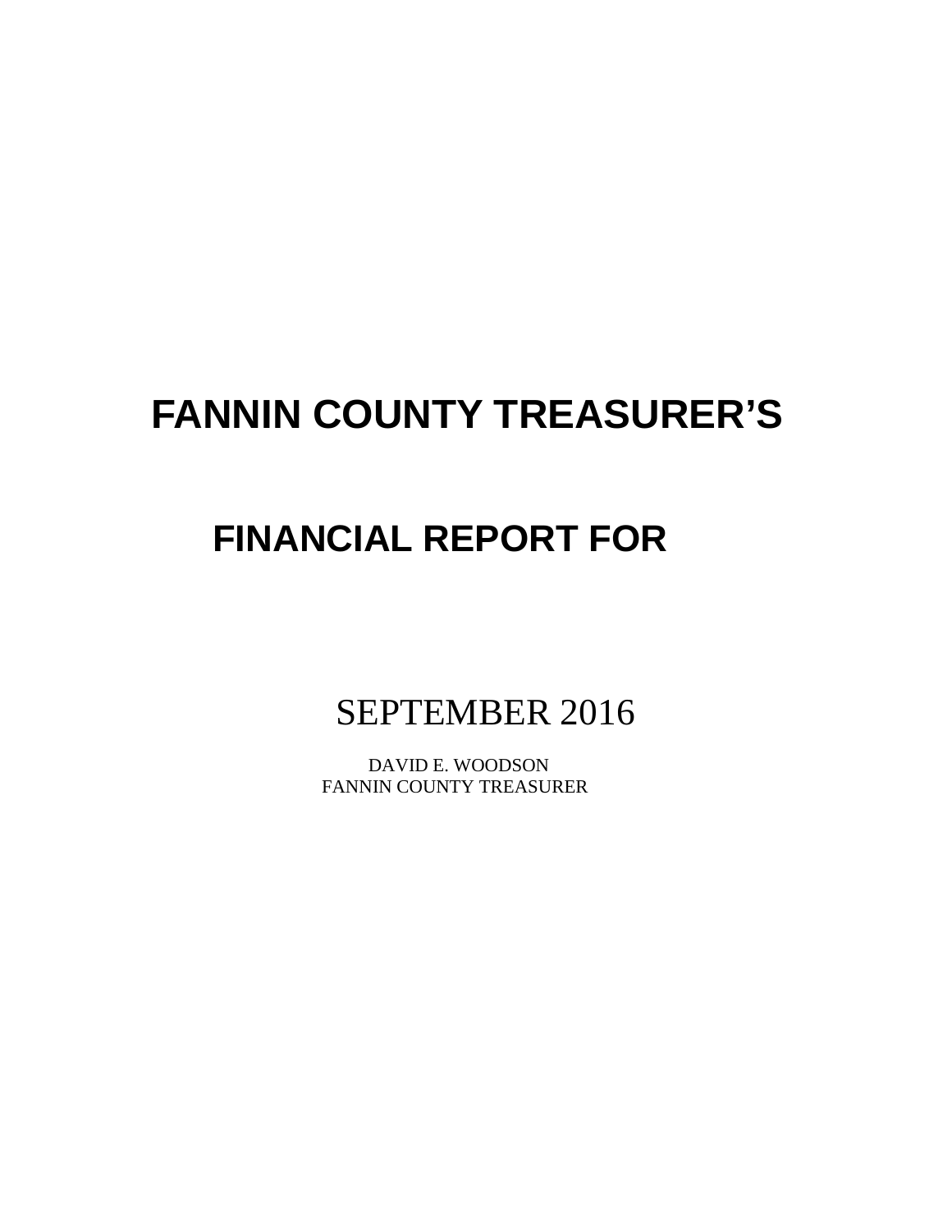# FANNIN COUNTY TREASURER'S

# FINANCIAL REPORT FOR

## SEPTEMBER 2016

DAVID E. WOODSON
FANNIN COUNTY TREASURER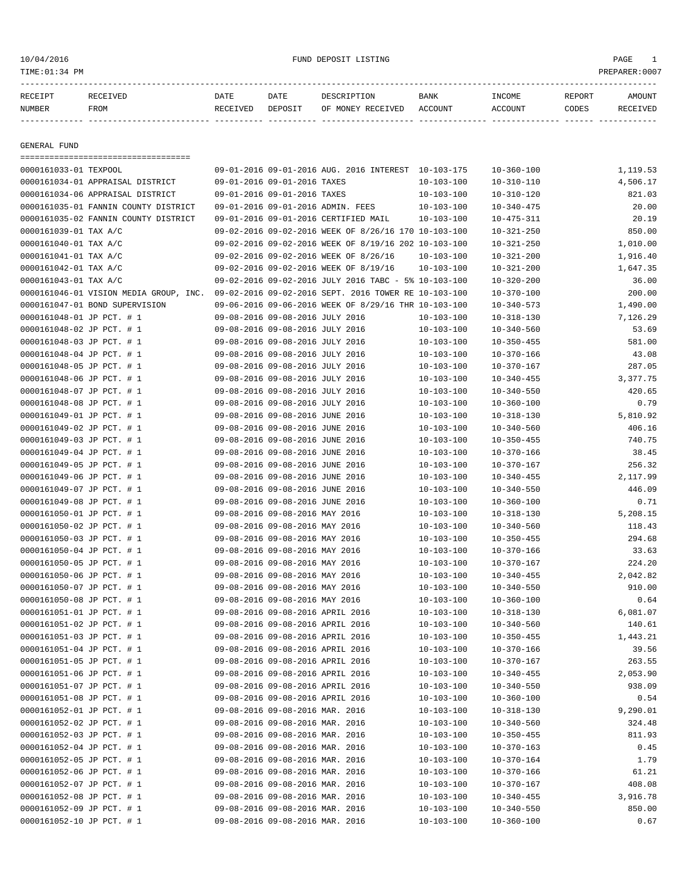10/04/2016 FUND DEPOSIT LISTING
TIME:01:34 PM PREPARER:0007

## GENERAL FUND

| RECEIPT NUMBER | RECEIVED FROM | DATE RECEIVED | DATE DEPOSIT | DESCRIPTION OF MONEY RECEIVED | BANK ACCOUNT | INCOME ACCOUNT | REPORT CODES | AMOUNT RECEIVED |
|---|---|---|---|---|---|---|---|---|
| 0000161033-01 | TEXPOOL | 09-01-2016 | 09-01-2016 | AUG. 2016 INTEREST | 10-103-175 | 10-360-100 | | 1,119.53 |
| 0000161034-01 | APPRAISAL DISTRICT | 09-01-2016 | 09-01-2016 | TAXES | 10-103-100 | 10-310-110 | | 4,506.17 |
| 0000161034-06 | APPRAISAL DISTRICT | 09-01-2016 | 09-01-2016 | TAXES | 10-103-100 | 10-310-120 | | 821.03 |
| 0000161035-01 | FANNIN COUNTY DISTRICT | 09-01-2016 | 09-01-2016 | ADMIN. FEES | 10-103-100 | 10-340-475 | | 20.00 |
| 0000161035-02 | FANNIN COUNTY DISTRICT | 09-01-2016 | 09-01-2016 | CERTIFIED MAIL | 10-103-100 | 10-475-311 | | 20.19 |
| 0000161039-01 | TAX A/C | 09-02-2016 | 09-02-2016 | WEEK OF 8/26/16 170 | 10-103-100 | 10-321-250 | | 850.00 |
| 0000161040-01 | TAX A/C | 09-02-2016 | 09-02-2016 | WEEK OF 8/19/16 202 | 10-103-100 | 10-321-250 | | 1,010.00 |
| 0000161041-01 | TAX A/C | 09-02-2016 | 09-02-2016 | WEEK OF 8/26/16 | 10-103-100 | 10-321-200 | | 1,916.40 |
| 0000161042-01 | TAX A/C | 09-02-2016 | 09-02-2016 | WEEK OF 8/19/16 | 10-103-100 | 10-321-200 | | 1,647.35 |
| 0000161043-01 | TAX A/C | 09-02-2016 | 09-02-2016 | JULY 2016 TABC - 5% | 10-103-100 | 10-320-200 | | 36.00 |
| 0000161046-01 | VISION MEDIA GROUP, INC. | 09-02-2016 | 09-02-2016 | SEPT. 2016 TOWER RE | 10-103-100 | 10-370-100 | | 200.00 |
| 0000161047-01 | BOND SUPERVISION | 09-06-2016 | 09-06-2016 | WEEK OF 8/29/16 THR | 10-103-100 | 10-340-573 | | 1,490.00 |
| 0000161048-01 | JP PCT. # 1 | 09-08-2016 | 09-08-2016 | JULY 2016 | 10-103-100 | 10-318-130 | | 7,126.29 |
| 0000161048-02 | JP PCT. # 1 | 09-08-2016 | 09-08-2016 | JULY 2016 | 10-103-100 | 10-340-560 | | 53.69 |
| 0000161048-03 | JP PCT. # 1 | 09-08-2016 | 09-08-2016 | JULY 2016 | 10-103-100 | 10-350-455 | | 581.00 |
| 0000161048-04 | JP PCT. # 1 | 09-08-2016 | 09-08-2016 | JULY 2016 | 10-103-100 | 10-370-166 | | 43.08 |
| 0000161048-05 | JP PCT. # 1 | 09-08-2016 | 09-08-2016 | JULY 2016 | 10-103-100 | 10-370-167 | | 287.05 |
| 0000161048-06 | JP PCT. # 1 | 09-08-2016 | 09-08-2016 | JULY 2016 | 10-103-100 | 10-340-455 | | 3,377.75 |
| 0000161048-07 | JP PCT. # 1 | 09-08-2016 | 09-08-2016 | JULY 2016 | 10-103-100 | 10-340-550 | | 420.65 |
| 0000161048-08 | JP PCT. # 1 | 09-08-2016 | 09-08-2016 | JULY 2016 | 10-103-100 | 10-360-100 | | 0.79 |
| 0000161049-01 | JP PCT. # 1 | 09-08-2016 | 09-08-2016 | JUNE 2016 | 10-103-100 | 10-318-130 | | 5,810.92 |
| 0000161049-02 | JP PCT. # 1 | 09-08-2016 | 09-08-2016 | JUNE 2016 | 10-103-100 | 10-340-560 | | 406.16 |
| 0000161049-03 | JP PCT. # 1 | 09-08-2016 | 09-08-2016 | JUNE 2016 | 10-103-100 | 10-350-455 | | 740.75 |
| 0000161049-04 | JP PCT. # 1 | 09-08-2016 | 09-08-2016 | JUNE 2016 | 10-103-100 | 10-370-166 | | 38.45 |
| 0000161049-05 | JP PCT. # 1 | 09-08-2016 | 09-08-2016 | JUNE 2016 | 10-103-100 | 10-370-167 | | 256.32 |
| 0000161049-06 | JP PCT. # 1 | 09-08-2016 | 09-08-2016 | JUNE 2016 | 10-103-100 | 10-340-455 | | 2,117.99 |
| 0000161049-07 | JP PCT. # 1 | 09-08-2016 | 09-08-2016 | JUNE 2016 | 10-103-100 | 10-340-550 | | 446.09 |
| 0000161049-08 | JP PCT. # 1 | 09-08-2016 | 09-08-2016 | JUNE 2016 | 10-103-100 | 10-360-100 | | 0.71 |
| 0000161050-01 | JP PCT. # 1 | 09-08-2016 | 09-08-2016 | MAY 2016 | 10-103-100 | 10-318-130 | | 5,208.15 |
| 0000161050-02 | JP PCT. # 1 | 09-08-2016 | 09-08-2016 | MAY 2016 | 10-103-100 | 10-340-560 | | 118.43 |
| 0000161050-03 | JP PCT. # 1 | 09-08-2016 | 09-08-2016 | MAY 2016 | 10-103-100 | 10-350-455 | | 294.68 |
| 0000161050-04 | JP PCT. # 1 | 09-08-2016 | 09-08-2016 | MAY 2016 | 10-103-100 | 10-370-166 | | 33.63 |
| 0000161050-05 | JP PCT. # 1 | 09-08-2016 | 09-08-2016 | MAY 2016 | 10-103-100 | 10-370-167 | | 224.20 |
| 0000161050-06 | JP PCT. # 1 | 09-08-2016 | 09-08-2016 | MAY 2016 | 10-103-100 | 10-340-455 | | 2,042.82 |
| 0000161050-07 | JP PCT. # 1 | 09-08-2016 | 09-08-2016 | MAY 2016 | 10-103-100 | 10-340-550 | | 910.00 |
| 0000161050-08 | JP PCT. # 1 | 09-08-2016 | 09-08-2016 | MAY 2016 | 10-103-100 | 10-360-100 | | 0.64 |
| 0000161051-01 | JP PCT. # 1 | 09-08-2016 | 09-08-2016 | APRIL 2016 | 10-103-100 | 10-318-130 | | 6,081.07 |
| 0000161051-02 | JP PCT. # 1 | 09-08-2016 | 09-08-2016 | APRIL 2016 | 10-103-100 | 10-340-560 | | 140.61 |
| 0000161051-03 | JP PCT. # 1 | 09-08-2016 | 09-08-2016 | APRIL 2016 | 10-103-100 | 10-350-455 | | 1,443.21 |
| 0000161051-04 | JP PCT. # 1 | 09-08-2016 | 09-08-2016 | APRIL 2016 | 10-103-100 | 10-370-166 | | 39.56 |
| 0000161051-05 | JP PCT. # 1 | 09-08-2016 | 09-08-2016 | APRIL 2016 | 10-103-100 | 10-370-167 | | 263.55 |
| 0000161051-06 | JP PCT. # 1 | 09-08-2016 | 09-08-2016 | APRIL 2016 | 10-103-100 | 10-340-455 | | 2,053.90 |
| 0000161051-07 | JP PCT. # 1 | 09-08-2016 | 09-08-2016 | APRIL 2016 | 10-103-100 | 10-340-550 | | 938.09 |
| 0000161051-08 | JP PCT. # 1 | 09-08-2016 | 09-08-2016 | APRIL 2016 | 10-103-100 | 10-360-100 | | 0.54 |
| 0000161052-01 | JP PCT. # 1 | 09-08-2016 | 09-08-2016 | MAR. 2016 | 10-103-100 | 10-318-130 | | 9,290.01 |
| 0000161052-02 | JP PCT. # 1 | 09-08-2016 | 09-08-2016 | MAR. 2016 | 10-103-100 | 10-340-560 | | 324.48 |
| 0000161052-03 | JP PCT. # 1 | 09-08-2016 | 09-08-2016 | MAR. 2016 | 10-103-100 | 10-350-455 | | 811.93 |
| 0000161052-04 | JP PCT. # 1 | 09-08-2016 | 09-08-2016 | MAR. 2016 | 10-103-100 | 10-370-163 | | 0.45 |
| 0000161052-05 | JP PCT. # 1 | 09-08-2016 | 09-08-2016 | MAR. 2016 | 10-103-100 | 10-370-164 | | 1.79 |
| 0000161052-06 | JP PCT. # 1 | 09-08-2016 | 09-08-2016 | MAR. 2016 | 10-103-100 | 10-370-166 | | 61.21 |
| 0000161052-07 | JP PCT. # 1 | 09-08-2016 | 09-08-2016 | MAR. 2016 | 10-103-100 | 10-370-167 | | 408.08 |
| 0000161052-08 | JP PCT. # 1 | 09-08-2016 | 09-08-2016 | MAR. 2016 | 10-103-100 | 10-340-455 | | 3,916.78 |
| 0000161052-09 | JP PCT. # 1 | 09-08-2016 | 09-08-2016 | MAR. 2016 | 10-103-100 | 10-340-550 | | 850.00 |
| 0000161052-10 | JP PCT. # 1 | 09-08-2016 | 09-08-2016 | MAR. 2016 | 10-103-100 | 10-360-100 | | 0.67 |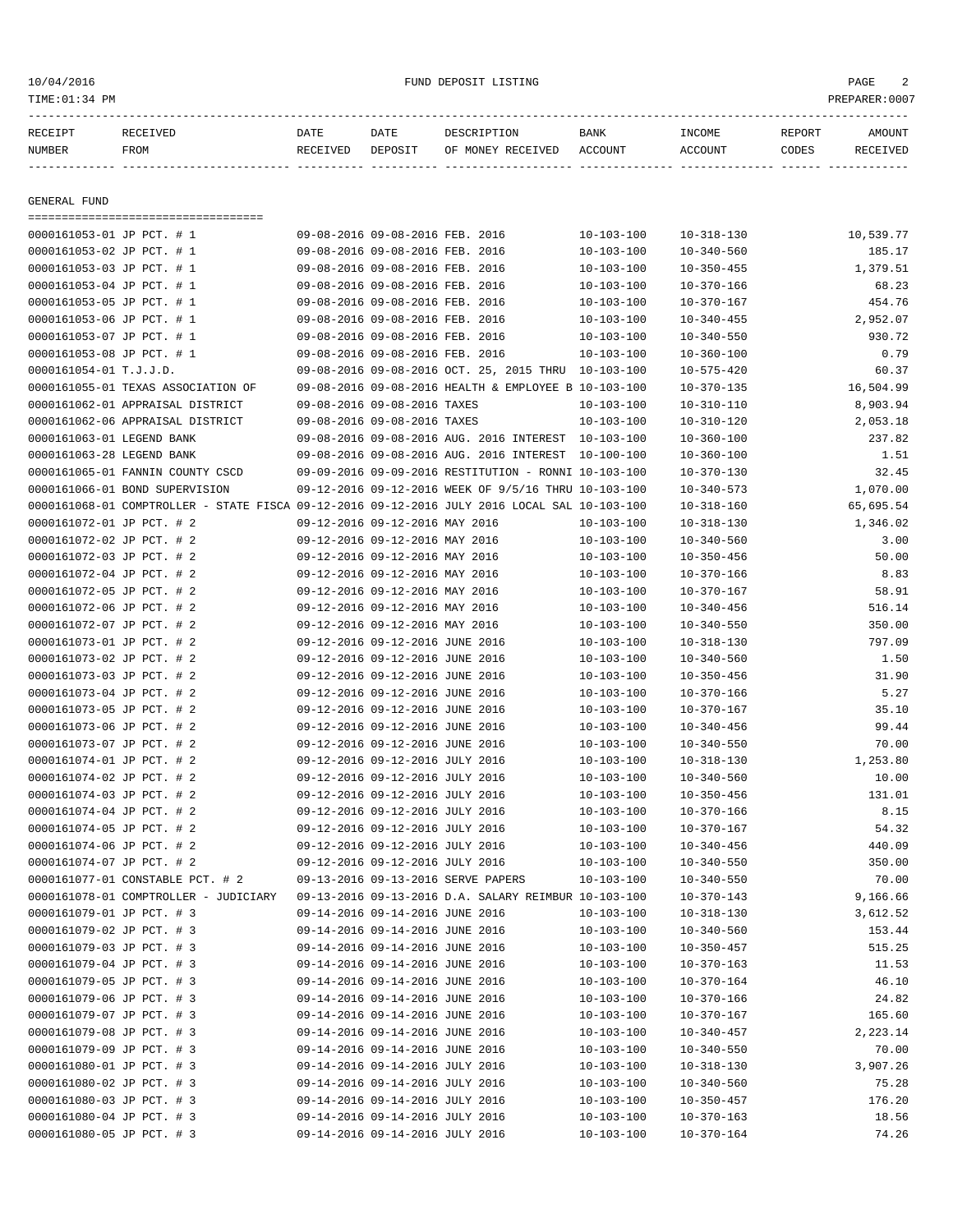| RECEIPT NUMBER | RECEIVED FROM | DATE RECEIVED | DATE DEPOSIT | DESCRIPTION OF MONEY RECEIVED | BANK ACCOUNT | INCOME ACCOUNT | REPORT CODES | AMOUNT RECEIVED |
|---|---|---|---|---|---|---|---|---|

GENERAL FUND

| RECEIPT NUMBER | RECEIVED FROM | DATE RECEIVED | DATE DEPOSIT | DESCRIPTION OF MONEY RECEIVED | BANK ACCOUNT | INCOME ACCOUNT | REPORT CODES | AMOUNT RECEIVED |
|---|---|---|---|---|---|---|---|---|
| 0000161053-01 | JP PCT. # 1 | 09-08-2016 | 09-08-2016 | FEB. 2016 | 10-103-100 | 10-318-130 | | 10,539.77 |
| 0000161053-02 | JP PCT. # 1 | 09-08-2016 | 09-08-2016 | FEB. 2016 | 10-103-100 | 10-340-560 | | 185.17 |
| 0000161053-03 | JP PCT. # 1 | 09-08-2016 | 09-08-2016 | FEB. 2016 | 10-103-100 | 10-350-455 | | 1,379.51 |
| 0000161053-04 | JP PCT. # 1 | 09-08-2016 | 09-08-2016 | FEB. 2016 | 10-103-100 | 10-370-166 | | 68.23 |
| 0000161053-05 | JP PCT. # 1 | 09-08-2016 | 09-08-2016 | FEB. 2016 | 10-103-100 | 10-370-167 | | 454.76 |
| 0000161053-06 | JP PCT. # 1 | 09-08-2016 | 09-08-2016 | FEB. 2016 | 10-103-100 | 10-340-455 | | 2,952.07 |
| 0000161053-07 | JP PCT. # 1 | 09-08-2016 | 09-08-2016 | FEB. 2016 | 10-103-100 | 10-340-550 | | 930.72 |
| 0000161053-08 | JP PCT. # 1 | 09-08-2016 | 09-08-2016 | FEB. 2016 | 10-103-100 | 10-360-100 | | 0.79 |
| 0000161054-01 | T.J.J.D. | 09-08-2016 | 09-08-2016 | OCT. 25, 2015 THRU | 10-103-100 | 10-575-420 | | 60.37 |
| 0000161055-01 | TEXAS ASSOCIATION OF | 09-08-2016 | 09-08-2016 | HEALTH & EMPLOYEE B | 10-103-100 | 10-370-135 | | 16,504.99 |
| 0000161062-01 | APPRAISAL DISTRICT | 09-08-2016 | 09-08-2016 | TAXES | 10-103-100 | 10-310-110 | | 8,903.94 |
| 0000161062-06 | APPRAISAL DISTRICT | 09-08-2016 | 09-08-2016 | TAXES | 10-103-100 | 10-310-120 | | 2,053.18 |
| 0000161063-01 | LEGEND BANK | 09-08-2016 | 09-08-2016 | AUG. 2016 INTEREST | 10-103-100 | 10-360-100 | | 237.82 |
| 0000161063-28 | LEGEND BANK | 09-08-2016 | 09-08-2016 | AUG. 2016 INTEREST | 10-100-100 | 10-360-100 | | 1.51 |
| 0000161065-01 | FANNIN COUNTY CSCD | 09-09-2016 | 09-09-2016 | RESTITUTION - RONNI | 10-103-100 | 10-370-130 | | 32.45 |
| 0000161066-01 | BOND SUPERVISION | 09-12-2016 | 09-12-2016 | WEEK OF 9/5/16 THRU | 10-103-100 | 10-340-573 | | 1,070.00 |
| 0000161068-01 | COMPTROLLER - STATE FISCA | 09-12-2016 | 09-12-2016 | JULY 2016 LOCAL SAL | 10-103-100 | 10-318-160 | | 65,695.54 |
| 0000161072-01 | JP PCT. # 2 | 09-12-2016 | 09-12-2016 | MAY 2016 | 10-103-100 | 10-318-130 | | 1,346.02 |
| 0000161072-02 | JP PCT. # 2 | 09-12-2016 | 09-12-2016 | MAY 2016 | 10-103-100 | 10-340-560 | | 3.00 |
| 0000161072-03 | JP PCT. # 2 | 09-12-2016 | 09-12-2016 | MAY 2016 | 10-103-100 | 10-350-456 | | 50.00 |
| 0000161072-04 | JP PCT. # 2 | 09-12-2016 | 09-12-2016 | MAY 2016 | 10-103-100 | 10-370-166 | | 8.83 |
| 0000161072-05 | JP PCT. # 2 | 09-12-2016 | 09-12-2016 | MAY 2016 | 10-103-100 | 10-370-167 | | 58.91 |
| 0000161072-06 | JP PCT. # 2 | 09-12-2016 | 09-12-2016 | MAY 2016 | 10-103-100 | 10-340-456 | | 516.14 |
| 0000161072-07 | JP PCT. # 2 | 09-12-2016 | 09-12-2016 | MAY 2016 | 10-103-100 | 10-340-550 | | 350.00 |
| 0000161073-01 | JP PCT. # 2 | 09-12-2016 | 09-12-2016 | JUNE 2016 | 10-103-100 | 10-318-130 | | 797.09 |
| 0000161073-02 | JP PCT. # 2 | 09-12-2016 | 09-12-2016 | JUNE 2016 | 10-103-100 | 10-340-560 | | 1.50 |
| 0000161073-03 | JP PCT. # 2 | 09-12-2016 | 09-12-2016 | JUNE 2016 | 10-103-100 | 10-350-456 | | 31.90 |
| 0000161073-04 | JP PCT. # 2 | 09-12-2016 | 09-12-2016 | JUNE 2016 | 10-103-100 | 10-370-166 | | 5.27 |
| 0000161073-05 | JP PCT. # 2 | 09-12-2016 | 09-12-2016 | JUNE 2016 | 10-103-100 | 10-370-167 | | 35.10 |
| 0000161073-06 | JP PCT. # 2 | 09-12-2016 | 09-12-2016 | JUNE 2016 | 10-103-100 | 10-340-456 | | 99.44 |
| 0000161073-07 | JP PCT. # 2 | 09-12-2016 | 09-12-2016 | JUNE 2016 | 10-103-100 | 10-340-550 | | 70.00 |
| 0000161074-01 | JP PCT. # 2 | 09-12-2016 | 09-12-2016 | JULY 2016 | 10-103-100 | 10-318-130 | | 1,253.80 |
| 0000161074-02 | JP PCT. # 2 | 09-12-2016 | 09-12-2016 | JULY 2016 | 10-103-100 | 10-340-560 | | 10.00 |
| 0000161074-03 | JP PCT. # 2 | 09-12-2016 | 09-12-2016 | JULY 2016 | 10-103-100 | 10-350-456 | | 131.01 |
| 0000161074-04 | JP PCT. # 2 | 09-12-2016 | 09-12-2016 | JULY 2016 | 10-103-100 | 10-370-166 | | 8.15 |
| 0000161074-05 | JP PCT. # 2 | 09-12-2016 | 09-12-2016 | JULY 2016 | 10-103-100 | 10-370-167 | | 54.32 |
| 0000161074-06 | JP PCT. # 2 | 09-12-2016 | 09-12-2016 | JULY 2016 | 10-103-100 | 10-340-456 | | 440.09 |
| 0000161074-07 | JP PCT. # 2 | 09-12-2016 | 09-12-2016 | JULY 2016 | 10-103-100 | 10-340-550 | | 350.00 |
| 0000161077-01 | CONSTABLE PCT. # 2 | 09-13-2016 | 09-13-2016 | SERVE PAPERS | 10-103-100 | 10-340-550 | | 70.00 |
| 0000161078-01 | COMPTROLLER - JUDICIARY | 09-13-2016 | 09-13-2016 | D.A. SALARY REIMBUR | 10-103-100 | 10-370-143 | | 9,166.66 |
| 0000161079-01 | JP PCT. # 3 | 09-14-2016 | 09-14-2016 | JUNE 2016 | 10-103-100 | 10-318-130 | | 3,612.52 |
| 0000161079-02 | JP PCT. # 3 | 09-14-2016 | 09-14-2016 | JUNE 2016 | 10-103-100 | 10-340-560 | | 153.44 |
| 0000161079-03 | JP PCT. # 3 | 09-14-2016 | 09-14-2016 | JUNE 2016 | 10-103-100 | 10-350-457 | | 515.25 |
| 0000161079-04 | JP PCT. # 3 | 09-14-2016 | 09-14-2016 | JUNE 2016 | 10-103-100 | 10-370-163 | | 11.53 |
| 0000161079-05 | JP PCT. # 3 | 09-14-2016 | 09-14-2016 | JUNE 2016 | 10-103-100 | 10-370-164 | | 46.10 |
| 0000161079-06 | JP PCT. # 3 | 09-14-2016 | 09-14-2016 | JUNE 2016 | 10-103-100 | 10-370-166 | | 24.82 |
| 0000161079-07 | JP PCT. # 3 | 09-14-2016 | 09-14-2016 | JUNE 2016 | 10-103-100 | 10-370-167 | | 165.60 |
| 0000161079-08 | JP PCT. # 3 | 09-14-2016 | 09-14-2016 | JUNE 2016 | 10-103-100 | 10-340-457 | | 2,223.14 |
| 0000161079-09 | JP PCT. # 3 | 09-14-2016 | 09-14-2016 | JUNE 2016 | 10-103-100 | 10-340-550 | | 70.00 |
| 0000161080-01 | JP PCT. # 3 | 09-14-2016 | 09-14-2016 | JULY 2016 | 10-103-100 | 10-318-130 | | 3,907.26 |
| 0000161080-02 | JP PCT. # 3 | 09-14-2016 | 09-14-2016 | JULY 2016 | 10-103-100 | 10-340-560 | | 75.28 |
| 0000161080-03 | JP PCT. # 3 | 09-14-2016 | 09-14-2016 | JULY 2016 | 10-103-100 | 10-350-457 | | 176.20 |
| 0000161080-04 | JP PCT. # 3 | 09-14-2016 | 09-14-2016 | JULY 2016 | 10-103-100 | 10-370-163 | | 18.56 |
| 0000161080-05 | JP PCT. # 3 | 09-14-2016 | 09-14-2016 | JULY 2016 | 10-103-100 | 10-370-164 | | 74.26 |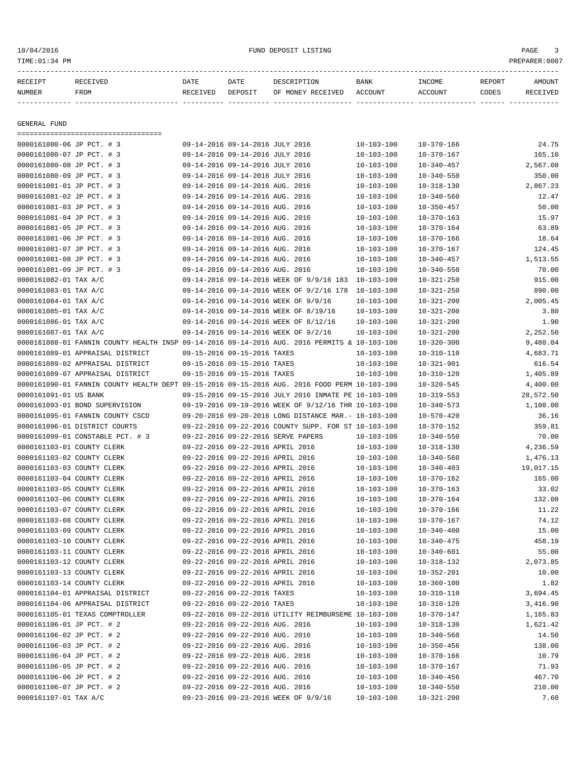| RECEIPT NUMBER | RECEIVED FROM | DATE RECEIVED | DATE DEPOSIT | DESCRIPTION OF MONEY RECEIVED | BANK ACCOUNT | INCOME ACCOUNT | REPORT CODES | AMOUNT RECEIVED |
|---|---|---|---|---|---|---|---|---|

GENERAL FUND

| RECEIPT NUMBER | RECEIVED FROM | DATE RECEIVED | DATE DEPOSIT | DESCRIPTION OF MONEY RECEIVED | BANK ACCOUNT | INCOME ACCOUNT | REPORT CODES | AMOUNT RECEIVED |
|---|---|---|---|---|---|---|---|---|
| 0000161080-06 | JP PCT. # 3 | 09-14-2016 | 09-14-2016 | JULY 2016 | 10-103-100 | 10-370-166 | | 24.75 |
| 0000161080-07 | JP PCT. # 3 | 09-14-2016 | 09-14-2016 | JULY 2016 | 10-103-100 | 10-370-167 | | 165.10 |
| 0000161080-08 | JP PCT. # 3 | 09-14-2016 | 09-14-2016 | JULY 2016 | 10-103-100 | 10-340-457 | | 2,567.08 |
| 0000161080-09 | JP PCT. # 3 | 09-14-2016 | 09-14-2016 | JULY 2016 | 10-103-100 | 10-340-550 | | 350.00 |
| 0000161081-01 | JP PCT. # 3 | 09-14-2016 | 09-14-2016 | AUG. 2016 | 10-103-100 | 10-318-130 | | 2,867.23 |
| 0000161081-02 | JP PCT. # 3 | 09-14-2016 | 09-14-2016 | AUG. 2016 | 10-103-100 | 10-340-560 | | 12.47 |
| 0000161081-03 | JP PCT. # 3 | 09-14-2016 | 09-14-2016 | AUG. 2016 | 10-103-100 | 10-350-457 | | 50.00 |
| 0000161081-04 | JP PCT. # 3 | 09-14-2016 | 09-14-2016 | AUG. 2016 | 10-103-100 | 10-370-163 | | 15.97 |
| 0000161081-05 | JP PCT. # 3 | 09-14-2016 | 09-14-2016 | AUG. 2016 | 10-103-100 | 10-370-164 | | 63.89 |
| 0000161081-06 | JP PCT. # 3 | 09-14-2016 | 09-14-2016 | AUG. 2016 | 10-103-100 | 10-370-166 | | 18.64 |
| 0000161081-07 | JP PCT. # 3 | 09-14-2016 | 09-14-2016 | AUG. 2016 | 10-103-100 | 10-370-167 | | 124.45 |
| 0000161081-08 | JP PCT. # 3 | 09-14-2016 | 09-14-2016 | AUG. 2016 | 10-103-100 | 10-340-457 | | 1,513.55 |
| 0000161081-09 | JP PCT. # 3 | 09-14-2016 | 09-14-2016 | AUG. 2016 | 10-103-100 | 10-340-550 | | 70.00 |
| 0000161082-01 | TAX A/C | 09-14-2016 | 09-14-2016 | WEEK OF 9/9/16 183 | 10-103-100 | 10-321-250 | | 915.00 |
| 0000161083-01 | TAX A/C | 09-14-2016 | 09-14-2016 | WEEK OF 9/2/16 178 | 10-103-100 | 10-321-250 | | 890.00 |
| 0000161084-01 | TAX A/C | 09-14-2016 | 09-14-2016 | WEEK OF 9/9/16 | 10-103-100 | 10-321-200 | | 2,005.45 |
| 0000161085-01 | TAX A/C | 09-14-2016 | 09-14-2016 | WEEK OF 8/19/16 | 10-103-100 | 10-321-200 | | 3.80 |
| 0000161086-01 | TAX A/C | 09-14-2016 | 09-14-2016 | WEEK OF 8/12/16 | 10-103-100 | 10-321-200 | | 1.90 |
| 0000161087-01 | TAX A/C | 09-14-2016 | 09-14-2016 | WEEK OF 9/2/16 | 10-103-100 | 10-321-200 | | 2,252.50 |
| 0000161088-01 | FANNIN COUNTY HEALTH INSP | 09-14-2016 | 09-14-2016 | AUG. 2016 PERMITS & | 10-103-100 | 10-320-300 | | 9,480.04 |
| 0000161089-01 | APPRAISAL DISTRICT | 09-15-2016 | 09-15-2016 | TAXES | 10-103-100 | 10-310-110 | | 4,683.71 |
| 0000161089-02 | APPRAISAL DISTRICT | 09-15-2016 | 09-15-2016 | TAXES | 10-103-100 | 10-321-901 | | 616.54 |
| 0000161089-07 | APPRAISAL DISTRICT | 09-15-2016 | 09-15-2016 | TAXES | 10-103-100 | 10-310-120 | | 1,405.89 |
| 0000161090-01 | FANNIN COUNTY HEALTH DEPT | 09-15-2016 | 09-15-2016 | AUG. 2016 FOOD PERM | 10-103-100 | 10-320-545 | | 4,400.00 |
| 0000161091-01 | US BANK | 09-15-2016 | 09-15-2016 | JULY 2016 INMATE PE | 10-103-100 | 10-319-553 | | 28,572.50 |
| 0000161093-01 | BOND SUPERVISION | 09-19-2016 | 09-19-2016 | WEEK OF 9/12/16 THR | 10-103-100 | 10-340-573 | | 1,100.00 |
| 0000161095-01 | FANNIN COUNTY CSCD | 09-20-2016 | 09-20-2016 | LONG DISTANCE MAR.- | 10-103-100 | 10-570-420 | | 36.16 |
| 0000161096-01 | DISTRICT COURTS | 09-22-2016 | 09-22-2016 | COUNTY SUPP. FOR ST | 10-103-100 | 10-370-152 | | 359.81 |
| 0000161099-01 | CONSTABLE PCT. # 3 | 09-22-2016 | 09-22-2016 | SERVE PAPERS | 10-103-100 | 10-340-550 | | 70.00 |
| 0000161103-01 | COUNTY CLERK | 09-22-2016 | 09-22-2016 | APRIL 2016 | 10-103-100 | 10-318-130 | | 4,236.59 |
| 0000161103-02 | COUNTY CLERK | 09-22-2016 | 09-22-2016 | APRIL 2016 | 10-103-100 | 10-340-560 | | 1,476.13 |
| 0000161103-03 | COUNTY CLERK | 09-22-2016 | 09-22-2016 | APRIL 2016 | 10-103-100 | 10-340-403 | | 19,017.15 |
| 0000161103-04 | COUNTY CLERK | 09-22-2016 | 09-22-2016 | APRIL 2016 | 10-103-100 | 10-370-162 | | 165.00 |
| 0000161103-05 | COUNTY CLERK | 09-22-2016 | 09-22-2016 | APRIL 2016 | 10-103-100 | 10-370-163 | | 33.02 |
| 0000161103-06 | COUNTY CLERK | 09-22-2016 | 09-22-2016 | APRIL 2016 | 10-103-100 | 10-370-164 | | 132.08 |
| 0000161103-07 | COUNTY CLERK | 09-22-2016 | 09-22-2016 | APRIL 2016 | 10-103-100 | 10-370-166 | | 11.22 |
| 0000161103-08 | COUNTY CLERK | 09-22-2016 | 09-22-2016 | APRIL 2016 | 10-103-100 | 10-370-167 | | 74.12 |
| 0000161103-09 | COUNTY CLERK | 09-22-2016 | 09-22-2016 | APRIL 2016 | 10-103-100 | 10-340-400 | | 15.00 |
| 0000161103-10 | COUNTY CLERK | 09-22-2016 | 09-22-2016 | APRIL 2016 | 10-103-100 | 10-340-475 | | 458.19 |
| 0000161103-11 | COUNTY CLERK | 09-22-2016 | 09-22-2016 | APRIL 2016 | 10-103-100 | 10-340-601 | | 55.00 |
| 0000161103-12 | COUNTY CLERK | 09-22-2016 | 09-22-2016 | APRIL 2016 | 10-103-100 | 10-318-132 | | 2,073.85 |
| 0000161103-13 | COUNTY CLERK | 09-22-2016 | 09-22-2016 | APRIL 2016 | 10-103-100 | 10-352-201 | | 10.00 |
| 0000161103-14 | COUNTY CLERK | 09-22-2016 | 09-22-2016 | APRIL 2016 | 10-103-100 | 10-360-100 | | 1.82 |
| 0000161104-01 | APPRAISAL DISTRICT | 09-22-2016 | 09-22-2016 | TAXES | 10-103-100 | 10-310-110 | | 3,694.45 |
| 0000161104-06 | APPRAISAL DISTRICT | 09-22-2016 | 09-22-2016 | TAXES | 10-103-100 | 10-310-120 | | 3,416.90 |
| 0000161105-01 | TEXAS COMPTROLLER | 09-22-2016 | 09-22-2016 | UTILITY REIMBURSEME | 10-103-100 | 10-370-147 | | 1,165.83 |
| 0000161106-01 | JP PCT. # 2 | 09-22-2016 | 09-22-2016 | AUG. 2016 | 10-103-100 | 10-318-130 | | 1,621.42 |
| 0000161106-02 | JP PCT. # 2 | 09-22-2016 | 09-22-2016 | AUG. 2016 | 10-103-100 | 10-340-560 | | 14.50 |
| 0000161106-03 | JP PCT. # 2 | 09-22-2016 | 09-22-2016 | AUG. 2016 | 10-103-100 | 10-350-456 | | 138.00 |
| 0000161106-04 | JP PCT. # 2 | 09-22-2016 | 09-22-2016 | AUG. 2016 | 10-103-100 | 10-370-166 | | 10.79 |
| 0000161106-05 | JP PCT. # 2 | 09-22-2016 | 09-22-2016 | AUG. 2016 | 10-103-100 | 10-370-167 | | 71.93 |
| 0000161106-06 | JP PCT. # 2 | 09-22-2016 | 09-22-2016 | AUG. 2016 | 10-103-100 | 10-340-456 | | 467.70 |
| 0000161106-07 | JP PCT. # 2 | 09-22-2016 | 09-22-2016 | AUG. 2016 | 10-103-100 | 10-340-550 | | 210.00 |
| 0000161107-01 | TAX A/C | 09-23-2016 | 09-23-2016 | WEEK OF 9/9/16 | 10-103-100 | 10-321-200 | | 7.60 |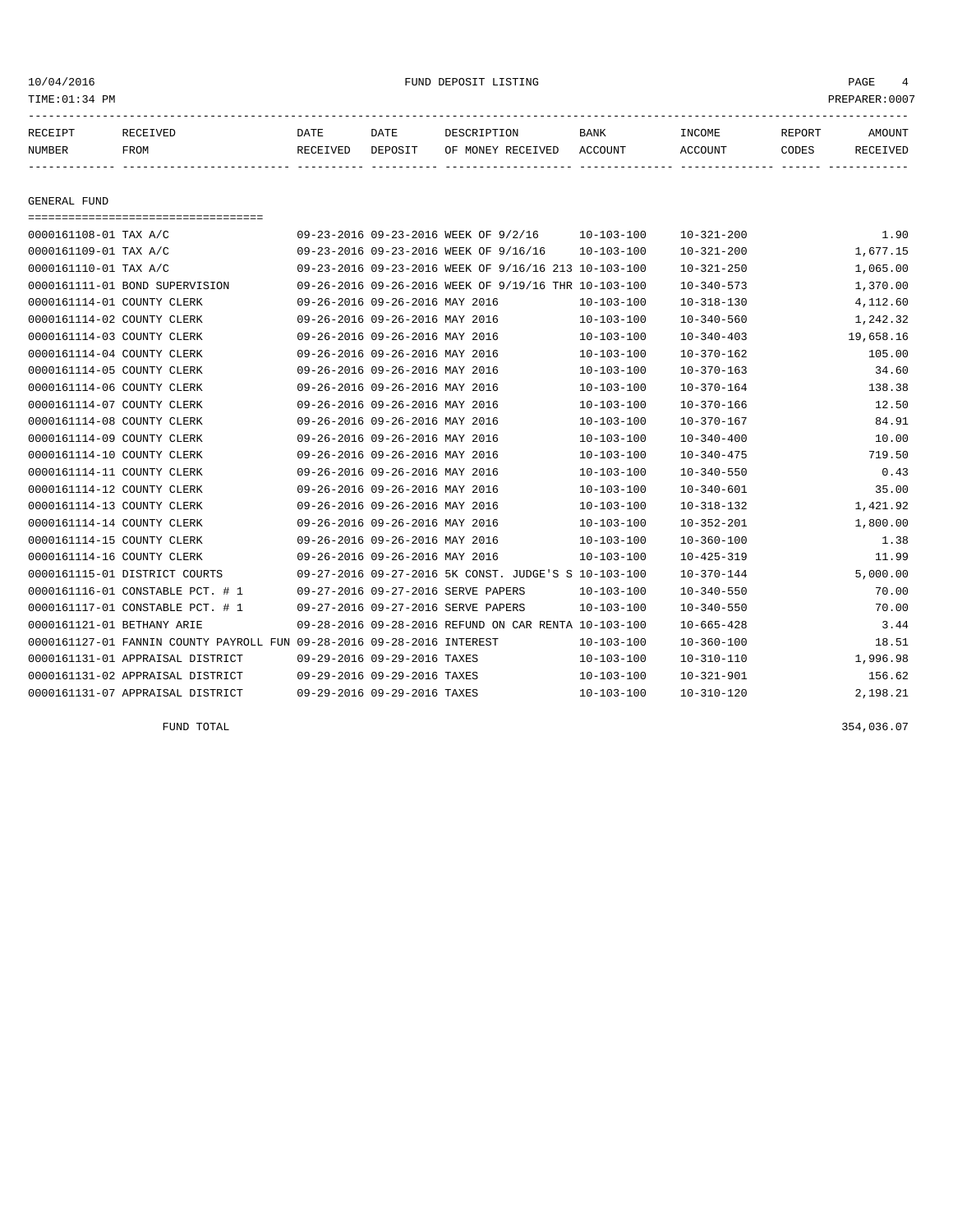## GENERAL FUND

| RECEIPT NUMBER | RECEIVED FROM | DATE RECEIVED | DATE DEPOSIT | DESCRIPTION OF MONEY RECEIVED | BANK ACCOUNT | INCOME ACCOUNT | REPORT CODES | AMOUNT RECEIVED |
|---|---|---|---|---|---|---|---|---|
| 0000161108-01 | TAX A/C | 09-23-2016 | 09-23-2016 | WEEK OF 9/2/16 | 10-103-100 | 10-321-200 | | 1.90 |
| 0000161109-01 | TAX A/C | 09-23-2016 | 09-23-2016 | WEEK OF 9/16/16 | 10-103-100 | 10-321-200 | | 1,677.15 |
| 0000161110-01 | TAX A/C | 09-23-2016 | 09-23-2016 | WEEK OF 9/16/16 213 | 10-103-100 | 10-321-250 | | 1,065.00 |
| 0000161111-01 | BOND SUPERVISION | 09-26-2016 | 09-26-2016 | WEEK OF 9/19/16 THR | 10-103-100 | 10-340-573 | | 1,370.00 |
| 0000161114-01 | COUNTY CLERK | 09-26-2016 | 09-26-2016 | MAY 2016 | 10-103-100 | 10-318-130 | | 4,112.60 |
| 0000161114-02 | COUNTY CLERK | 09-26-2016 | 09-26-2016 | MAY 2016 | 10-103-100 | 10-340-560 | | 1,242.32 |
| 0000161114-03 | COUNTY CLERK | 09-26-2016 | 09-26-2016 | MAY 2016 | 10-103-100 | 10-340-403 | | 19,658.16 |
| 0000161114-04 | COUNTY CLERK | 09-26-2016 | 09-26-2016 | MAY 2016 | 10-103-100 | 10-370-162 | | 105.00 |
| 0000161114-05 | COUNTY CLERK | 09-26-2016 | 09-26-2016 | MAY 2016 | 10-103-100 | 10-370-163 | | 34.60 |
| 0000161114-06 | COUNTY CLERK | 09-26-2016 | 09-26-2016 | MAY 2016 | 10-103-100 | 10-370-164 | | 138.38 |
| 0000161114-07 | COUNTY CLERK | 09-26-2016 | 09-26-2016 | MAY 2016 | 10-103-100 | 10-370-166 | | 12.50 |
| 0000161114-08 | COUNTY CLERK | 09-26-2016 | 09-26-2016 | MAY 2016 | 10-103-100 | 10-370-167 | | 84.91 |
| 0000161114-09 | COUNTY CLERK | 09-26-2016 | 09-26-2016 | MAY 2016 | 10-103-100 | 10-340-400 | | 10.00 |
| 0000161114-10 | COUNTY CLERK | 09-26-2016 | 09-26-2016 | MAY 2016 | 10-103-100 | 10-340-475 | | 719.50 |
| 0000161114-11 | COUNTY CLERK | 09-26-2016 | 09-26-2016 | MAY 2016 | 10-103-100 | 10-340-550 | | 0.43 |
| 0000161114-12 | COUNTY CLERK | 09-26-2016 | 09-26-2016 | MAY 2016 | 10-103-100 | 10-340-601 | | 35.00 |
| 0000161114-13 | COUNTY CLERK | 09-26-2016 | 09-26-2016 | MAY 2016 | 10-103-100 | 10-318-132 | | 1,421.92 |
| 0000161114-14 | COUNTY CLERK | 09-26-2016 | 09-26-2016 | MAY 2016 | 10-103-100 | 10-352-201 | | 1,800.00 |
| 0000161114-15 | COUNTY CLERK | 09-26-2016 | 09-26-2016 | MAY 2016 | 10-103-100 | 10-360-100 | | 1.38 |
| 0000161114-16 | COUNTY CLERK | 09-26-2016 | 09-26-2016 | MAY 2016 | 10-103-100 | 10-425-319 | | 11.99 |
| 0000161115-01 | DISTRICT COURTS | 09-27-2016 | 09-27-2016 | 5K CONST. JUDGE'S S | 10-103-100 | 10-370-144 | | 5,000.00 |
| 0000161116-01 | CONSTABLE PCT. # 1 | 09-27-2016 | 09-27-2016 | SERVE PAPERS | 10-103-100 | 10-340-550 | | 70.00 |
| 0000161117-01 | CONSTABLE PCT. # 1 | 09-27-2016 | 09-27-2016 | SERVE PAPERS | 10-103-100 | 10-340-550 | | 70.00 |
| 0000161121-01 | BETHANY ARIE | 09-28-2016 | 09-28-2016 | REFUND ON CAR RENTA | 10-103-100 | 10-665-428 | | 3.44 |
| 0000161127-01 | FANNIN COUNTY PAYROLL FUN | 09-28-2016 | 09-28-2016 | INTEREST | 10-103-100 | 10-360-100 | | 18.51 |
| 0000161131-01 | APPRAISAL DISTRICT | 09-29-2016 | 09-29-2016 | TAXES | 10-103-100 | 10-310-110 | | 1,996.98 |
| 0000161131-02 | APPRAISAL DISTRICT | 09-29-2016 | 09-29-2016 | TAXES | 10-103-100 | 10-321-901 | | 156.62 |
| 0000161131-07 | APPRAISAL DISTRICT | 09-29-2016 | 09-29-2016 | TAXES | 10-103-100 | 10-310-120 | | 2,198.21 |
| | FUND TOTAL | | | | | | | 354,036.07 |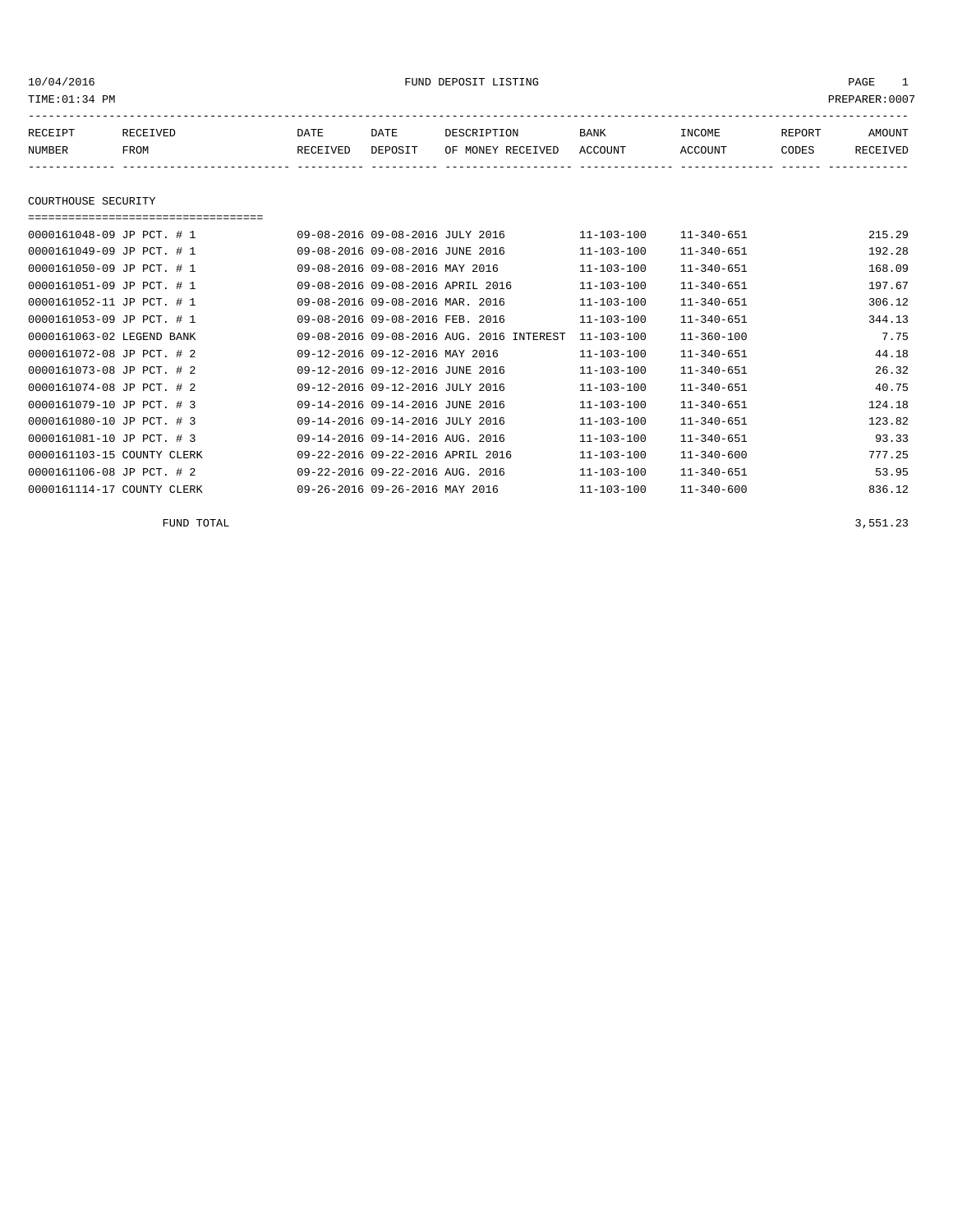10/04/2016 FUND DEPOSIT LISTING

TIME:01:34 PM PREPARER:0007

## COURTHOUSE SECURITY

| RECEIPT NUMBER | RECEIVED FROM | DATE RECEIVED | DATE DEPOSIT | DESCRIPTION OF MONEY RECEIVED | BANK ACCOUNT | INCOME ACCOUNT | REPORT CODES | AMOUNT RECEIVED |
|---|---|---|---|---|---|---|---|---|
| 0000161048-09 | JP PCT. # 1 | 09-08-2016 | 09-08-2016 | JULY 2016 | 11-103-100 | 11-340-651 | | 215.29 |
| 0000161049-09 | JP PCT. # 1 | 09-08-2016 | 09-08-2016 | JUNE 2016 | 11-103-100 | 11-340-651 | | 192.28 |
| 0000161050-09 | JP PCT. # 1 | 09-08-2016 | 09-08-2016 | MAY 2016 | 11-103-100 | 11-340-651 | | 168.09 |
| 0000161051-09 | JP PCT. # 1 | 09-08-2016 | 09-08-2016 | APRIL 2016 | 11-103-100 | 11-340-651 | | 197.67 |
| 0000161052-11 | JP PCT. # 1 | 09-08-2016 | 09-08-2016 | MAR. 2016 | 11-103-100 | 11-340-651 | | 306.12 |
| 0000161053-09 | JP PCT. # 1 | 09-08-2016 | 09-08-2016 | FEB. 2016 | 11-103-100 | 11-340-651 | | 344.13 |
| 0000161063-02 | LEGEND BANK | 09-08-2016 | 09-08-2016 | AUG. 2016 INTEREST | 11-103-100 | 11-360-100 | | 7.75 |
| 0000161072-08 | JP PCT. # 2 | 09-12-2016 | 09-12-2016 | MAY 2016 | 11-103-100 | 11-340-651 | | 44.18 |
| 0000161073-08 | JP PCT. # 2 | 09-12-2016 | 09-12-2016 | JUNE 2016 | 11-103-100 | 11-340-651 | | 26.32 |
| 0000161074-08 | JP PCT. # 2 | 09-12-2016 | 09-12-2016 | JULY 2016 | 11-103-100 | 11-340-651 | | 40.75 |
| 0000161079-10 | JP PCT. # 3 | 09-14-2016 | 09-14-2016 | JUNE 2016 | 11-103-100 | 11-340-651 | | 124.18 |
| 0000161080-10 | JP PCT. # 3 | 09-14-2016 | 09-14-2016 | JULY 2016 | 11-103-100 | 11-340-651 | | 123.82 |
| 0000161081-10 | JP PCT. # 3 | 09-14-2016 | 09-14-2016 | AUG. 2016 | 11-103-100 | 11-340-651 | | 93.33 |
| 0000161103-15 | COUNTY CLERK | 09-22-2016 | 09-22-2016 | APRIL 2016 | 11-103-100 | 11-340-600 | | 777.25 |
| 0000161106-08 | JP PCT. # 2 | 09-22-2016 | 09-22-2016 | AUG. 2016 | 11-103-100 | 11-340-651 | | 53.95 |
| 0000161114-17 | COUNTY CLERK | 09-26-2016 | 09-26-2016 | MAY 2016 | 11-103-100 | 11-340-600 | | 836.12 |

FUND TOTAL 3,551.23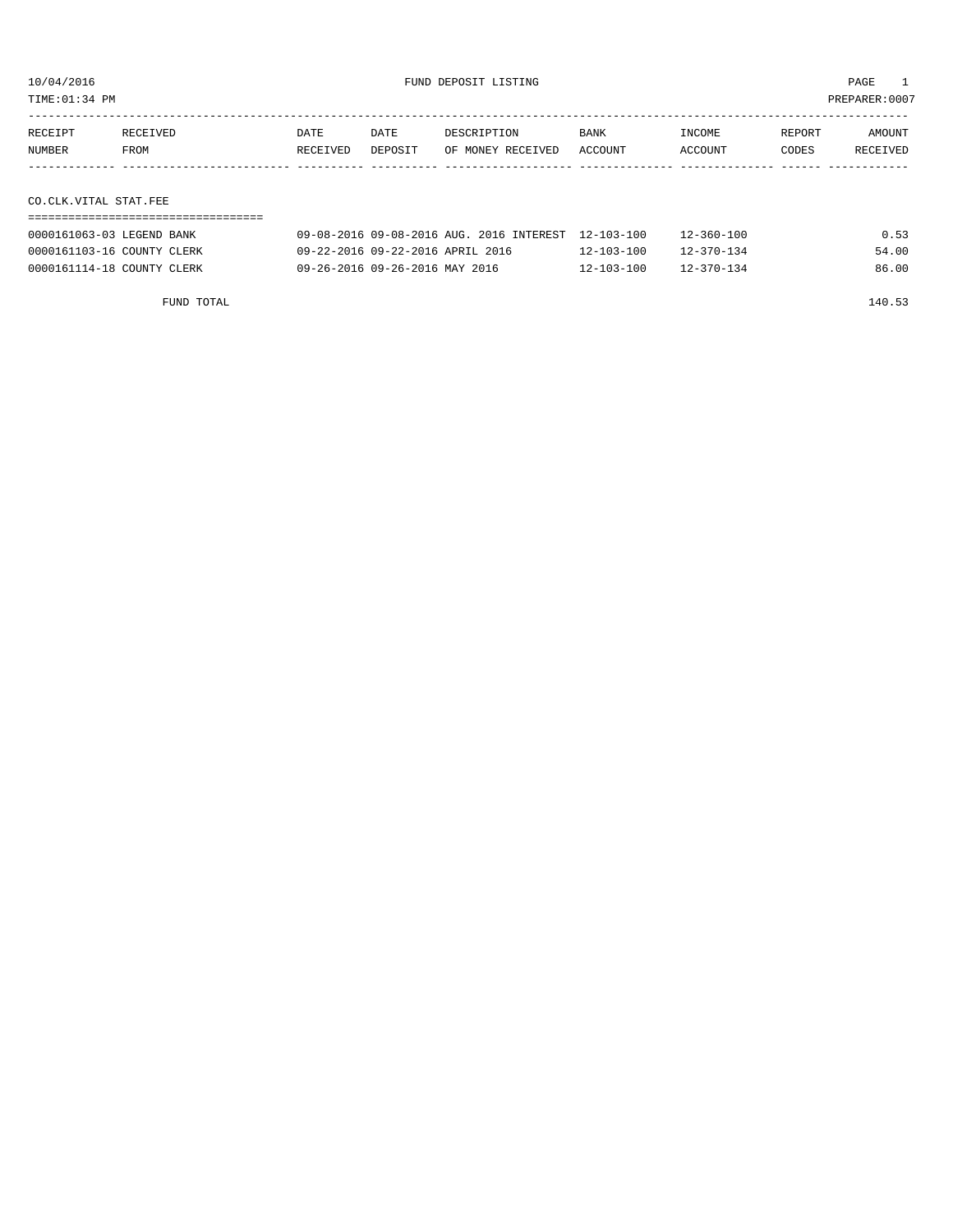10/04/2016 FUND DEPOSIT LISTING

TIME:01:34 PM PREPARER:0007

| RECEIPT NUMBER | RECEIVED FROM | DATE RECEIVED | DATE DEPOSIT | DESCRIPTION OF MONEY RECEIVED | BANK ACCOUNT | INCOME ACCOUNT | REPORT CODES | AMOUNT RECEIVED |
|---|---|---|---|---|---|---|---|---|

## CO.CLK.VITAL STAT.FEE

| RECEIPT NUMBER | RECEIVED FROM | DATE RECEIVED | DATE DEPOSIT | DESCRIPTION OF MONEY RECEIVED | BANK ACCOUNT | INCOME ACCOUNT | REPORT CODES | AMOUNT RECEIVED |
|---|---|---|---|---|---|---|---|---|
| 0000161063-03 | LEGEND BANK | 09-08-2016 | 09-08-2016 | AUG. 2016 INTEREST | 12-103-100 | 12-360-100 | | 0.53 |
| 0000161103-16 | COUNTY CLERK | 09-22-2016 | 09-22-2016 | APRIL 2016 | 12-103-100 | 12-370-134 | | 54.00 |
| 0000161114-18 | COUNTY CLERK | 09-26-2016 | 09-26-2016 | MAY 2016 | 12-103-100 | 12-370-134 | | 86.00 |
| | FUND TOTAL | | | | | | | 140.53 |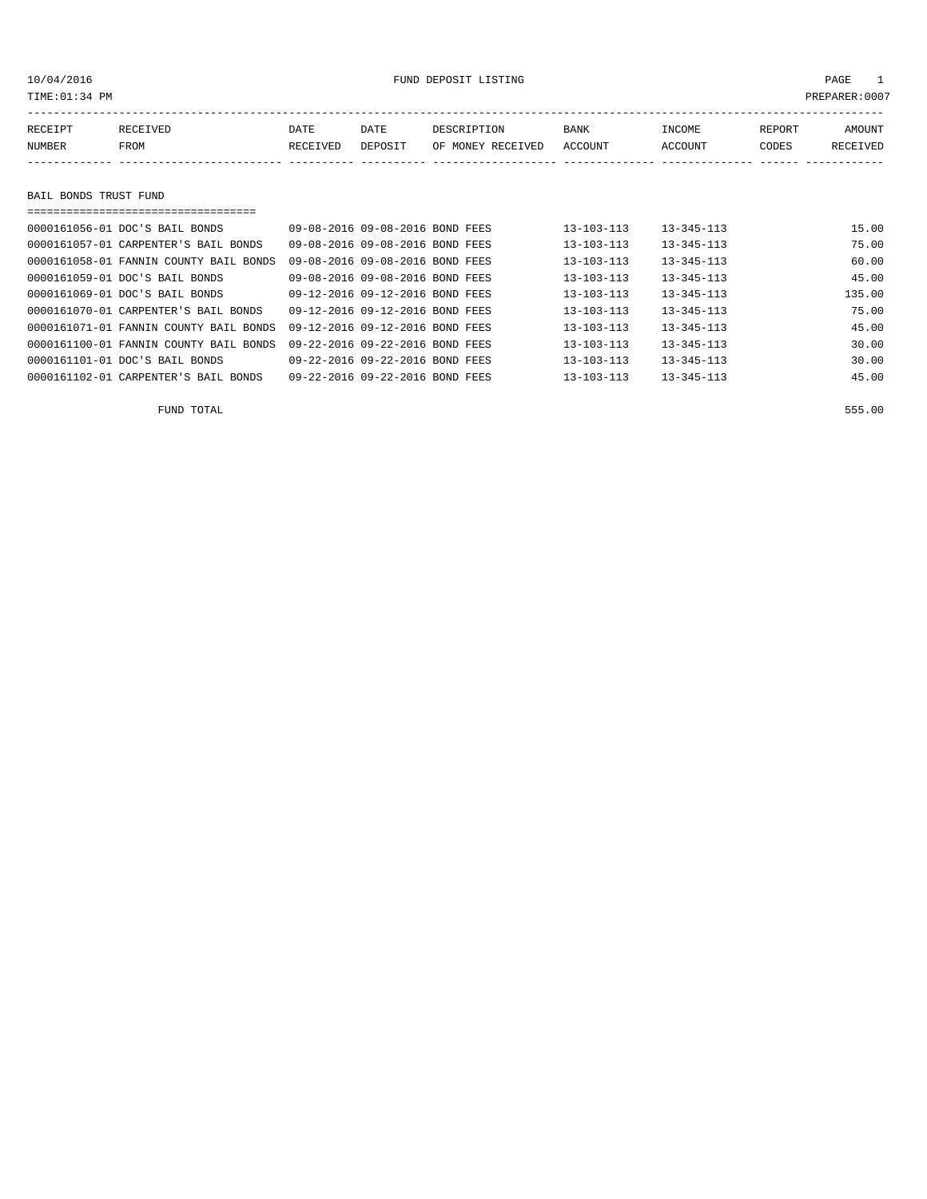10/04/2016 FUND DEPOSIT LISTING

TIME:01:34 PM PREPARER:0007

| RECEIPT NUMBER | RECEIVED FROM | DATE RECEIVED | DATE DEPOSIT | DESCRIPTION OF MONEY RECEIVED | BANK ACCOUNT | INCOME ACCOUNT | REPORT CODES | AMOUNT RECEIVED |
|---|---|---|---|---|---|---|---|---|

## BAIL BONDS TRUST FUND

| RECEIPT NUMBER | RECEIVED FROM | DATE RECEIVED | DATE DEPOSIT | DESCRIPTION OF MONEY RECEIVED | BANK ACCOUNT | INCOME ACCOUNT | REPORT CODES | AMOUNT RECEIVED |
|---|---|---|---|---|---|---|---|---|
| 0000161056-01 | DOC'S BAIL BONDS | 09-08-2016 | 09-08-2016 | BOND FEES | 13-103-113 | 13-345-113 | | 15.00 |
| 0000161057-01 | CARPENTER'S BAIL BONDS | 09-08-2016 | 09-08-2016 | BOND FEES | 13-103-113 | 13-345-113 | | 75.00 |
| 0000161058-01 | FANNIN COUNTY BAIL BONDS | 09-08-2016 | 09-08-2016 | BOND FEES | 13-103-113 | 13-345-113 | | 60.00 |
| 0000161059-01 | DOC'S BAIL BONDS | 09-08-2016 | 09-08-2016 | BOND FEES | 13-103-113 | 13-345-113 | | 45.00 |
| 0000161069-01 | DOC'S BAIL BONDS | 09-12-2016 | 09-12-2016 | BOND FEES | 13-103-113 | 13-345-113 | | 135.00 |
| 0000161070-01 | CARPENTER'S BAIL BONDS | 09-12-2016 | 09-12-2016 | BOND FEES | 13-103-113 | 13-345-113 | | 75.00 |
| 0000161071-01 | FANNIN COUNTY BAIL BONDS | 09-12-2016 | 09-12-2016 | BOND FEES | 13-103-113 | 13-345-113 | | 45.00 |
| 0000161100-01 | FANNIN COUNTY BAIL BONDS | 09-22-2016 | 09-22-2016 | BOND FEES | 13-103-113 | 13-345-113 | | 30.00 |
| 0000161101-01 | DOC'S BAIL BONDS | 09-22-2016 | 09-22-2016 | BOND FEES | 13-103-113 | 13-345-113 | | 30.00 |
| 0000161102-01 | CARPENTER'S BAIL BONDS | 09-22-2016 | 09-22-2016 | BOND FEES | 13-103-113 | 13-345-113 | | 45.00 |
| | FUND TOTAL | | | | | | | 555.00 |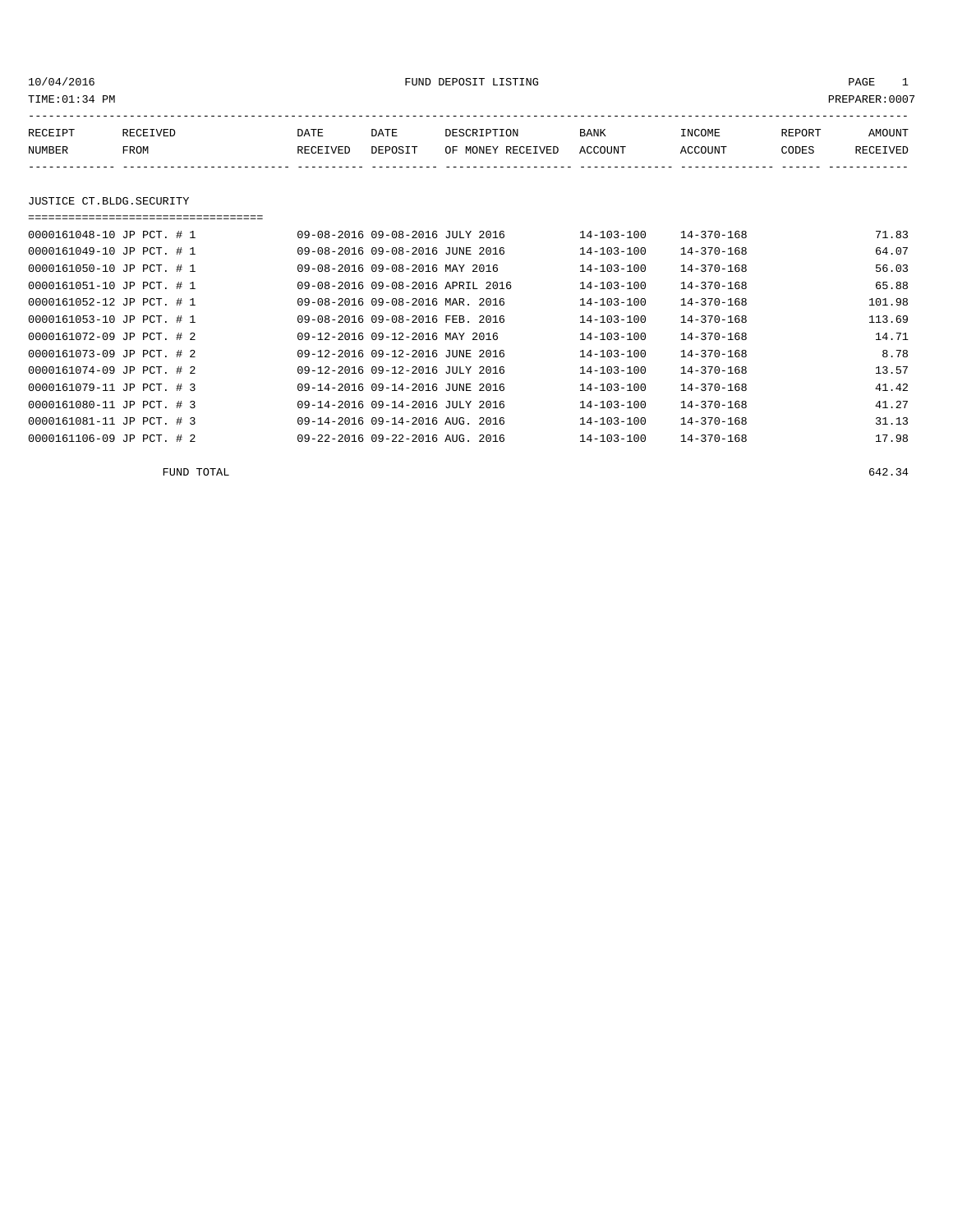10/04/2016 FUND DEPOSIT LISTING

TIME:01:34 PM PREPARER:0007

| RECEIPT NUMBER | RECEIVED FROM | DATE RECEIVED | DATE DEPOSIT | DESCRIPTION OF MONEY RECEIVED | BANK ACCOUNT | INCOME ACCOUNT | REPORT CODES | AMOUNT RECEIVED |
|---|---|---|---|---|---|---|---|---|

## JUSTICE CT.BLDG.SECURITY

| RECEIPT NUMBER | RECEIVED FROM | DATE RECEIVED | DATE DEPOSIT | DESCRIPTION OF MONEY RECEIVED | BANK ACCOUNT | INCOME ACCOUNT | REPORT CODES | AMOUNT RECEIVED |
|---|---|---|---|---|---|---|---|---|
| 0000161048-10 | JP PCT. # 1 | 09-08-2016 | 09-08-2016 | JULY 2016 | 14-103-100 | 14-370-168 | | 71.83 |
| 0000161049-10 | JP PCT. # 1 | 09-08-2016 | 09-08-2016 | JUNE 2016 | 14-103-100 | 14-370-168 | | 64.07 |
| 0000161050-10 | JP PCT. # 1 | 09-08-2016 | 09-08-2016 | MAY 2016 | 14-103-100 | 14-370-168 | | 56.03 |
| 0000161051-10 | JP PCT. # 1 | 09-08-2016 | 09-08-2016 | APRIL 2016 | 14-103-100 | 14-370-168 | | 65.88 |
| 0000161052-12 | JP PCT. # 1 | 09-08-2016 | 09-08-2016 | MAR. 2016 | 14-103-100 | 14-370-168 | | 101.98 |
| 0000161053-10 | JP PCT. # 1 | 09-08-2016 | 09-08-2016 | FEB. 2016 | 14-103-100 | 14-370-168 | | 113.69 |
| 0000161072-09 | JP PCT. # 2 | 09-12-2016 | 09-12-2016 | MAY 2016 | 14-103-100 | 14-370-168 | | 14.71 |
| 0000161073-09 | JP PCT. # 2 | 09-12-2016 | 09-12-2016 | JUNE 2016 | 14-103-100 | 14-370-168 | | 8.78 |
| 0000161074-09 | JP PCT. # 2 | 09-12-2016 | 09-12-2016 | JULY 2016 | 14-103-100 | 14-370-168 | | 13.57 |
| 0000161079-11 | JP PCT. # 3 | 09-14-2016 | 09-14-2016 | JUNE 2016 | 14-103-100 | 14-370-168 | | 41.42 |
| 0000161080-11 | JP PCT. # 3 | 09-14-2016 | 09-14-2016 | JULY 2016 | 14-103-100 | 14-370-168 | | 41.27 |
| 0000161081-11 | JP PCT. # 3 | 09-14-2016 | 09-14-2016 | AUG. 2016 | 14-103-100 | 14-370-168 | | 31.13 |
| 0000161106-09 | JP PCT. # 2 | 09-22-2016 | 09-22-2016 | AUG. 2016 | 14-103-100 | 14-370-168 | | 17.98 |

FUND TOTAL 642.34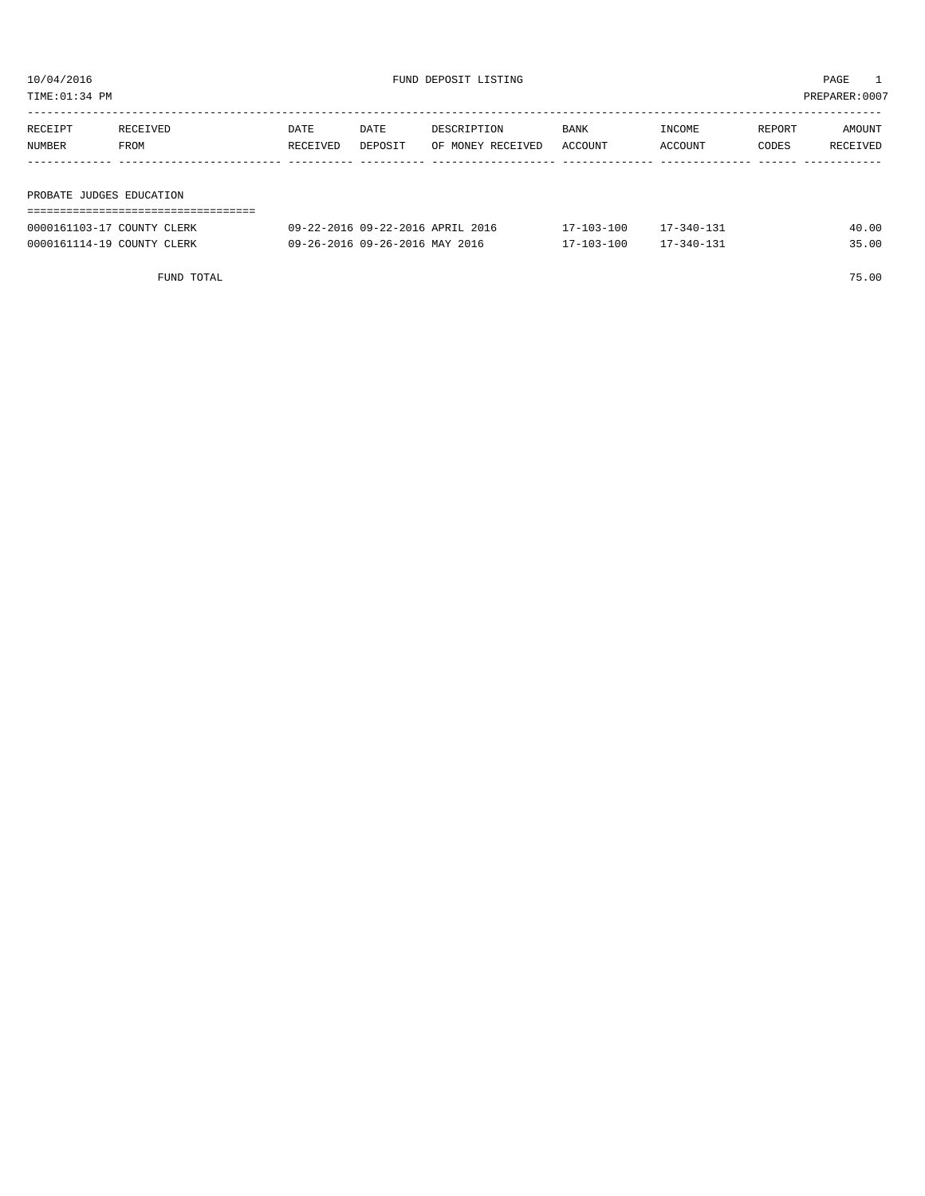10/04/2016 FUND DEPOSIT LISTING

TIME:01:34 PM PREPARER:0007

| RECEIPT NUMBER | RECEIVED FROM | DATE RECEIVED | DATE DEPOSIT | DESCRIPTION OF MONEY RECEIVED | BANK ACCOUNT | INCOME ACCOUNT | REPORT CODES | AMOUNT RECEIVED |
|---|---|---|---|---|---|---|---|---|
| **PROBATE JUDGES EDUCATION** | | | | | | | | |
| 0000161103-17 | COUNTY CLERK | 09-22-2016 | 09-22-2016 | APRIL 2016 | 17-103-100 | 17-340-131 | | 40.00 |
| 0000161114-19 | COUNTY CLERK | 09-26-2016 | 09-26-2016 | MAY 2016 | 17-103-100 | 17-340-131 | | 35.00 |
| | FUND TOTAL | | | | | | | 75.00 |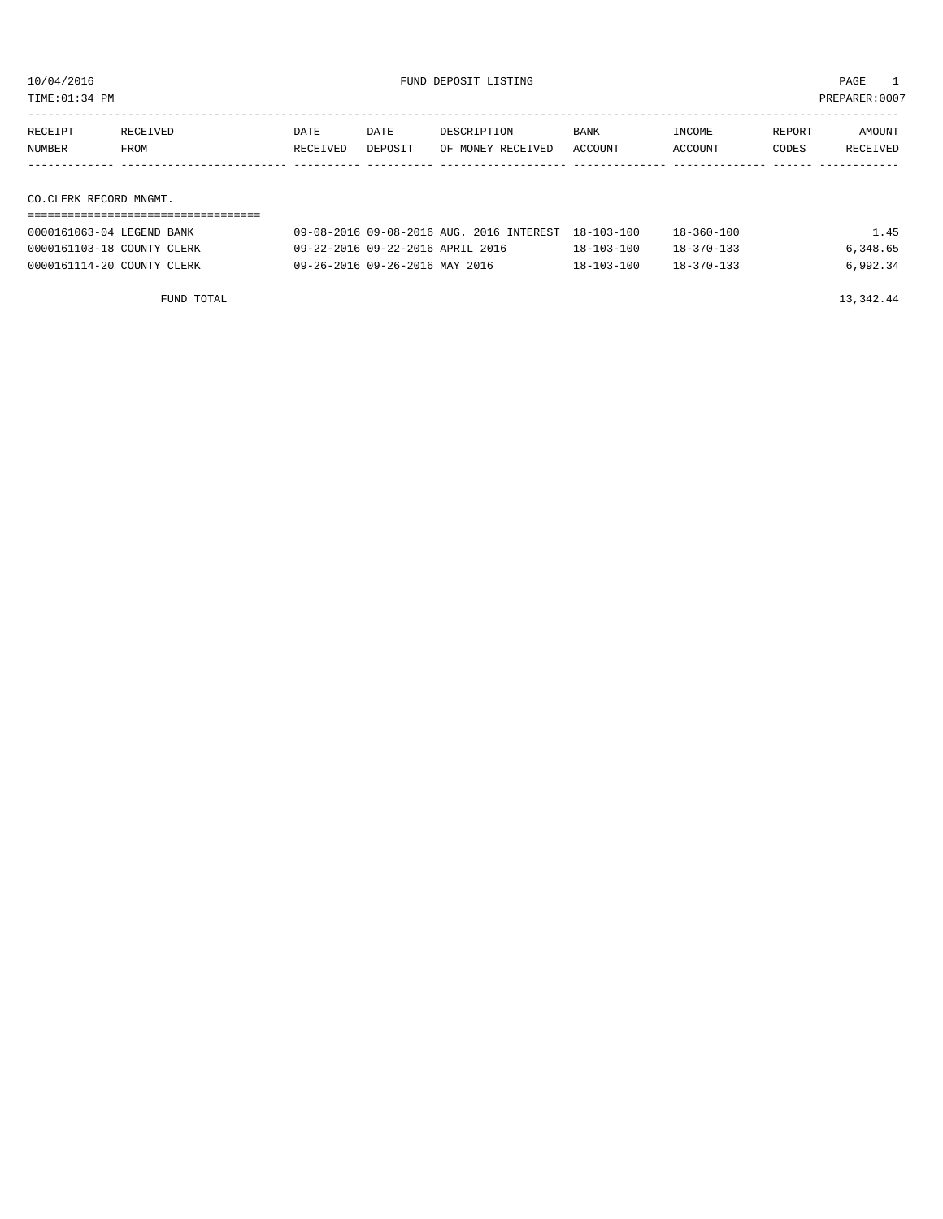10/04/2016 FUND DEPOSIT LISTING

TIME:01:34 PM PREPARER:0007

| RECEIPT NUMBER | RECEIVED FROM | DATE RECEIVED | DATE DEPOSIT | DESCRIPTION OF MONEY RECEIVED | BANK ACCOUNT | INCOME ACCOUNT | REPORT CODES | AMOUNT RECEIVED |
|---|---|---|---|---|---|---|---|---|
| **CO.CLERK RECORD MNGMT.** | | | | | | | | |
| 0000161063-04 | LEGEND BANK | 09-08-2016 | 09-08-2016 | AUG. 2016 INTEREST | 18-103-100 | 18-360-100 | | 1.45 |
| 0000161103-18 | COUNTY CLERK | 09-22-2016 | 09-22-2016 | APRIL 2016 | 18-103-100 | 18-370-133 | | 6,348.65 |
| 0000161114-20 | COUNTY CLERK | 09-26-2016 | 09-26-2016 | MAY 2016 | 18-103-100 | 18-370-133 | | 6,992.34 |
| | FUND TOTAL | | | | | | | 13,342.44 |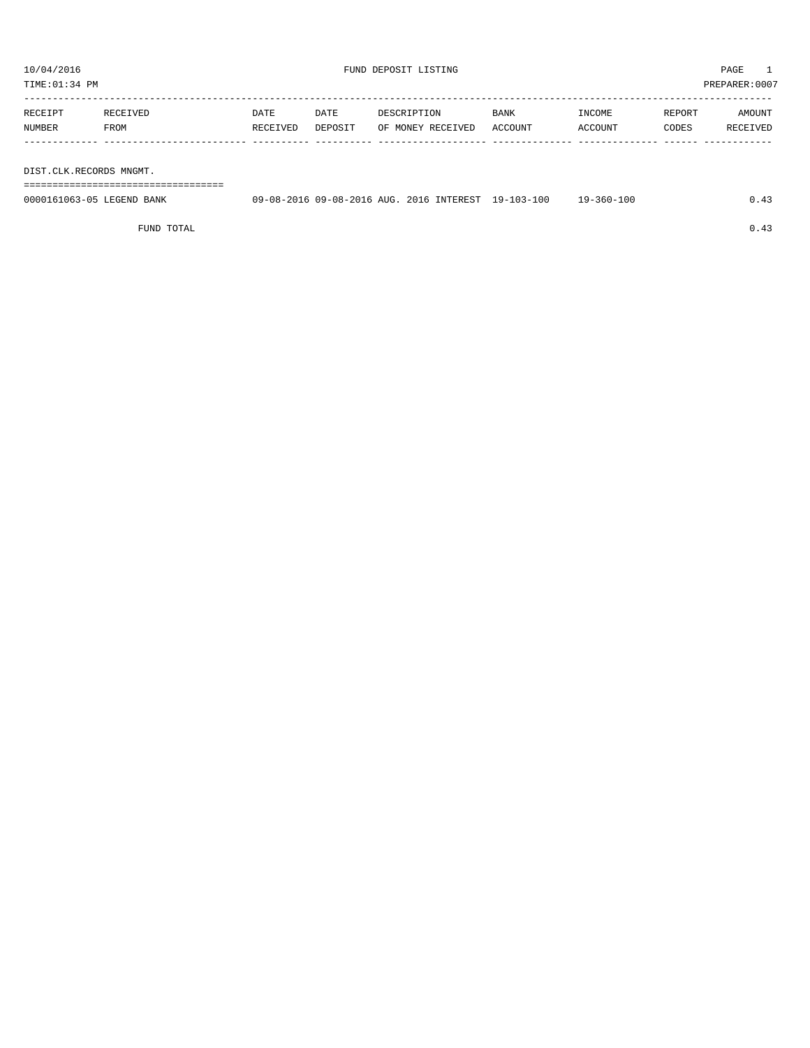10/04/2016 FUND DEPOSIT LISTING PAGE 1

TIME:01:34 PM PREPARER:0007

| RECEIPT NUMBER | RECEIVED FROM | DATE RECEIVED | DATE DEPOSIT | DESCRIPTION OF MONEY RECEIVED | BANK ACCOUNT | INCOME ACCOUNT | REPORT CODES | AMOUNT RECEIVED |
|---|---|---|---|---|---|---|---|---|
| **DIST.CLK.RECORDS MNGMT.** | | | | | | | | |
| 0000161063-05 | LEGEND BANK | 09-08-2016 | 09-08-2016 | AUG. 2016 INTEREST | 19-103-100 | 19-360-100 | | 0.43 |
| | FUND TOTAL | | | | | | | 0.43 |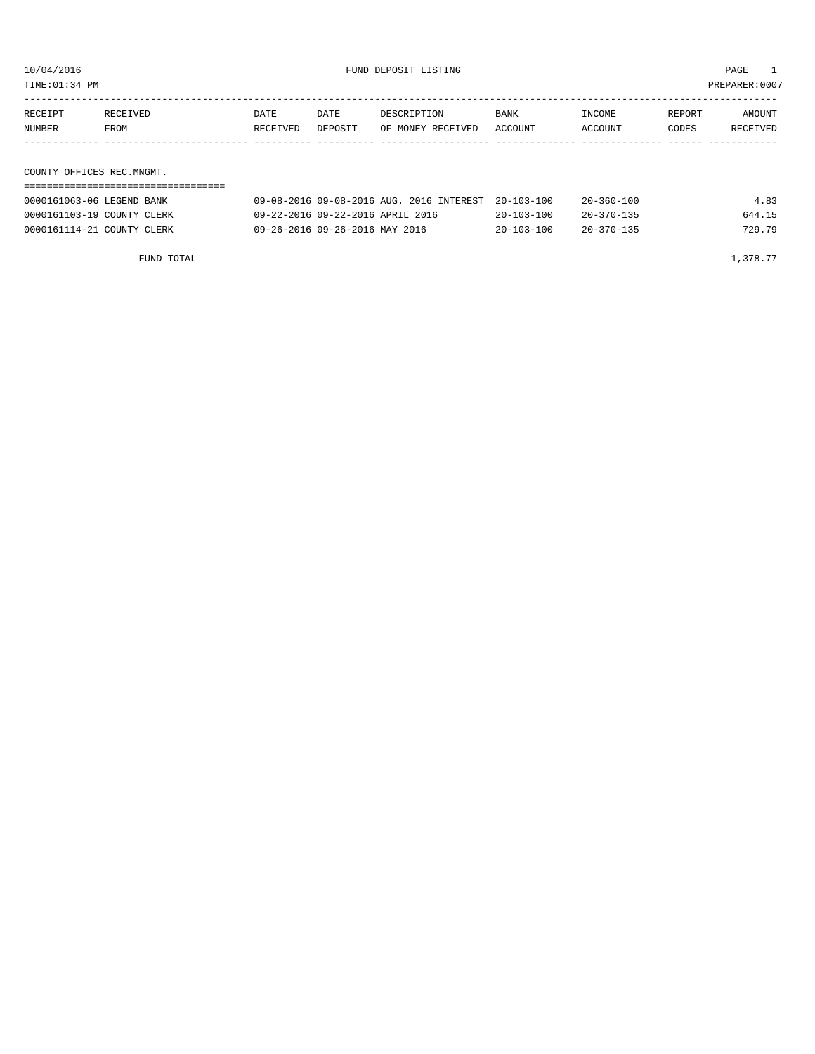10/04/2016 FUND DEPOSIT LISTING

TIME:01:34 PM PREPARER:0007

| RECEIPT NUMBER | RECEIVED FROM | DATE RECEIVED | DATE DEPOSIT | DESCRIPTION OF MONEY RECEIVED | BANK ACCOUNT | INCOME ACCOUNT | REPORT CODES | AMOUNT RECEIVED |
|---|---|---|---|---|---|---|---|---|

## COUNTY OFFICES REC.MNGMT.

| RECEIPT NUMBER | RECEIVED FROM | DATE RECEIVED | DATE DEPOSIT | DESCRIPTION OF MONEY RECEIVED | BANK ACCOUNT | INCOME ACCOUNT | REPORT CODES | AMOUNT RECEIVED |
|---|---|---|---|---|---|---|---|---|
| 0000161063-06 | LEGEND BANK | 09-08-2016 | 09-08-2016 | AUG. 2016 INTEREST | 20-103-100 | 20-360-100 | | 4.83 |
| 0000161103-19 | COUNTY CLERK | 09-22-2016 | 09-22-2016 | APRIL 2016 | 20-103-100 | 20-370-135 | | 644.15 |
| 0000161114-21 | COUNTY CLERK | 09-26-2016 | 09-26-2016 | MAY 2016 | 20-103-100 | 20-370-135 | | 729.79 |
| | FUND TOTAL | | | | | | | 1,378.77 |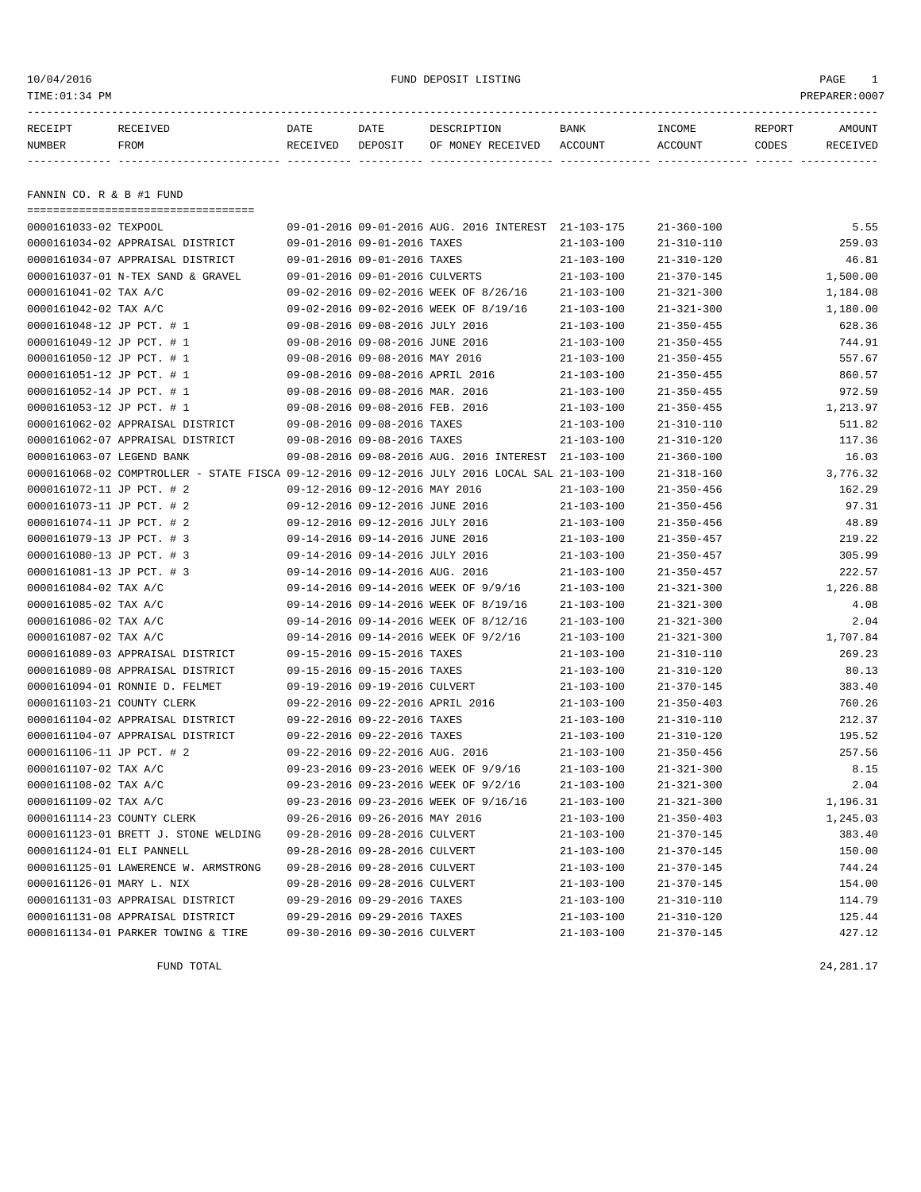10/04/2016 FUND DEPOSIT LISTING

TIME:01:34 PM PREPARER:0007

| RECEIPT NUMBER | RECEIVED FROM | DATE RECEIVED | DATE DEPOSIT | DESCRIPTION OF MONEY RECEIVED | BANK ACCOUNT | INCOME ACCOUNT | REPORT CODES | AMOUNT RECEIVED |
|---|---|---|---|---|---|---|---|---|

## FANNIN CO. R & B #1 FUND

| RECEIPT NUMBER | RECEIVED FROM | DATE RECEIVED | DATE DEPOSIT | DESCRIPTION OF MONEY RECEIVED | BANK ACCOUNT | INCOME ACCOUNT | REPORT CODES | AMOUNT RECEIVED |
|---|---|---|---|---|---|---|---|---|
| 0000161033-02 | TEXPOOL | 09-01-2016 | 09-01-2016 | AUG. 2016 INTEREST | 21-103-175 | 21-360-100 | | 5.55 |
| 0000161034-02 | APPRAISAL DISTRICT | 09-01-2016 | 09-01-2016 | TAXES | 21-103-100 | 21-310-110 | | 259.03 |
| 0000161034-07 | APPRAISAL DISTRICT | 09-01-2016 | 09-01-2016 | TAXES | 21-103-100 | 21-310-120 | | 46.81 |
| 0000161037-01 | N-TEX SAND & GRAVEL | 09-01-2016 | 09-01-2016 | CULVERTS | 21-103-100 | 21-370-145 | | 1,500.00 |
| 0000161041-02 | TAX A/C | 09-02-2016 | 09-02-2016 | WEEK OF 8/26/16 | 21-103-100 | 21-321-300 | | 1,184.08 |
| 0000161042-02 | TAX A/C | 09-02-2016 | 09-02-2016 | WEEK OF 8/19/16 | 21-103-100 | 21-321-300 | | 1,180.00 |
| 0000161048-12 | JP PCT. # 1 | 09-08-2016 | 09-08-2016 | JULY 2016 | 21-103-100 | 21-350-455 | | 628.36 |
| 0000161049-12 | JP PCT. # 1 | 09-08-2016 | 09-08-2016 | JUNE 2016 | 21-103-100 | 21-350-455 | | 744.91 |
| 0000161050-12 | JP PCT. # 1 | 09-08-2016 | 09-08-2016 | MAY 2016 | 21-103-100 | 21-350-455 | | 557.67 |
| 0000161051-12 | JP PCT. # 1 | 09-08-2016 | 09-08-2016 | APRIL 2016 | 21-103-100 | 21-350-455 | | 860.57 |
| 0000161052-14 | JP PCT. # 1 | 09-08-2016 | 09-08-2016 | MAR. 2016 | 21-103-100 | 21-350-455 | | 972.59 |
| 0000161053-12 | JP PCT. # 1 | 09-08-2016 | 09-08-2016 | FEB. 2016 | 21-103-100 | 21-350-455 | | 1,213.97 |
| 0000161062-02 | APPRAISAL DISTRICT | 09-08-2016 | 09-08-2016 | TAXES | 21-103-100 | 21-310-110 | | 511.82 |
| 0000161062-07 | APPRAISAL DISTRICT | 09-08-2016 | 09-08-2016 | TAXES | 21-103-100 | 21-310-120 | | 117.36 |
| 0000161063-07 | LEGEND BANK | 09-08-2016 | 09-08-2016 | AUG. 2016 INTEREST | 21-103-100 | 21-360-100 | | 16.03 |
| 0000161068-02 | COMPTROLLER - STATE FISCA | 09-12-2016 | 09-12-2016 | JULY 2016 LOCAL SAL | 21-103-100 | 21-318-160 | | 3,776.32 |
| 0000161072-11 | JP PCT. # 2 | 09-12-2016 | 09-12-2016 | MAY 2016 | 21-103-100 | 21-350-456 | | 162.29 |
| 0000161073-11 | JP PCT. # 2 | 09-12-2016 | 09-12-2016 | JUNE 2016 | 21-103-100 | 21-350-456 | | 97.31 |
| 0000161074-11 | JP PCT. # 2 | 09-12-2016 | 09-12-2016 | JULY 2016 | 21-103-100 | 21-350-456 | | 48.89 |
| 0000161079-13 | JP PCT. # 3 | 09-14-2016 | 09-14-2016 | JUNE 2016 | 21-103-100 | 21-350-457 | | 219.22 |
| 0000161080-13 | JP PCT. # 3 | 09-14-2016 | 09-14-2016 | JULY 2016 | 21-103-100 | 21-350-457 | | 305.99 |
| 0000161081-13 | JP PCT. # 3 | 09-14-2016 | 09-14-2016 | AUG. 2016 | 21-103-100 | 21-350-457 | | 222.57 |
| 0000161084-02 | TAX A/C | 09-14-2016 | 09-14-2016 | WEEK OF 9/9/16 | 21-103-100 | 21-321-300 | | 1,226.88 |
| 0000161085-02 | TAX A/C | 09-14-2016 | 09-14-2016 | WEEK OF 8/19/16 | 21-103-100 | 21-321-300 | | 4.08 |
| 0000161086-02 | TAX A/C | 09-14-2016 | 09-14-2016 | WEEK OF 8/12/16 | 21-103-100 | 21-321-300 | | 2.04 |
| 0000161087-02 | TAX A/C | 09-14-2016 | 09-14-2016 | WEEK OF 9/2/16 | 21-103-100 | 21-321-300 | | 1,707.84 |
| 0000161089-03 | APPRAISAL DISTRICT | 09-15-2016 | 09-15-2016 | TAXES | 21-103-100 | 21-310-110 | | 269.23 |
| 0000161089-08 | APPRAISAL DISTRICT | 09-15-2016 | 09-15-2016 | TAXES | 21-103-100 | 21-310-120 | | 80.13 |
| 0000161094-01 | RONNIE D. FELMET | 09-19-2016 | 09-19-2016 | CULVERT | 21-103-100 | 21-370-145 | | 383.40 |
| 0000161103-21 | COUNTY CLERK | 09-22-2016 | 09-22-2016 | APRIL 2016 | 21-103-100 | 21-350-403 | | 760.26 |
| 0000161104-02 | APPRAISAL DISTRICT | 09-22-2016 | 09-22-2016 | TAXES | 21-103-100 | 21-310-110 | | 212.37 |
| 0000161104-07 | APPRAISAL DISTRICT | 09-22-2016 | 09-22-2016 | TAXES | 21-103-100 | 21-310-120 | | 195.52 |
| 0000161106-11 | JP PCT. # 2 | 09-22-2016 | 09-22-2016 | AUG. 2016 | 21-103-100 | 21-350-456 | | 257.56 |
| 0000161107-02 | TAX A/C | 09-23-2016 | 09-23-2016 | WEEK OF 9/9/16 | 21-103-100 | 21-321-300 | | 8.15 |
| 0000161108-02 | TAX A/C | 09-23-2016 | 09-23-2016 | WEEK OF 9/2/16 | 21-103-100 | 21-321-300 | | 2.04 |
| 0000161109-02 | TAX A/C | 09-23-2016 | 09-23-2016 | WEEK OF 9/16/16 | 21-103-100 | 21-321-300 | | 1,196.31 |
| 0000161114-23 | COUNTY CLERK | 09-26-2016 | 09-26-2016 | MAY 2016 | 21-103-100 | 21-350-403 | | 1,245.03 |
| 0000161123-01 | BRETT J. STONE WELDING | 09-28-2016 | 09-28-2016 | CULVERT | 21-103-100 | 21-370-145 | | 383.40 |
| 0000161124-01 | ELI PANNELL | 09-28-2016 | 09-28-2016 | CULVERT | 21-103-100 | 21-370-145 | | 150.00 |
| 0000161125-01 | LAWERENCE W. ARMSTRONG | 09-28-2016 | 09-28-2016 | CULVERT | 21-103-100 | 21-370-145 | | 744.24 |
| 0000161126-01 | MARY L. NIX | 09-28-2016 | 09-28-2016 | CULVERT | 21-103-100 | 21-370-145 | | 154.00 |
| 0000161131-03 | APPRAISAL DISTRICT | 09-29-2016 | 09-29-2016 | TAXES | 21-103-100 | 21-310-110 | | 114.79 |
| 0000161131-08 | APPRAISAL DISTRICT | 09-29-2016 | 09-29-2016 | TAXES | 21-103-100 | 21-310-120 | | 125.44 |
| 0000161134-01 | PARKER TOWING & TIRE | 09-30-2016 | 09-30-2016 | CULVERT | 21-103-100 | 21-370-145 | | 427.12 |

FUND TOTAL 24,281.17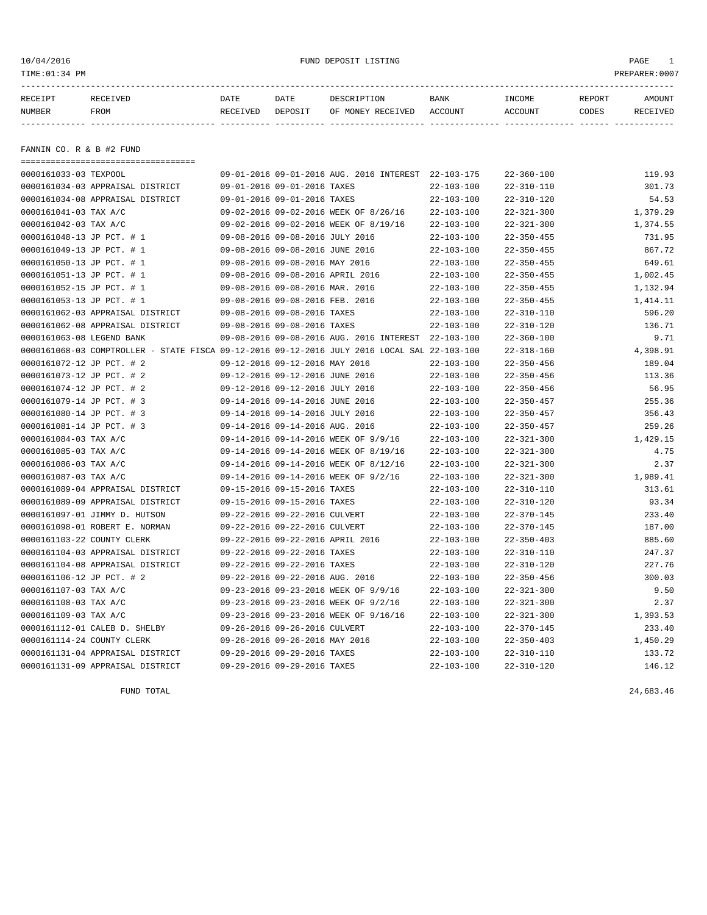FUND DEPOSIT LISTING

TIME:01:34 PM

PREPARER:0007

| RECEIPT NUMBER | RECEIVED FROM | DATE RECEIVED | DATE DEPOSIT | DESCRIPTION OF MONEY RECEIVED | BANK ACCOUNT | INCOME ACCOUNT | REPORT CODES | AMOUNT RECEIVED |
|---|---|---|---|---|---|---|---|---|

## FANNIN CO. R & B #2 FUND

| RECEIPT NUMBER | RECEIVED FROM | DATE RECEIVED | DATE DEPOSIT | DESCRIPTION OF MONEY RECEIVED | BANK ACCOUNT | INCOME ACCOUNT | REPORT CODES | AMOUNT RECEIVED |
|---|---|---|---|---|---|---|---|---|
| 0000161033-03 | TEXPOOL | 09-01-2016 | 09-01-2016 | AUG. 2016 INTEREST | 22-103-175 | 22-360-100 | | 119.93 |
| 0000161034-03 | APPRAISAL DISTRICT | 09-01-2016 | 09-01-2016 | TAXES | 22-103-100 | 22-310-110 | | 301.73 |
| 0000161034-08 | APPRAISAL DISTRICT | 09-01-2016 | 09-01-2016 | TAXES | 22-103-100 | 22-310-120 | | 54.53 |
| 0000161041-03 | TAX A/C | 09-02-2016 | 09-02-2016 | WEEK OF 8/26/16 | 22-103-100 | 22-321-300 | | 1,379.29 |
| 0000161042-03 | TAX A/C | 09-02-2016 | 09-02-2016 | WEEK OF 8/19/16 | 22-103-100 | 22-321-300 | | 1,374.55 |
| 0000161048-13 | JP PCT. # 1 | 09-08-2016 | 09-08-2016 | JULY 2016 | 22-103-100 | 22-350-455 | | 731.95 |
| 0000161049-13 | JP PCT. # 1 | 09-08-2016 | 09-08-2016 | JUNE 2016 | 22-103-100 | 22-350-455 | | 867.72 |
| 0000161050-13 | JP PCT. # 1 | 09-08-2016 | 09-08-2016 | MAY 2016 | 22-103-100 | 22-350-455 | | 649.61 |
| 0000161051-13 | JP PCT. # 1 | 09-08-2016 | 09-08-2016 | APRIL 2016 | 22-103-100 | 22-350-455 | | 1,002.45 |
| 0000161052-15 | JP PCT. # 1 | 09-08-2016 | 09-08-2016 | MAR. 2016 | 22-103-100 | 22-350-455 | | 1,132.94 |
| 0000161053-13 | JP PCT. # 1 | 09-08-2016 | 09-08-2016 | FEB. 2016 | 22-103-100 | 22-350-455 | | 1,414.11 |
| 0000161062-03 | APPRAISAL DISTRICT | 09-08-2016 | 09-08-2016 | TAXES | 22-103-100 | 22-310-110 | | 596.20 |
| 0000161062-08 | APPRAISAL DISTRICT | 09-08-2016 | 09-08-2016 | TAXES | 22-103-100 | 22-310-120 | | 136.71 |
| 0000161063-08 | LEGEND BANK | 09-08-2016 | 09-08-2016 | AUG. 2016 INTEREST | 22-103-100 | 22-360-100 | | 9.71 |
| 0000161068-03 | COMPTROLLER - STATE FISCA | 09-12-2016 | 09-12-2016 | JULY 2016 LOCAL SAL | 22-103-100 | 22-318-160 | | 4,398.91 |
| 0000161072-12 | JP PCT. # 2 | 09-12-2016 | 09-12-2016 | MAY 2016 | 22-103-100 | 22-350-456 | | 189.04 |
| 0000161073-12 | JP PCT. # 2 | 09-12-2016 | 09-12-2016 | JUNE 2016 | 22-103-100 | 22-350-456 | | 113.36 |
| 0000161074-12 | JP PCT. # 2 | 09-12-2016 | 09-12-2016 | JULY 2016 | 22-103-100 | 22-350-456 | | 56.95 |
| 0000161079-14 | JP PCT. # 3 | 09-14-2016 | 09-14-2016 | JUNE 2016 | 22-103-100 | 22-350-457 | | 255.36 |
| 0000161080-14 | JP PCT. # 3 | 09-14-2016 | 09-14-2016 | JULY 2016 | 22-103-100 | 22-350-457 | | 356.43 |
| 0000161081-14 | JP PCT. # 3 | 09-14-2016 | 09-14-2016 | AUG. 2016 | 22-103-100 | 22-350-457 | | 259.26 |
| 0000161084-03 | TAX A/C | 09-14-2016 | 09-14-2016 | WEEK OF 9/9/16 | 22-103-100 | 22-321-300 | | 1,429.15 |
| 0000161085-03 | TAX A/C | 09-14-2016 | 09-14-2016 | WEEK OF 8/19/16 | 22-103-100 | 22-321-300 | | 4.75 |
| 0000161086-03 | TAX A/C | 09-14-2016 | 09-14-2016 | WEEK OF 8/12/16 | 22-103-100 | 22-321-300 | | 2.37 |
| 0000161087-03 | TAX A/C | 09-14-2016 | 09-14-2016 | WEEK OF 9/2/16 | 22-103-100 | 22-321-300 | | 1,989.41 |
| 0000161089-04 | APPRAISAL DISTRICT | 09-15-2016 | 09-15-2016 | TAXES | 22-103-100 | 22-310-110 | | 313.61 |
| 0000161089-09 | APPRAISAL DISTRICT | 09-15-2016 | 09-15-2016 | TAXES | 22-103-100 | 22-310-120 | | 93.34 |
| 0000161097-01 | JIMMY D. HUTSON | 09-22-2016 | 09-22-2016 | CULVERT | 22-103-100 | 22-370-145 | | 233.40 |
| 0000161098-01 | ROBERT E. NORMAN | 09-22-2016 | 09-22-2016 | CULVERT | 22-103-100 | 22-370-145 | | 187.00 |
| 0000161103-22 | COUNTY CLERK | 09-22-2016 | 09-22-2016 | APRIL 2016 | 22-103-100 | 22-350-403 | | 885.60 |
| 0000161104-03 | APPRAISAL DISTRICT | 09-22-2016 | 09-22-2016 | TAXES | 22-103-100 | 22-310-110 | | 247.37 |
| 0000161104-08 | APPRAISAL DISTRICT | 09-22-2016 | 09-22-2016 | TAXES | 22-103-100 | 22-310-120 | | 227.76 |
| 0000161106-12 | JP PCT. # 2 | 09-22-2016 | 09-22-2016 | AUG. 2016 | 22-103-100 | 22-350-456 | | 300.03 |
| 0000161107-03 | TAX A/C | 09-23-2016 | 09-23-2016 | WEEK OF 9/9/16 | 22-103-100 | 22-321-300 | | 9.50 |
| 0000161108-03 | TAX A/C | 09-23-2016 | 09-23-2016 | WEEK OF 9/2/16 | 22-103-100 | 22-321-300 | | 2.37 |
| 0000161109-03 | TAX A/C | 09-23-2016 | 09-23-2016 | WEEK OF 9/16/16 | 22-103-100 | 22-321-300 | | 1,393.53 |
| 0000161112-01 | CALEB D. SHELBY | 09-26-2016 | 09-26-2016 | CULVERT | 22-103-100 | 22-370-145 | | 233.40 |
| 0000161114-24 | COUNTY CLERK | 09-26-2016 | 09-26-2016 | MAY 2016 | 22-103-100 | 22-350-403 | | 1,450.29 |
| 0000161131-04 | APPRAISAL DISTRICT | 09-29-2016 | 09-29-2016 | TAXES | 22-103-100 | 22-310-110 | | 133.72 |
| 0000161131-09 | APPRAISAL DISTRICT | 09-29-2016 | 09-29-2016 | TAXES | 22-103-100 | 22-310-120 | | 146.12 |
| | FUND TOTAL | | | | | | | 24,683.46 |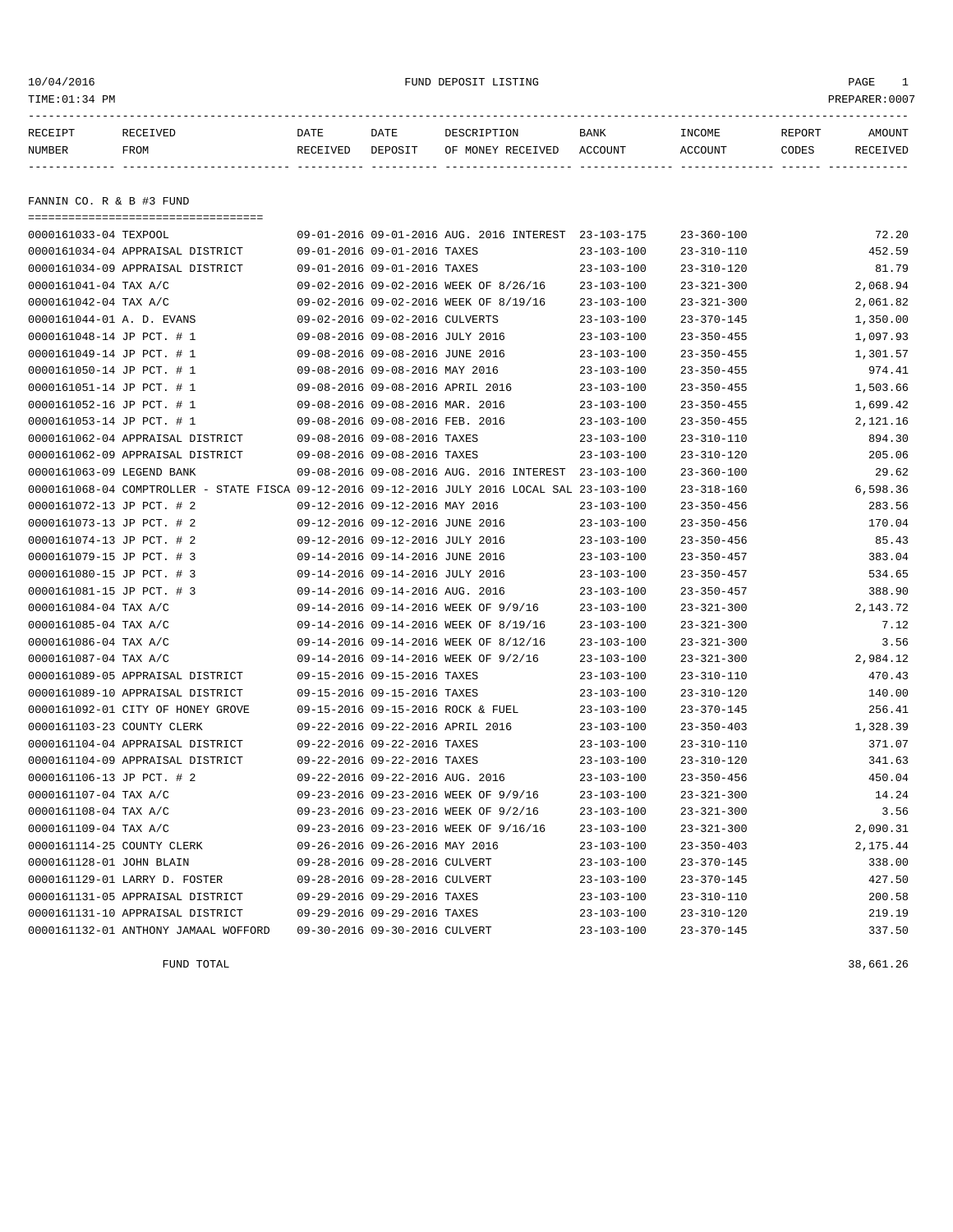10/04/2016 FUND DEPOSIT LISTING
TIME:01:34 PM PREPARER:0007

| RECEIPT NUMBER | RECEIVED FROM | DATE RECEIVED | DATE DEPOSIT | DESCRIPTION OF MONEY RECEIVED | BANK ACCOUNT | INCOME ACCOUNT | REPORT CODES | AMOUNT RECEIVED |
|---|---|---|---|---|---|---|---|---|

## FANNIN CO. R & B #3 FUND

| RECEIPT NUMBER | RECEIVED FROM | DATE RECEIVED | DATE DEPOSIT | DESCRIPTION OF MONEY RECEIVED | BANK ACCOUNT | INCOME ACCOUNT | REPORT CODES | AMOUNT RECEIVED |
|---|---|---|---|---|---|---|---|---|
| 0000161033-04 | TEXPOOL | 09-01-2016 | 09-01-2016 | AUG. 2016 INTEREST | 23-103-175 | 23-360-100 | | 72.20 |
| 0000161034-04 | APPRAISAL DISTRICT | 09-01-2016 | 09-01-2016 | TAXES | 23-103-100 | 23-310-110 | | 452.59 |
| 0000161034-09 | APPRAISAL DISTRICT | 09-01-2016 | 09-01-2016 | TAXES | 23-103-100 | 23-310-120 | | 81.79 |
| 0000161041-04 | TAX A/C | 09-02-2016 | 09-02-2016 | WEEK OF 8/26/16 | 23-103-100 | 23-321-300 | | 2,068.94 |
| 0000161042-04 | TAX A/C | 09-02-2016 | 09-02-2016 | WEEK OF 8/19/16 | 23-103-100 | 23-321-300 | | 2,061.82 |
| 0000161044-01 | A. D. EVANS | 09-02-2016 | 09-02-2016 | CULVERTS | 23-103-100 | 23-370-145 | | 1,350.00 |
| 0000161048-14 | JP PCT. # 1 | 09-08-2016 | 09-08-2016 | JULY 2016 | 23-103-100 | 23-350-455 | | 1,097.93 |
| 0000161049-14 | JP PCT. # 1 | 09-08-2016 | 09-08-2016 | JUNE 2016 | 23-103-100 | 23-350-455 | | 1,301.57 |
| 0000161050-14 | JP PCT. # 1 | 09-08-2016 | 09-08-2016 | MAY 2016 | 23-103-100 | 23-350-455 | | 974.41 |
| 0000161051-14 | JP PCT. # 1 | 09-08-2016 | 09-08-2016 | APRIL 2016 | 23-103-100 | 23-350-455 | | 1,503.66 |
| 0000161052-16 | JP PCT. # 1 | 09-08-2016 | 09-08-2016 | MAR. 2016 | 23-103-100 | 23-350-455 | | 1,699.42 |
| 0000161053-14 | JP PCT. # 1 | 09-08-2016 | 09-08-2016 | FEB. 2016 | 23-103-100 | 23-350-455 | | 2,121.16 |
| 0000161062-04 | APPRAISAL DISTRICT | 09-08-2016 | 09-08-2016 | TAXES | 23-103-100 | 23-310-110 | | 894.30 |
| 0000161062-09 | APPRAISAL DISTRICT | 09-08-2016 | 09-08-2016 | TAXES | 23-103-100 | 23-310-120 | | 205.06 |
| 0000161063-09 | LEGEND BANK | 09-08-2016 | 09-08-2016 | AUG. 2016 INTEREST | 23-103-100 | 23-360-100 | | 29.62 |
| 0000161068-04 | COMPTROLLER - STATE FISCA | 09-12-2016 | 09-12-2016 | JULY 2016 LOCAL SAL | 23-103-100 | 23-318-160 | | 6,598.36 |
| 0000161072-13 | JP PCT. # 2 | 09-12-2016 | 09-12-2016 | MAY 2016 | 23-103-100 | 23-350-456 | | 283.56 |
| 0000161073-13 | JP PCT. # 2 | 09-12-2016 | 09-12-2016 | JUNE 2016 | 23-103-100 | 23-350-456 | | 170.04 |
| 0000161074-13 | JP PCT. # 2 | 09-12-2016 | 09-12-2016 | JULY 2016 | 23-103-100 | 23-350-456 | | 85.43 |
| 0000161079-15 | JP PCT. # 3 | 09-14-2016 | 09-14-2016 | JUNE 2016 | 23-103-100 | 23-350-457 | | 383.04 |
| 0000161080-15 | JP PCT. # 3 | 09-14-2016 | 09-14-2016 | JULY 2016 | 23-103-100 | 23-350-457 | | 534.65 |
| 0000161081-15 | JP PCT. # 3 | 09-14-2016 | 09-14-2016 | AUG. 2016 | 23-103-100 | 23-350-457 | | 388.90 |
| 0000161084-04 | TAX A/C | 09-14-2016 | 09-14-2016 | WEEK OF 9/9/16 | 23-103-100 | 23-321-300 | | 2,143.72 |
| 0000161085-04 | TAX A/C | 09-14-2016 | 09-14-2016 | WEEK OF 8/19/16 | 23-103-100 | 23-321-300 | | 7.12 |
| 0000161086-04 | TAX A/C | 09-14-2016 | 09-14-2016 | WEEK OF 8/12/16 | 23-103-100 | 23-321-300 | | 3.56 |
| 0000161087-04 | TAX A/C | 09-14-2016 | 09-14-2016 | WEEK OF 9/2/16 | 23-103-100 | 23-321-300 | | 2,984.12 |
| 0000161089-05 | APPRAISAL DISTRICT | 09-15-2016 | 09-15-2016 | TAXES | 23-103-100 | 23-310-110 | | 470.43 |
| 0000161089-10 | APPRAISAL DISTRICT | 09-15-2016 | 09-15-2016 | TAXES | 23-103-100 | 23-310-120 | | 140.00 |
| 0000161092-01 | CITY OF HONEY GROVE | 09-15-2016 | 09-15-2016 | ROCK & FUEL | 23-103-100 | 23-370-145 | | 256.41 |
| 0000161103-23 | COUNTY CLERK | 09-22-2016 | 09-22-2016 | APRIL 2016 | 23-103-100 | 23-350-403 | | 1,328.39 |
| 0000161104-04 | APPRAISAL DISTRICT | 09-22-2016 | 09-22-2016 | TAXES | 23-103-100 | 23-310-110 | | 371.07 |
| 0000161104-09 | APPRAISAL DISTRICT | 09-22-2016 | 09-22-2016 | TAXES | 23-103-100 | 23-310-120 | | 341.63 |
| 0000161106-13 | JP PCT. # 2 | 09-22-2016 | 09-22-2016 | AUG. 2016 | 23-103-100 | 23-350-456 | | 450.04 |
| 0000161107-04 | TAX A/C | 09-23-2016 | 09-23-2016 | WEEK OF 9/9/16 | 23-103-100 | 23-321-300 | | 14.24 |
| 0000161108-04 | TAX A/C | 09-23-2016 | 09-23-2016 | WEEK OF 9/2/16 | 23-103-100 | 23-321-300 | | 3.56 |
| 0000161109-04 | TAX A/C | 09-23-2016 | 09-23-2016 | WEEK OF 9/16/16 | 23-103-100 | 23-321-300 | | 2,090.31 |
| 0000161114-25 | COUNTY CLERK | 09-26-2016 | 09-26-2016 | MAY 2016 | 23-103-100 | 23-350-403 | | 2,175.44 |
| 0000161128-01 | JOHN BLAIN | 09-28-2016 | 09-28-2016 | CULVERT | 23-103-100 | 23-370-145 | | 338.00 |
| 0000161129-01 | LARRY D. FOSTER | 09-28-2016 | 09-28-2016 | CULVERT | 23-103-100 | 23-370-145 | | 427.50 |
| 0000161131-05 | APPRAISAL DISTRICT | 09-29-2016 | 09-29-2016 | TAXES | 23-103-100 | 23-310-110 | | 200.58 |
| 0000161131-10 | APPRAISAL DISTRICT | 09-29-2016 | 09-29-2016 | TAXES | 23-103-100 | 23-310-120 | | 219.19 |
| 0000161132-01 | ANTHONY JAMAAL WOFFORD | 09-30-2016 | 09-30-2016 | CULVERT | 23-103-100 | 23-370-145 | | 337.50 |
| | FUND TOTAL | | | | | | | 38,661.26 |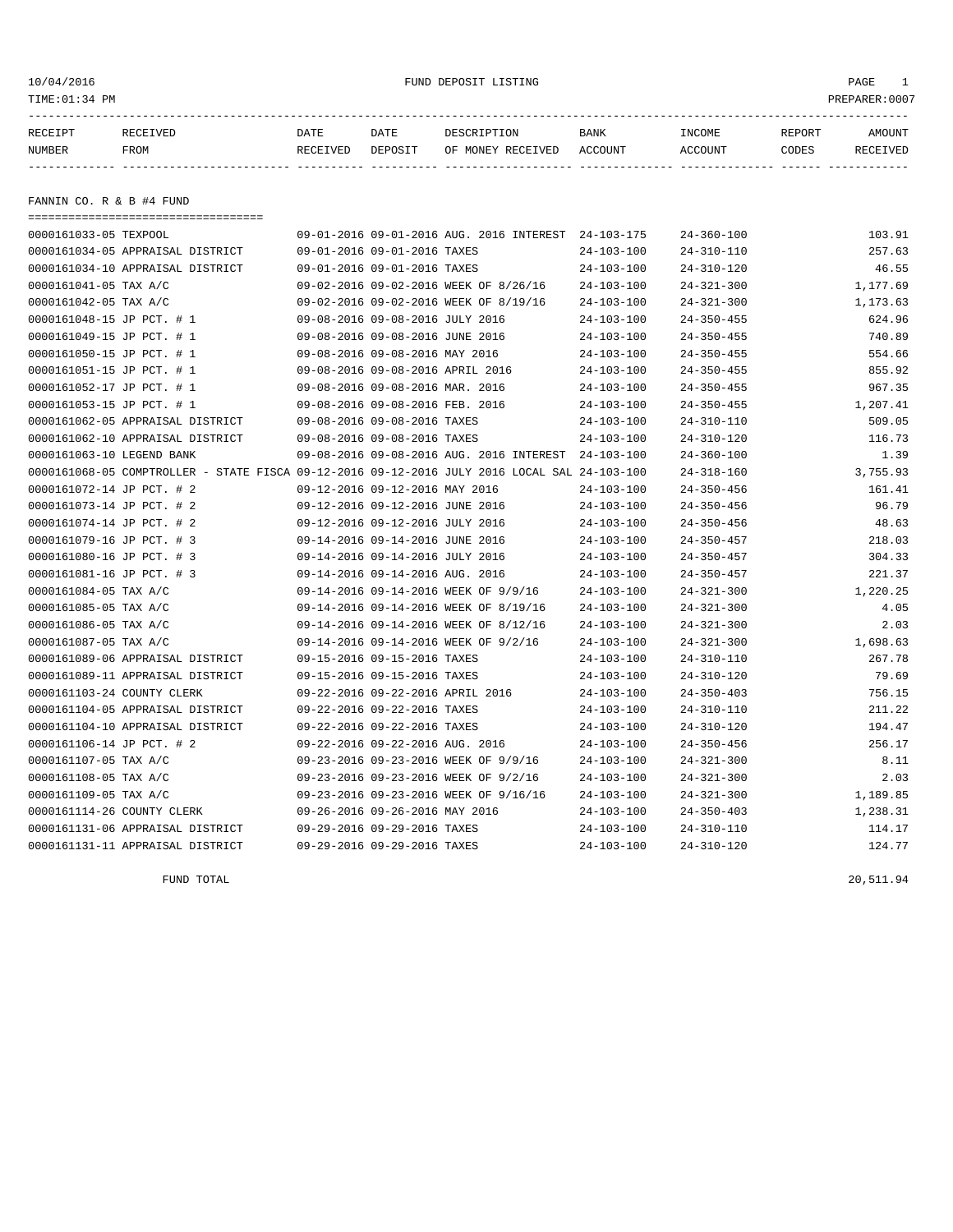10/04/2016 FUND DEPOSIT LISTING

TIME:01:34 PM PREPARER:0007

| RECEIPT NUMBER | RECEIVED FROM | DATE RECEIVED | DATE DEPOSIT | DESCRIPTION OF MONEY RECEIVED | BANK ACCOUNT | INCOME ACCOUNT | REPORT CODES | AMOUNT RECEIVED |
|---|---|---|---|---|---|---|---|---|

## FANNIN CO. R & B #4 FUND

| RECEIPT NUMBER | RECEIVED FROM | DATE RECEIVED | DATE DEPOSIT | DESCRIPTION OF MONEY RECEIVED | BANK ACCOUNT | INCOME ACCOUNT | REPORT CODES | AMOUNT RECEIVED |
|---|---|---|---|---|---|---|---|---|
| 0000161033-05 | TEXPOOL | 09-01-2016 | 09-01-2016 | AUG. 2016 INTEREST | 24-103-175 | 24-360-100 | | 103.91 |
| 0000161034-05 | APPRAISAL DISTRICT | 09-01-2016 | 09-01-2016 | TAXES | 24-103-100 | 24-310-110 | | 257.63 |
| 0000161034-10 | APPRAISAL DISTRICT | 09-01-2016 | 09-01-2016 | TAXES | 24-103-100 | 24-310-120 | | 46.55 |
| 0000161041-05 | TAX A/C | 09-02-2016 | 09-02-2016 | WEEK OF 8/26/16 | 24-103-100 | 24-321-300 | | 1,177.69 |
| 0000161042-05 | TAX A/C | 09-02-2016 | 09-02-2016 | WEEK OF 8/19/16 | 24-103-100 | 24-321-300 | | 1,173.63 |
| 0000161048-15 | JP PCT. # 1 | 09-08-2016 | 09-08-2016 | JULY 2016 | 24-103-100 | 24-350-455 | | 624.96 |
| 0000161049-15 | JP PCT. # 1 | 09-08-2016 | 09-08-2016 | JUNE 2016 | 24-103-100 | 24-350-455 | | 740.89 |
| 0000161050-15 | JP PCT. # 1 | 09-08-2016 | 09-08-2016 | MAY 2016 | 24-103-100 | 24-350-455 | | 554.66 |
| 0000161051-15 | JP PCT. # 1 | 09-08-2016 | 09-08-2016 | APRIL 2016 | 24-103-100 | 24-350-455 | | 855.92 |
| 0000161052-17 | JP PCT. # 1 | 09-08-2016 | 09-08-2016 | MAR. 2016 | 24-103-100 | 24-350-455 | | 967.35 |
| 0000161053-15 | JP PCT. # 1 | 09-08-2016 | 09-08-2016 | FEB. 2016 | 24-103-100 | 24-350-455 | | 1,207.41 |
| 0000161062-05 | APPRAISAL DISTRICT | 09-08-2016 | 09-08-2016 | TAXES | 24-103-100 | 24-310-110 | | 509.05 |
| 0000161062-10 | APPRAISAL DISTRICT | 09-08-2016 | 09-08-2016 | TAXES | 24-103-100 | 24-310-120 | | 116.73 |
| 0000161063-10 | LEGEND BANK | 09-08-2016 | 09-08-2016 | AUG. 2016 INTEREST | 24-103-100 | 24-360-100 | | 1.39 |
| 0000161068-05 | COMPTROLLER - STATE FISCA | 09-12-2016 | 09-12-2016 | JULY 2016 LOCAL SAL | 24-103-100 | 24-318-160 | | 3,755.93 |
| 0000161072-14 | JP PCT. # 2 | 09-12-2016 | 09-12-2016 | MAY 2016 | 24-103-100 | 24-350-456 | | 161.41 |
| 0000161073-14 | JP PCT. # 2 | 09-12-2016 | 09-12-2016 | JUNE 2016 | 24-103-100 | 24-350-456 | | 96.79 |
| 0000161074-14 | JP PCT. # 2 | 09-12-2016 | 09-12-2016 | JULY 2016 | 24-103-100 | 24-350-456 | | 48.63 |
| 0000161079-16 | JP PCT. # 3 | 09-14-2016 | 09-14-2016 | JUNE 2016 | 24-103-100 | 24-350-457 | | 218.03 |
| 0000161080-16 | JP PCT. # 3 | 09-14-2016 | 09-14-2016 | JULY 2016 | 24-103-100 | 24-350-457 | | 304.33 |
| 0000161081-16 | JP PCT. # 3 | 09-14-2016 | 09-14-2016 | AUG. 2016 | 24-103-100 | 24-350-457 | | 221.37 |
| 0000161084-05 | TAX A/C | 09-14-2016 | 09-14-2016 | WEEK OF 9/9/16 | 24-103-100 | 24-321-300 | | 1,220.25 |
| 0000161085-05 | TAX A/C | 09-14-2016 | 09-14-2016 | WEEK OF 8/19/16 | 24-103-100 | 24-321-300 | | 4.05 |
| 0000161086-05 | TAX A/C | 09-14-2016 | 09-14-2016 | WEEK OF 8/12/16 | 24-103-100 | 24-321-300 | | 2.03 |
| 0000161087-05 | TAX A/C | 09-14-2016 | 09-14-2016 | WEEK OF 9/2/16 | 24-103-100 | 24-321-300 | | 1,698.63 |
| 0000161089-06 | APPRAISAL DISTRICT | 09-15-2016 | 09-15-2016 | TAXES | 24-103-100 | 24-310-110 | | 267.78 |
| 0000161089-11 | APPRAISAL DISTRICT | 09-15-2016 | 09-15-2016 | TAXES | 24-103-100 | 24-310-120 | | 79.69 |
| 0000161103-24 | COUNTY CLERK | 09-22-2016 | 09-22-2016 | APRIL 2016 | 24-103-100 | 24-350-403 | | 756.15 |
| 0000161104-05 | APPRAISAL DISTRICT | 09-22-2016 | 09-22-2016 | TAXES | 24-103-100 | 24-310-110 | | 211.22 |
| 0000161104-10 | APPRAISAL DISTRICT | 09-22-2016 | 09-22-2016 | TAXES | 24-103-100 | 24-310-120 | | 194.47 |
| 0000161106-14 | JP PCT. # 2 | 09-22-2016 | 09-22-2016 | AUG. 2016 | 24-103-100 | 24-350-456 | | 256.17 |
| 0000161107-05 | TAX A/C | 09-23-2016 | 09-23-2016 | WEEK OF 9/9/16 | 24-103-100 | 24-321-300 | | 8.11 |
| 0000161108-05 | TAX A/C | 09-23-2016 | 09-23-2016 | WEEK OF 9/2/16 | 24-103-100 | 24-321-300 | | 2.03 |
| 0000161109-05 | TAX A/C | 09-23-2016 | 09-23-2016 | WEEK OF 9/16/16 | 24-103-100 | 24-321-300 | | 1,189.85 |
| 0000161114-26 | COUNTY CLERK | 09-26-2016 | 09-26-2016 | MAY 2016 | 24-103-100 | 24-350-403 | | 1,238.31 |
| 0000161131-06 | APPRAISAL DISTRICT | 09-29-2016 | 09-29-2016 | TAXES | 24-103-100 | 24-310-110 | | 114.17 |
| 0000161131-11 | APPRAISAL DISTRICT | 09-29-2016 | 09-29-2016 | TAXES | 24-103-100 | 24-310-120 | | 124.77 |
| | FUND TOTAL | | | | | | | 20,511.94 |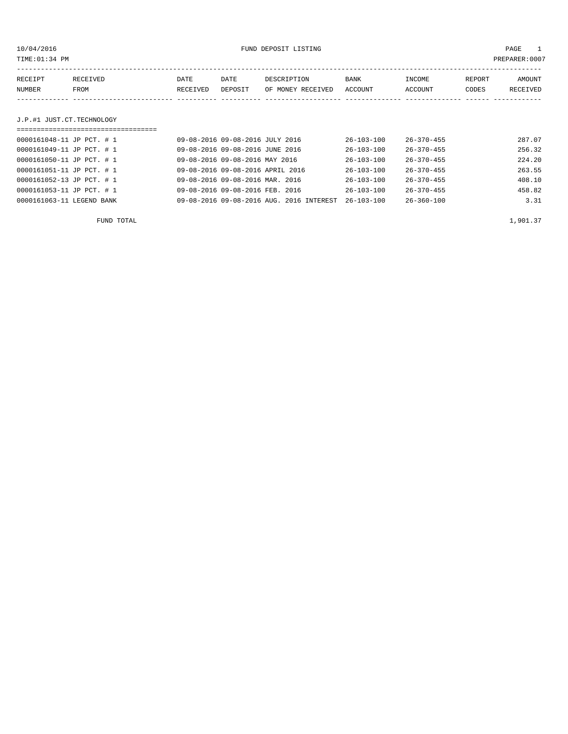10/04/2016 FUND DEPOSIT LISTING PAGE 1

TIME:01:34 PM PREPARER:0007

| RECEIPT NUMBER | RECEIVED FROM | DATE RECEIVED | DATE DEPOSIT | DESCRIPTION OF MONEY RECEIVED | BANK ACCOUNT | INCOME ACCOUNT | REPORT CODES | AMOUNT RECEIVED |
|---|---|---|---|---|---|---|---|---|

J.P.#1 JUST.CT.TECHNOLOGY

| RECEIPT NUMBER | RECEIVED FROM | DATE RECEIVED | DATE DEPOSIT | DESCRIPTION OF MONEY RECEIVED | BANK ACCOUNT | INCOME ACCOUNT | REPORT CODES | AMOUNT RECEIVED |
|---|---|---|---|---|---|---|---|---|
| 0000161048-11 | JP PCT. # 1 | 09-08-2016 | 09-08-2016 | JULY 2016 | 26-103-100 | 26-370-455 | | 287.07 |
| 0000161049-11 | JP PCT. # 1 | 09-08-2016 | 09-08-2016 | JUNE 2016 | 26-103-100 | 26-370-455 | | 256.32 |
| 0000161050-11 | JP PCT. # 1 | 09-08-2016 | 09-08-2016 | MAY 2016 | 26-103-100 | 26-370-455 | | 224.20 |
| 0000161051-11 | JP PCT. # 1 | 09-08-2016 | 09-08-2016 | APRIL 2016 | 26-103-100 | 26-370-455 | | 263.55 |
| 0000161052-13 | JP PCT. # 1 | 09-08-2016 | 09-08-2016 | MAR. 2016 | 26-103-100 | 26-370-455 | | 408.10 |
| 0000161053-11 | JP PCT. # 1 | 09-08-2016 | 09-08-2016 | FEB. 2016 | 26-103-100 | 26-370-455 | | 458.82 |
| 0000161063-11 | LEGEND BANK | 09-08-2016 | 09-08-2016 | AUG. 2016 INTEREST | 26-103-100 | 26-360-100 | | 3.31 |

FUND TOTAL 1,901.37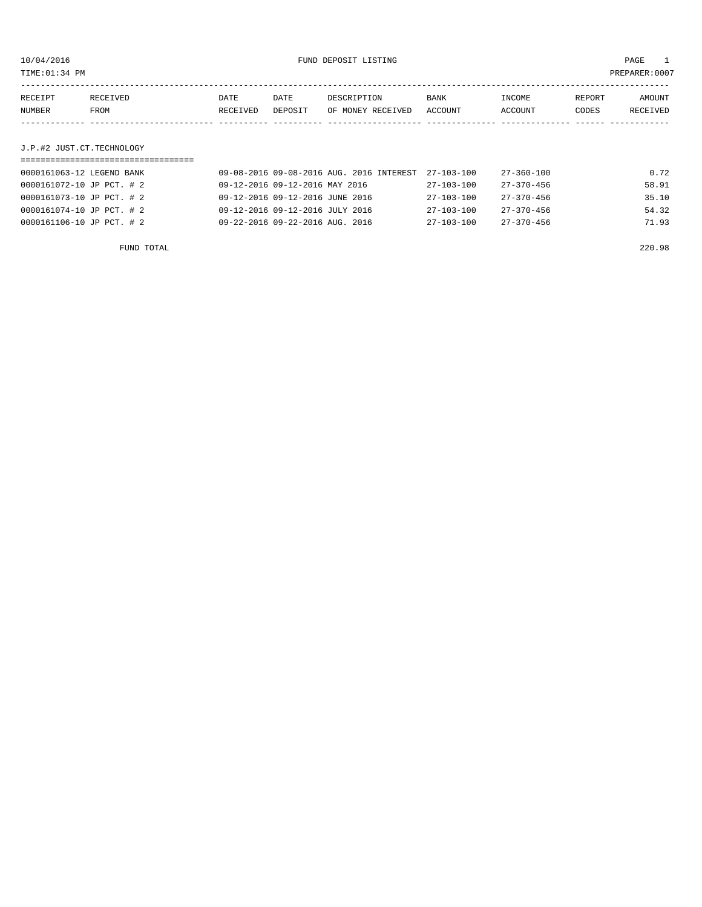10/04/2016 FUND DEPOSIT LISTING

TIME:01:34 PM PREPARER:0007

| RECEIPT NUMBER | RECEIVED FROM | DATE RECEIVED | DATE DEPOSIT | DESCRIPTION OF MONEY RECEIVED | BANK ACCOUNT | INCOME ACCOUNT | REPORT CODES | AMOUNT RECEIVED |
|---|---|---|---|---|---|---|---|---|
| **J.P.#2 JUST.CT.TECHNOLOGY** | | | | | | | | |
| 0000161063-12 | LEGEND BANK | 09-08-2016 | 09-08-2016 | AUG. 2016 INTEREST | 27-103-100 | 27-360-100 | | 0.72 |
| 0000161072-10 | JP PCT. # 2 | 09-12-2016 | 09-12-2016 | MAY 2016 | 27-103-100 | 27-370-456 | | 58.91 |
| 0000161073-10 | JP PCT. # 2 | 09-12-2016 | 09-12-2016 | JUNE 2016 | 27-103-100 | 27-370-456 | | 35.10 |
| 0000161074-10 | JP PCT. # 2 | 09-12-2016 | 09-12-2016 | JULY 2016 | 27-103-100 | 27-370-456 | | 54.32 |
| 0000161106-10 | JP PCT. # 2 | 09-22-2016 | 09-22-2016 | AUG. 2016 | 27-103-100 | 27-370-456 | | 71.93 |
| | FUND TOTAL | | | | | | | 220.98 |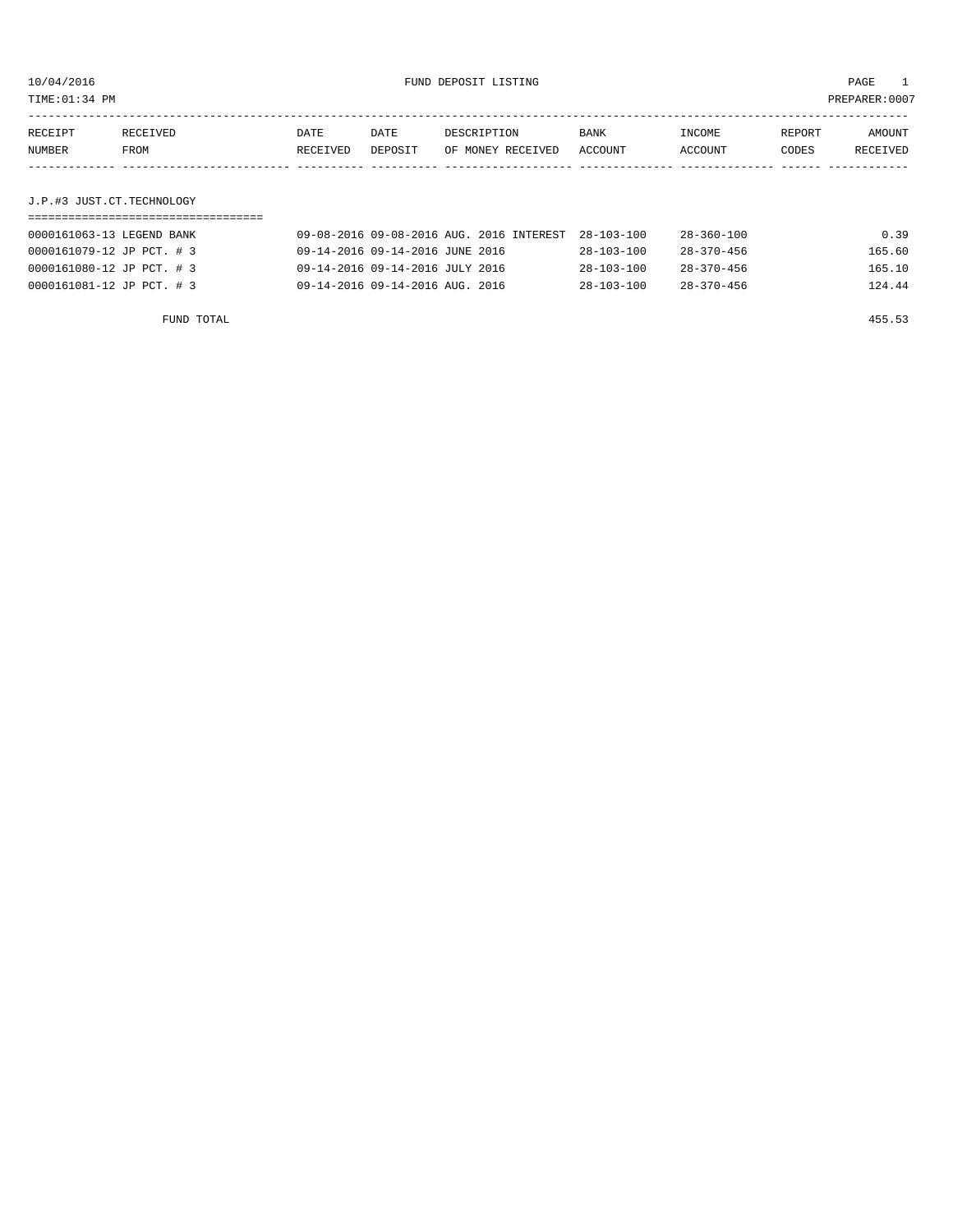10/04/2016 FUND DEPOSIT LISTING

TIME:01:34 PM PREPARER:0007

| RECEIPT NUMBER | RECEIVED FROM | DATE RECEIVED | DATE DEPOSIT | DESCRIPTION OF MONEY RECEIVED | BANK ACCOUNT | INCOME ACCOUNT | REPORT CODES | AMOUNT RECEIVED |
|---|---|---|---|---|---|---|---|---|

## J.P.#3 JUST.CT.TECHNOLOGY

| RECEIPT NUMBER | RECEIVED FROM | DATE RECEIVED | DATE DEPOSIT | DESCRIPTION OF MONEY RECEIVED | BANK ACCOUNT | INCOME ACCOUNT | REPORT CODES | AMOUNT RECEIVED |
|---|---|---|---|---|---|---|---|---|
| 0000161063-13 | LEGEND BANK | 09-08-2016 | 09-08-2016 | AUG. 2016 INTEREST | 28-103-100 | 28-360-100 | | 0.39 |
| 0000161079-12 | JP PCT. # 3 | 09-14-2016 | 09-14-2016 | JUNE 2016 | 28-103-100 | 28-370-456 | | 165.60 |
| 0000161080-12 | JP PCT. # 3 | 09-14-2016 | 09-14-2016 | JULY 2016 | 28-103-100 | 28-370-456 | | 165.10 |
| 0000161081-12 | JP PCT. # 3 | 09-14-2016 | 09-14-2016 | AUG. 2016 | 28-103-100 | 28-370-456 | | 124.44 |
| | FUND TOTAL | | | | | | | 455.53 |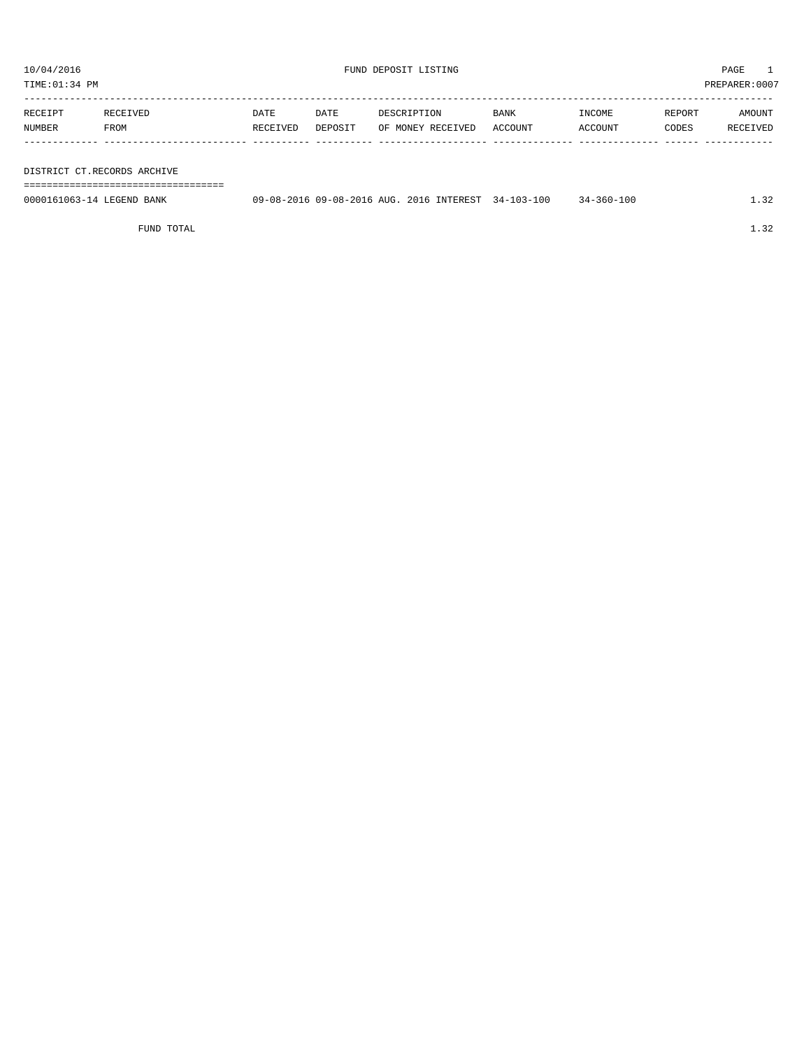10/04/2016 FUND DEPOSIT LISTING PAGE 1

TIME:01:34 PM PREPARER:0007

| RECEIPT NUMBER | RECEIVED FROM | DATE RECEIVED | DATE DEPOSIT | DESCRIPTION OF MONEY RECEIVED | BANK ACCOUNT | INCOME ACCOUNT | REPORT CODES | AMOUNT RECEIVED |
|---|---|---|---|---|---|---|---|---|
| **DISTRICT CT.RECORDS ARCHIVE** | | | | | | | | |
| 0000161063-14 | LEGEND BANK | 09-08-2016 | 09-08-2016 | AUG. 2016 INTEREST | 34-103-100 | 34-360-100 | | 1.32 |
| | FUND TOTAL | | | | | | | 1.32 |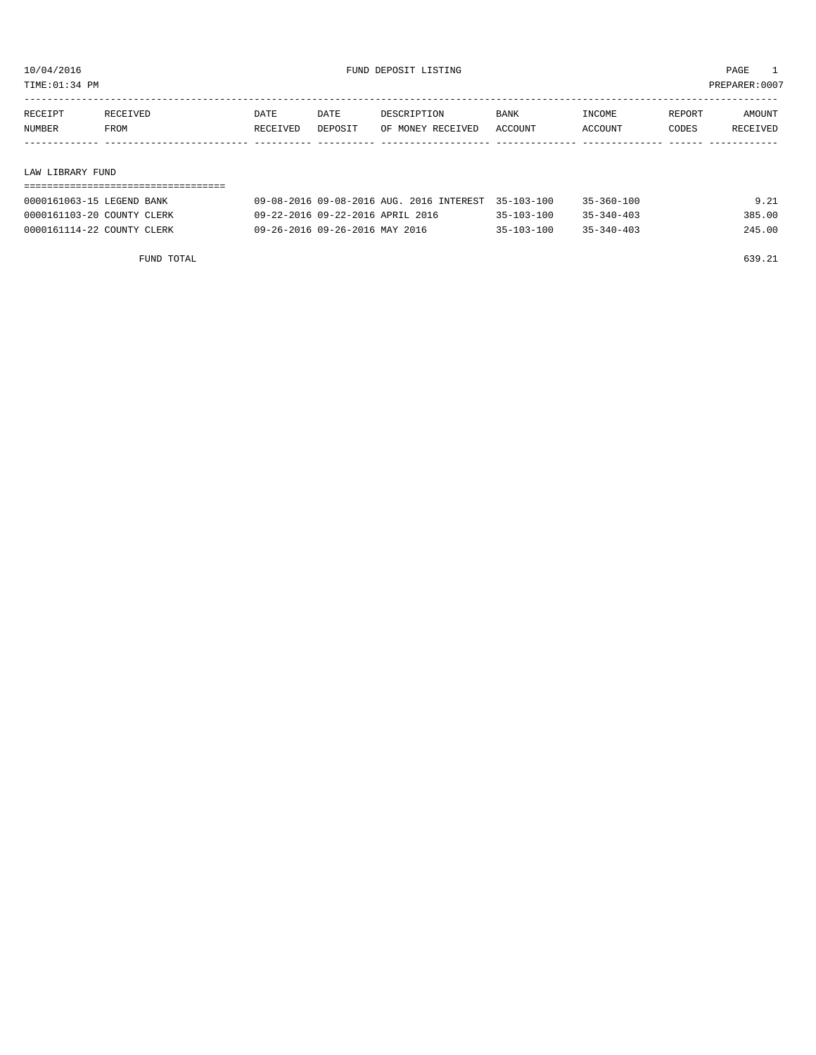10/04/2016 FUND DEPOSIT LISTING PAGE 1
TIME:01:34 PM PREPARER:0007

| RECEIPT NUMBER | RECEIVED FROM | DATE RECEIVED | DATE DEPOSIT | DESCRIPTION OF MONEY RECEIVED | BANK ACCOUNT | INCOME ACCOUNT | REPORT CODES | AMOUNT RECEIVED |
|---|---|---|---|---|---|---|---|---|
| **LAW LIBRARY FUND** | | | | | | | | |
| 0000161063-15 | LEGEND BANK | 09-08-2016 | 09-08-2016 | AUG. 2016 INTEREST | 35-103-100 | 35-360-100 | | 9.21 |
| 0000161103-20 | COUNTY CLERK | 09-22-2016 | 09-22-2016 | APRIL 2016 | 35-103-100 | 35-340-403 | | 385.00 |
| 0000161114-22 | COUNTY CLERK | 09-26-2016 | 09-26-2016 | MAY 2016 | 35-103-100 | 35-340-403 | | 245.00 |
| | FUND TOTAL | | | | | | | 639.21 |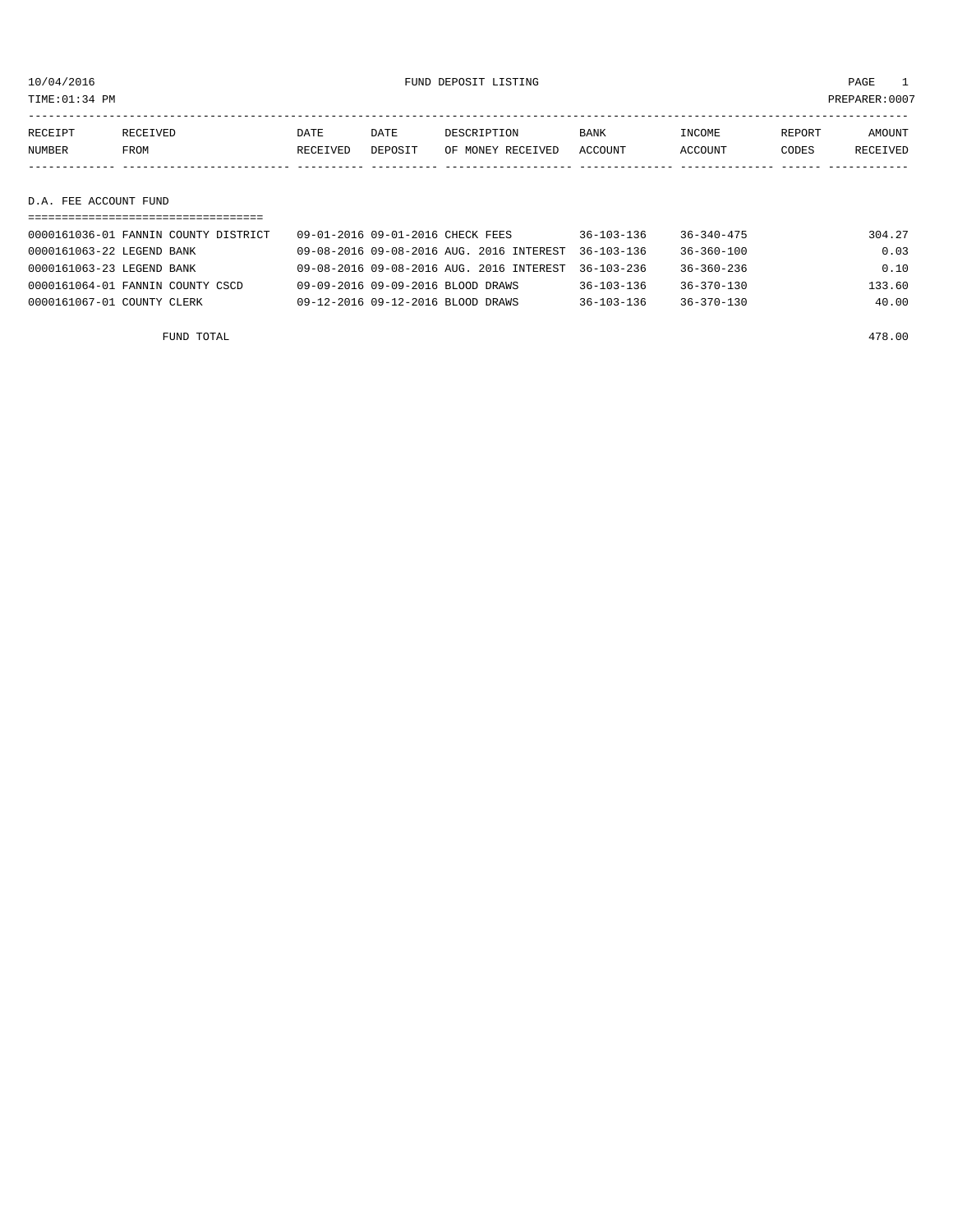10/04/2016 FUND DEPOSIT LISTING

TIME:01:34 PM PREPARER:0007

| RECEIPT NUMBER | RECEIVED FROM | DATE RECEIVED | DATE DEPOSIT | DESCRIPTION OF MONEY RECEIVED | BANK ACCOUNT | INCOME ACCOUNT | REPORT CODES | AMOUNT RECEIVED |
|---|---|---|---|---|---|---|---|---|
| **D.A. FEE ACCOUNT FUND** | | | | | | | | |
| 0000161036-01 | FANNIN COUNTY DISTRICT | 09-01-2016 | 09-01-2016 | CHECK FEES | 36-103-136 | 36-340-475 | | 304.27 |
| 0000161063-22 | LEGEND BANK | 09-08-2016 | 09-08-2016 | AUG. 2016 INTEREST | 36-103-136 | 36-360-100 | | 0.03 |
| 0000161063-23 | LEGEND BANK | 09-08-2016 | 09-08-2016 | AUG. 2016 INTEREST | 36-103-236 | 36-360-236 | | 0.10 |
| 0000161064-01 | FANNIN COUNTY CSCD | 09-09-2016 | 09-09-2016 | BLOOD DRAWS | 36-103-136 | 36-370-130 | | 133.60 |
| 0000161067-01 | COUNTY CLERK | 09-12-2016 | 09-12-2016 | BLOOD DRAWS | 36-103-136 | 36-370-130 | | 40.00 |
| | FUND TOTAL | | | | | | | 478.00 |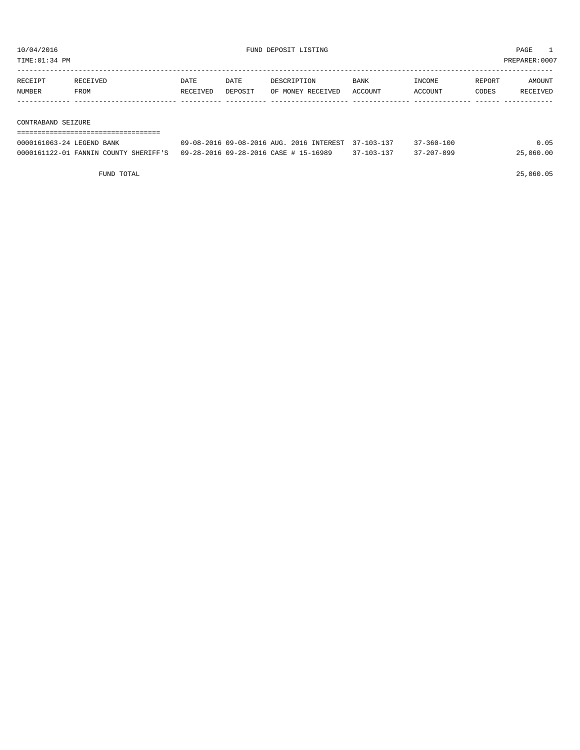10/04/2016 FUND DEPOSIT LISTING PAGE 1

TIME:01:34 PM PREPARER:0007

| RECEIPT NUMBER | RECEIVED FROM | DATE RECEIVED | DATE DEPOSIT | DESCRIPTION OF MONEY RECEIVED | BANK ACCOUNT | INCOME ACCOUNT | REPORT CODES | AMOUNT RECEIVED |
|---|---|---|---|---|---|---|---|---|
| **CONTRABAND SEIZURE** | | | | | | | | |
| 0000161063-24 | LEGEND BANK | 09-08-2016 | 09-08-2016 | AUG. 2016 INTEREST | 37-103-137 | 37-360-100 | | 0.05 |
| 0000161122-01 | FANNIN COUNTY SHERIFF'S | 09-28-2016 | 09-28-2016 | CASE # 15-16989 | 37-103-137 | 37-207-099 | | 25,060.00 |
| | FUND TOTAL | | | | | | | 25,060.05 |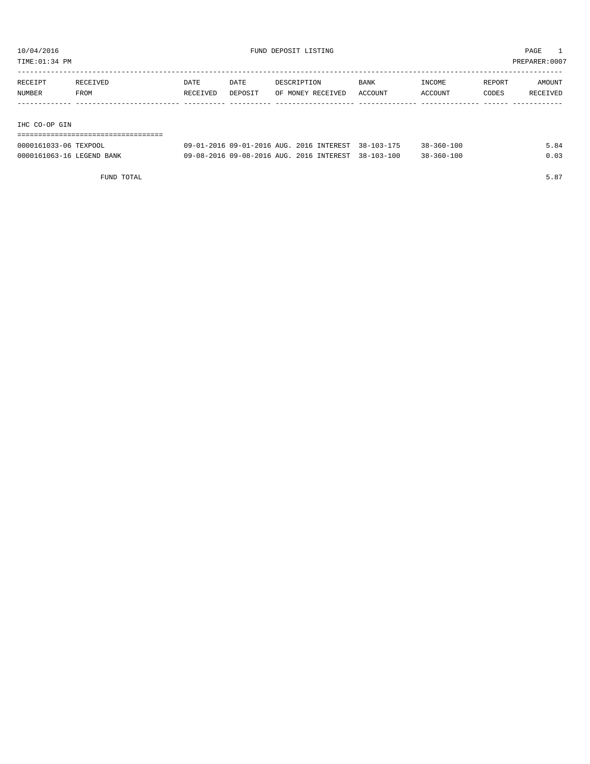10/04/2016 FUND DEPOSIT LISTING

TIME:01:34 PM PREPARER:0007

| RECEIPT NUMBER | RECEIVED FROM | DATE RECEIVED | DATE DEPOSIT | DESCRIPTION OF MONEY RECEIVED | BANK ACCOUNT | INCOME ACCOUNT | REPORT CODES | AMOUNT RECEIVED |
|---|---|---|---|---|---|---|---|---|

## IHC CO-OP GIN

| RECEIPT NUMBER | RECEIVED FROM | DATE RECEIVED | DATE DEPOSIT | DESCRIPTION OF MONEY RECEIVED | BANK ACCOUNT | INCOME ACCOUNT | REPORT CODES | AMOUNT RECEIVED |
|---|---|---|---|---|---|---|---|---|
| 0000161033-06 | TEXPOOL | 09-01-2016 | 09-01-2016 | AUG. 2016 INTEREST | 38-103-175 | 38-360-100 | | 5.84 |
| 0000161063-16 | LEGEND BANK | 09-08-2016 | 09-08-2016 | AUG. 2016 INTEREST | 38-103-100 | 38-360-100 | | 0.03 |
| | FUND TOTAL | | | | | | | 5.87 |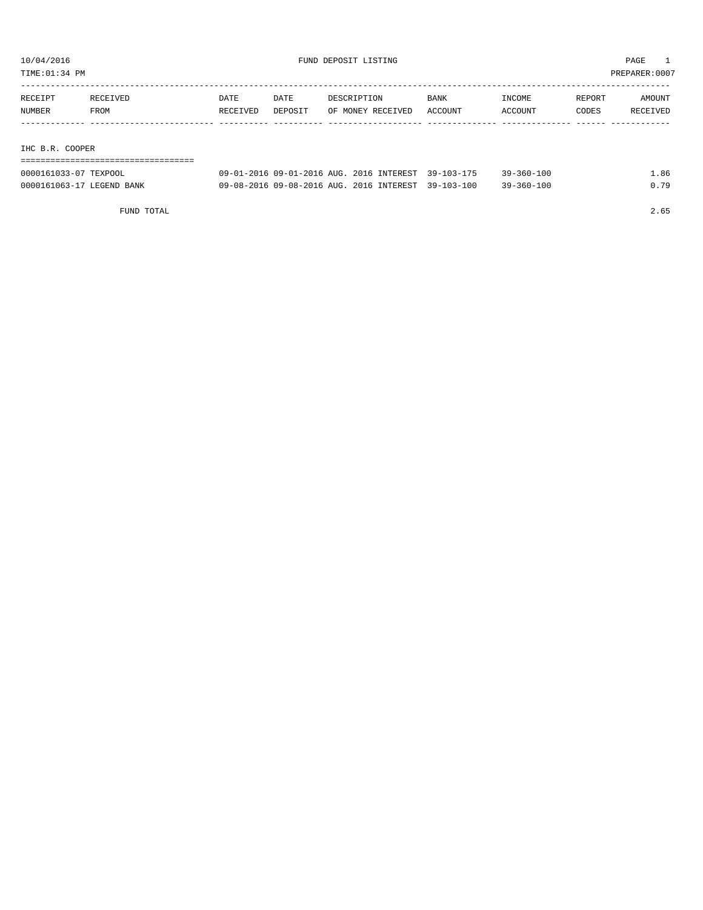10/04/2016 FUND DEPOSIT LISTING PAGE 1

TIME:01:34 PM PREPARER:0007

| RECEIPT NUMBER | RECEIVED FROM | DATE RECEIVED | DATE DEPOSIT | DESCRIPTION OF MONEY RECEIVED | BANK ACCOUNT | INCOME ACCOUNT | REPORT CODES | AMOUNT RECEIVED |
|---|---|---|---|---|---|---|---|---|
| **IHC B.R. COOPER** | | | | | | | | |
| 0000161033-07 | TEXPOOL | 09-01-2016 | 09-01-2016 | AUG. 2016 INTEREST | 39-103-175 | 39-360-100 | | 1.86 |
| 0000161063-17 | LEGEND BANK | 09-08-2016 | 09-08-2016 | AUG. 2016 INTEREST | 39-103-100 | 39-360-100 | | 0.79 |
| | FUND TOTAL | | | | | | | 2.65 |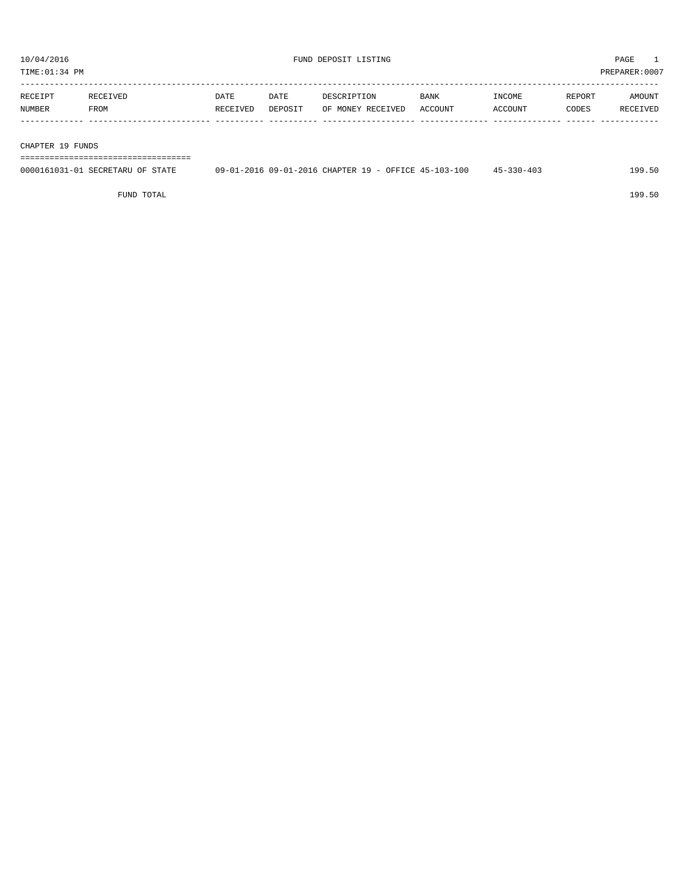10/04/2016 FUND DEPOSIT LISTING PAGE 1

TIME:01:34 PM PREPARER:0007

| RECEIPT NUMBER | RECEIVED FROM | DATE RECEIVED | DATE DEPOSIT | DESCRIPTION OF MONEY RECEIVED | BANK ACCOUNT | INCOME ACCOUNT | REPORT CODES | AMOUNT RECEIVED |
|---|---|---|---|---|---|---|---|---|
| CHAPTER 19 FUNDS | | | | | | | | |
| 0000161031-01 | SECRETARU OF STATE | 09-01-2016 | 09-01-2016 | CHAPTER 19 - OFFICE | 45-103-100 | 45-330-403 | | 199.50 |
| | FUND TOTAL | | | | | | | 199.50 |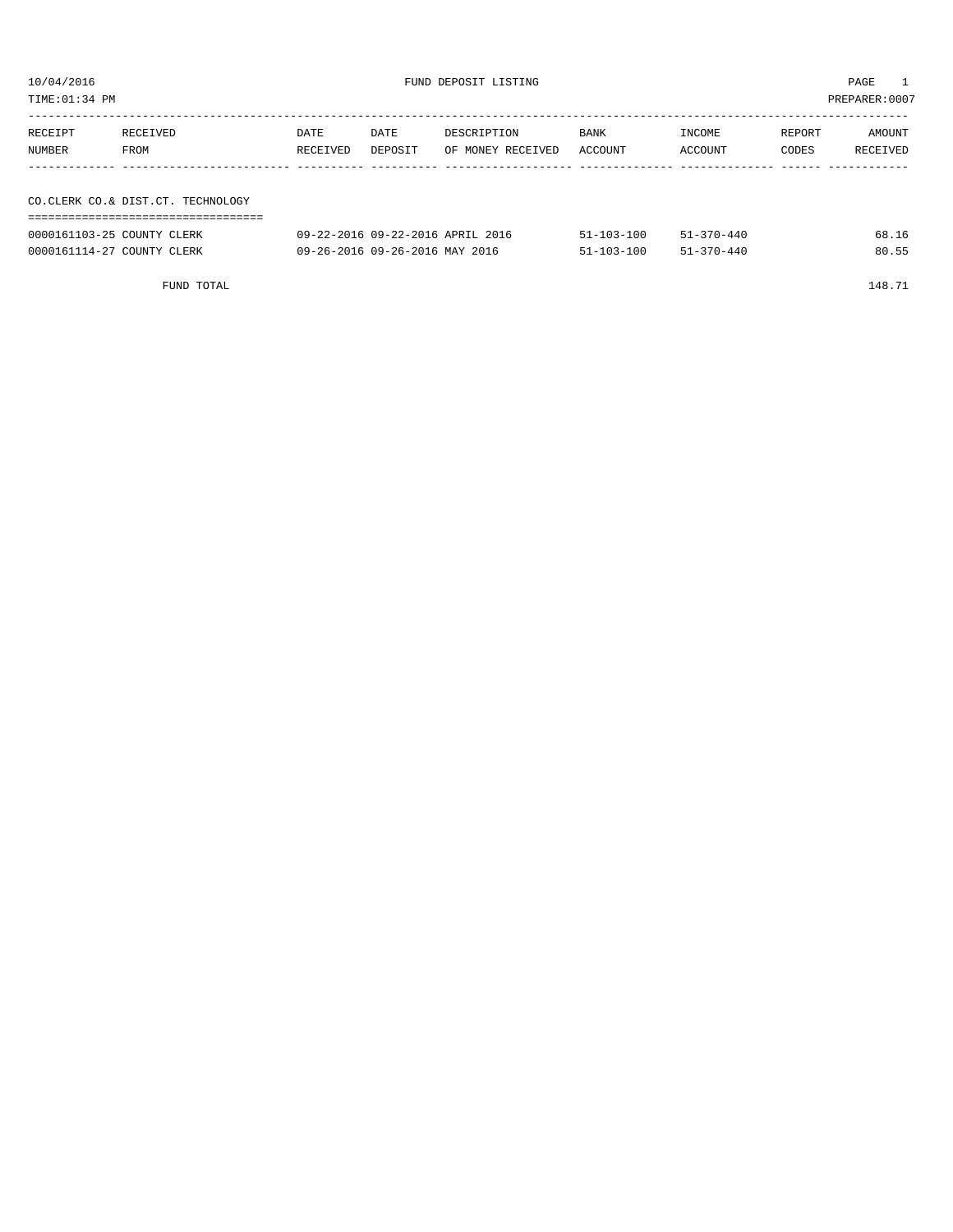10/04/2016 FUND DEPOSIT LISTING

TIME:01:34 PM PREPARER:0007

| RECEIPT NUMBER | RECEIVED FROM | DATE RECEIVED | DATE DEPOSIT | DESCRIPTION OF MONEY RECEIVED | BANK ACCOUNT | INCOME ACCOUNT | REPORT CODES | AMOUNT RECEIVED |
|---|---|---|---|---|---|---|---|---|

## CO.CLERK CO.& DIST.CT. TECHNOLOGY

| RECEIPT NUMBER | RECEIVED FROM | DATE RECEIVED | DATE DEPOSIT | DESCRIPTION OF MONEY RECEIVED | BANK ACCOUNT | INCOME ACCOUNT | REPORT CODES | AMOUNT RECEIVED |
|---|---|---|---|---|---|---|---|---|
| 0000161103-25 | COUNTY CLERK | 09-22-2016 | 09-22-2016 | APRIL 2016 | 51-103-100 | 51-370-440 | | 68.16 |
| 0000161114-27 | COUNTY CLERK | 09-26-2016 | 09-26-2016 | MAY 2016 | 51-103-100 | 51-370-440 | | 80.55 |
| | FUND TOTAL | | | | | | | 148.71 |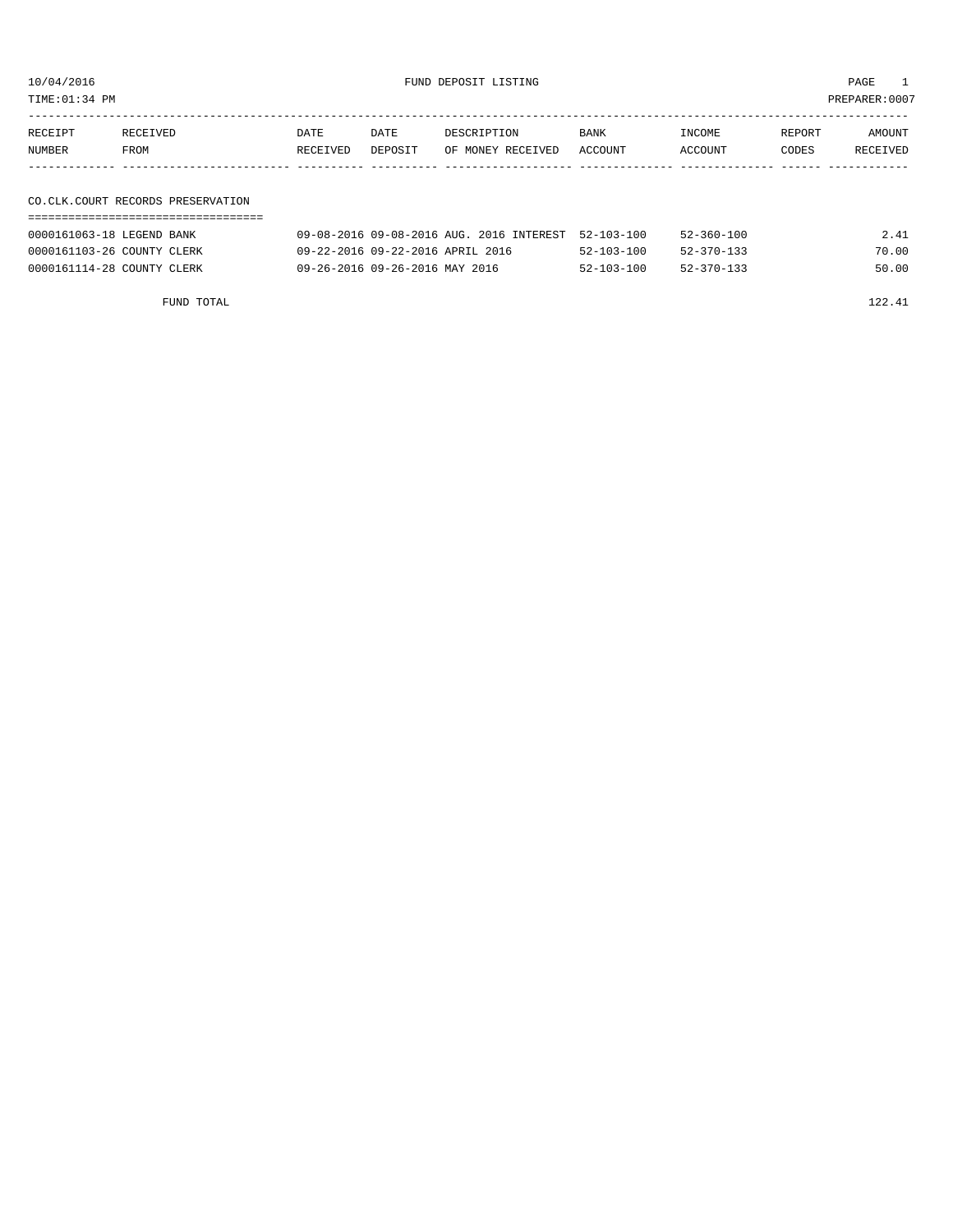10/04/2016 FUND DEPOSIT LISTING

TIME:01:34 PM PREPARER:0007

| RECEIPT NUMBER | RECEIVED FROM | DATE RECEIVED | DATE DEPOSIT | DESCRIPTION OF MONEY RECEIVED | BANK ACCOUNT | INCOME ACCOUNT | REPORT CODES | AMOUNT RECEIVED |
|---|---|---|---|---|---|---|---|---|

## CO.CLK.COURT RECORDS PRESERVATION

| RECEIPT NUMBER | RECEIVED FROM | DATE RECEIVED | DATE DEPOSIT | DESCRIPTION OF MONEY RECEIVED | BANK ACCOUNT | INCOME ACCOUNT | REPORT CODES | AMOUNT RECEIVED |
|---|---|---|---|---|---|---|---|---|
| 0000161063-18 | LEGEND BANK | 09-08-2016 | 09-08-2016 | AUG. 2016 INTEREST | 52-103-100 | 52-360-100 | | 2.41 |
| 0000161103-26 | COUNTY CLERK | 09-22-2016 | 09-22-2016 | APRIL 2016 | 52-103-100 | 52-370-133 | | 70.00 |
| 0000161114-28 | COUNTY CLERK | 09-26-2016 | 09-26-2016 | MAY 2016 | 52-103-100 | 52-370-133 | | 50.00 |
| | FUND TOTAL | | | | | | | 122.41 |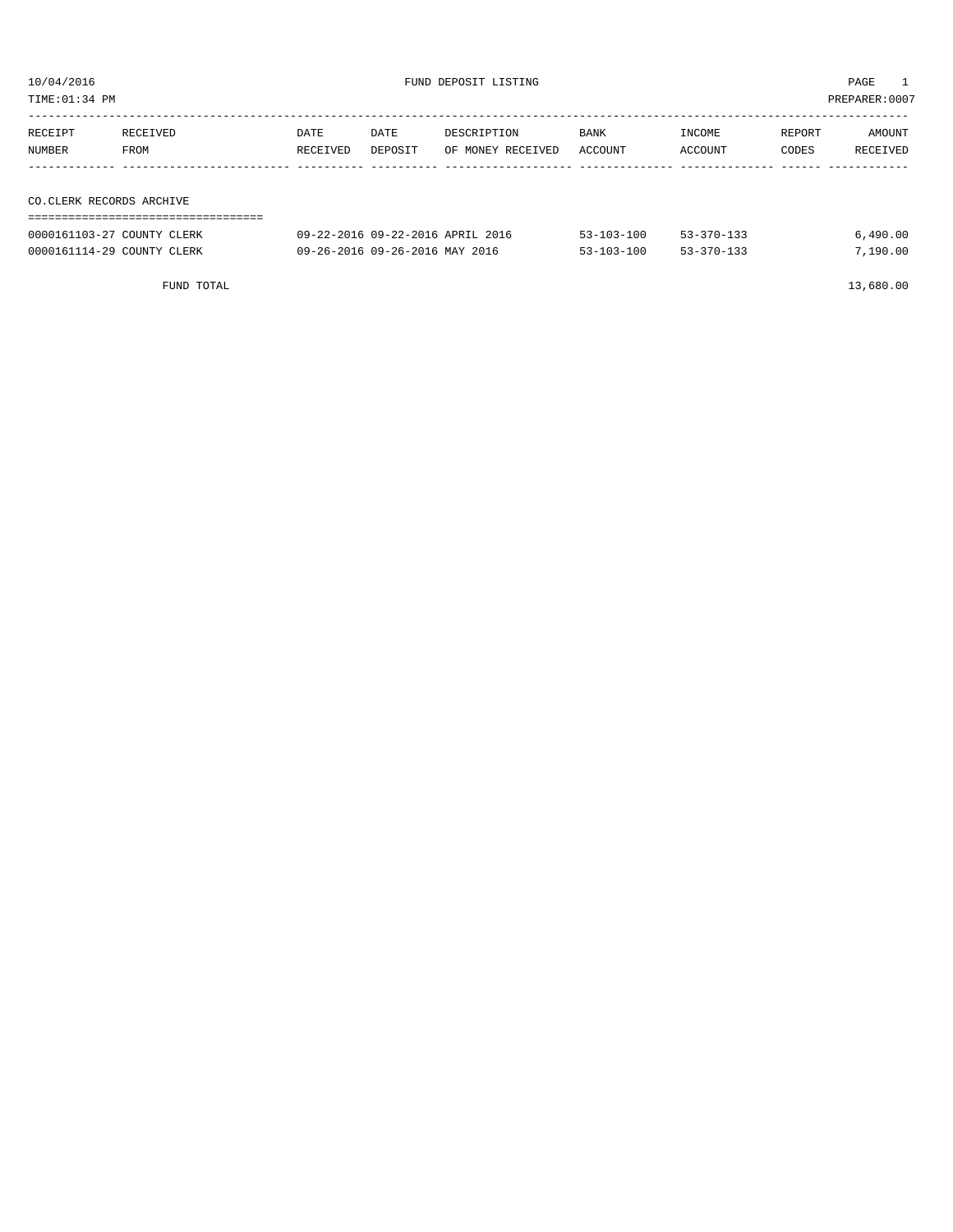10/04/2016 FUND DEPOSIT LISTING PAGE 1
TIME:01:34 PM PREPARER:0007

| RECEIPT NUMBER | RECEIVED FROM | DATE RECEIVED | DATE DEPOSIT | DESCRIPTION OF MONEY RECEIVED | BANK ACCOUNT | INCOME ACCOUNT | REPORT CODES | AMOUNT RECEIVED |
|---|---|---|---|---|---|---|---|---|

## CO.CLERK RECORDS ARCHIVE

| RECEIPT NUMBER | RECEIVED FROM | DATE RECEIVED | DATE DEPOSIT | DESCRIPTION OF MONEY RECEIVED | BANK ACCOUNT | INCOME ACCOUNT | REPORT CODES | AMOUNT RECEIVED |
|---|---|---|---|---|---|---|---|---|
| 0000161103-27 | COUNTY CLERK | 09-22-2016 | 09-22-2016 | APRIL 2016 | 53-103-100 | 53-370-133 | | 6,490.00 |
| 0000161114-29 | COUNTY CLERK | 09-26-2016 | 09-26-2016 | MAY 2016 | 53-103-100 | 53-370-133 | | 7,190.00 |

FUND TOTAL 13,680.00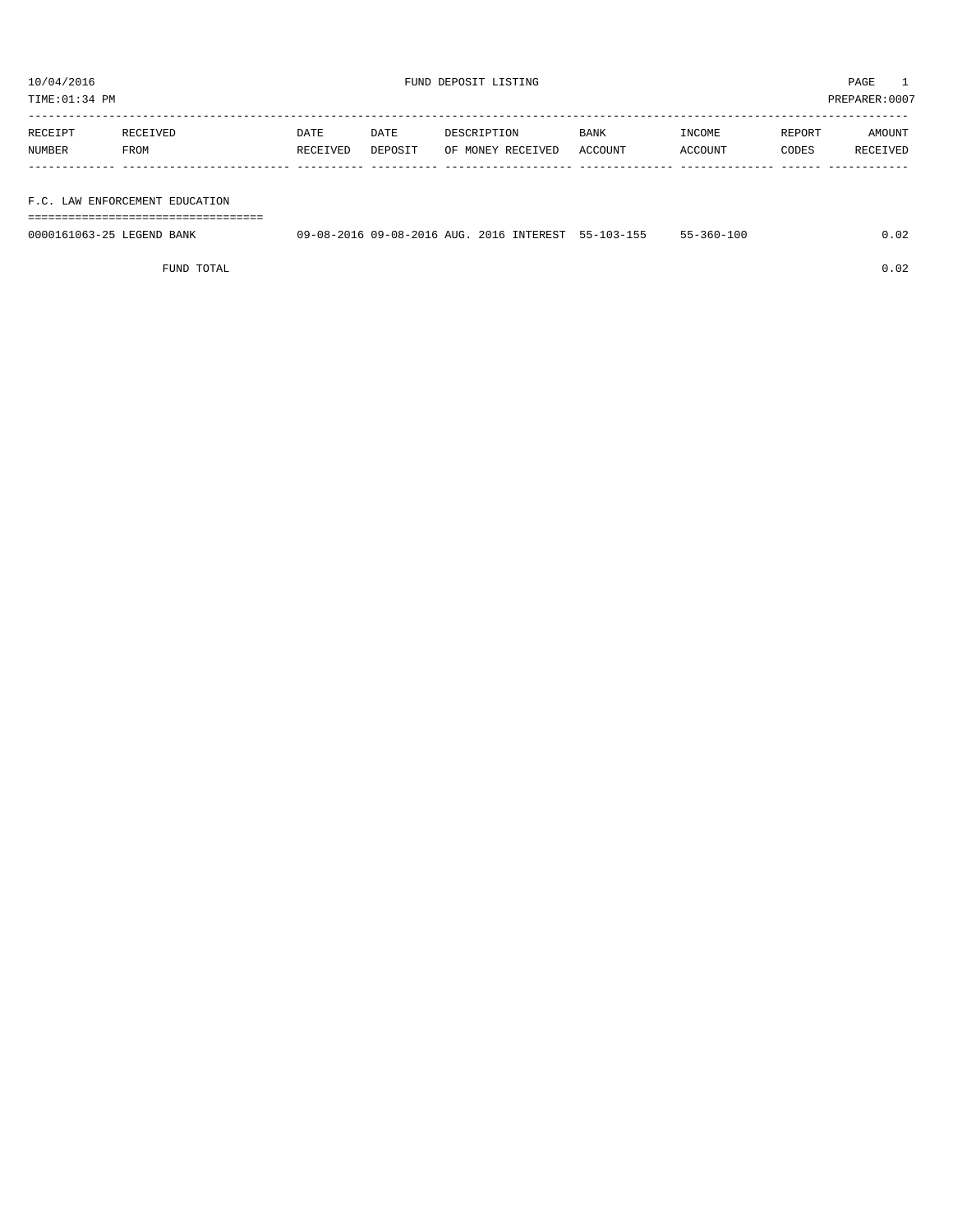10/04/2016 FUND DEPOSIT LISTING PAGE 1

TIME:01:34 PM PREPARER:0007

| RECEIPT NUMBER | RECEIVED FROM | DATE RECEIVED | DATE DEPOSIT | DESCRIPTION OF MONEY RECEIVED | BANK ACCOUNT | INCOME ACCOUNT | REPORT CODES | AMOUNT RECEIVED |
|---|---|---|---|---|---|---|---|---|
| **F.C. LAW ENFORCEMENT EDUCATION** | | | | | | | | |
| 0000161063-25 | LEGEND BANK | 09-08-2016 | 09-08-2016 | AUG. 2016 INTEREST | 55-103-155 | 55-360-100 | | 0.02 |
| | FUND TOTAL | | | | | | | 0.02 |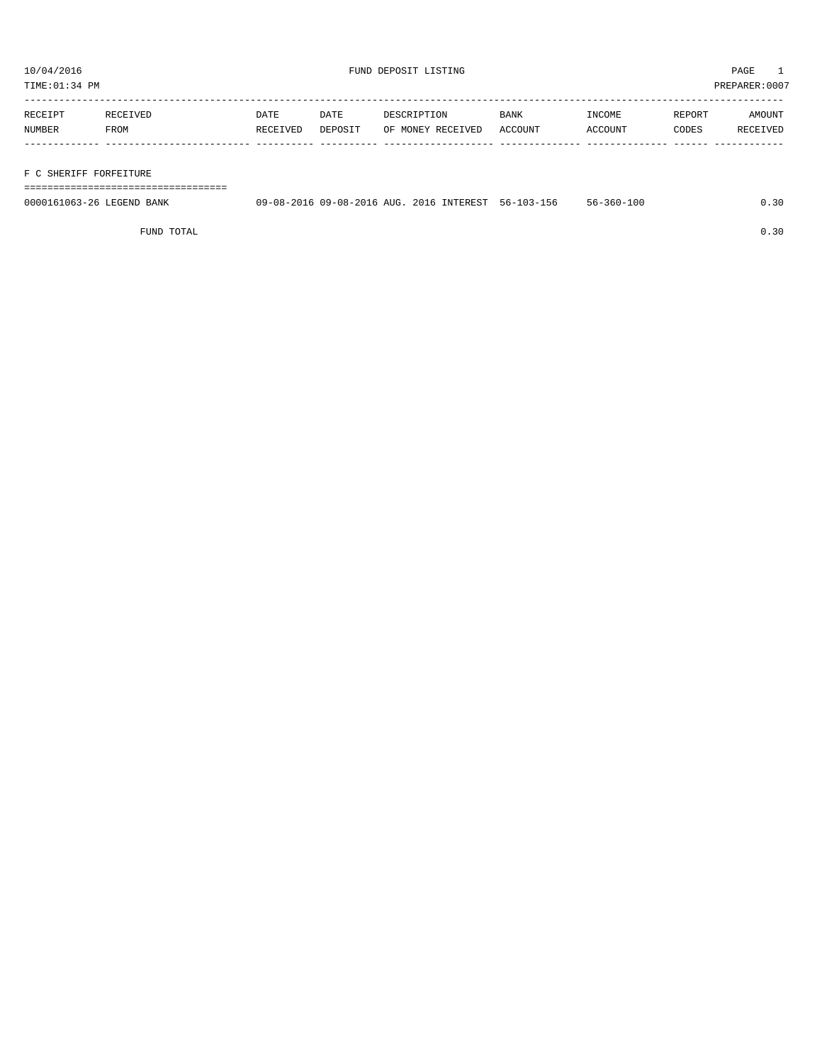10/04/2016 FUND DEPOSIT LISTING

TIME:01:34 PM PREPARER:0007

| RECEIPT NUMBER | RECEIVED FROM | DATE RECEIVED | DATE DEPOSIT | DESCRIPTION OF MONEY RECEIVED | BANK ACCOUNT | INCOME ACCOUNT | REPORT CODES | AMOUNT RECEIVED |
|---|---|---|---|---|---|---|---|---|
| **F C SHERIFF FORFEITURE** | | | | | | | | |
| 0000161063-26 | LEGEND BANK | 09-08-2016 | 09-08-2016 | AUG. 2016 INTEREST | 56-103-156 | 56-360-100 | | 0.30 |
| | FUND TOTAL | | | | | | | 0.30 |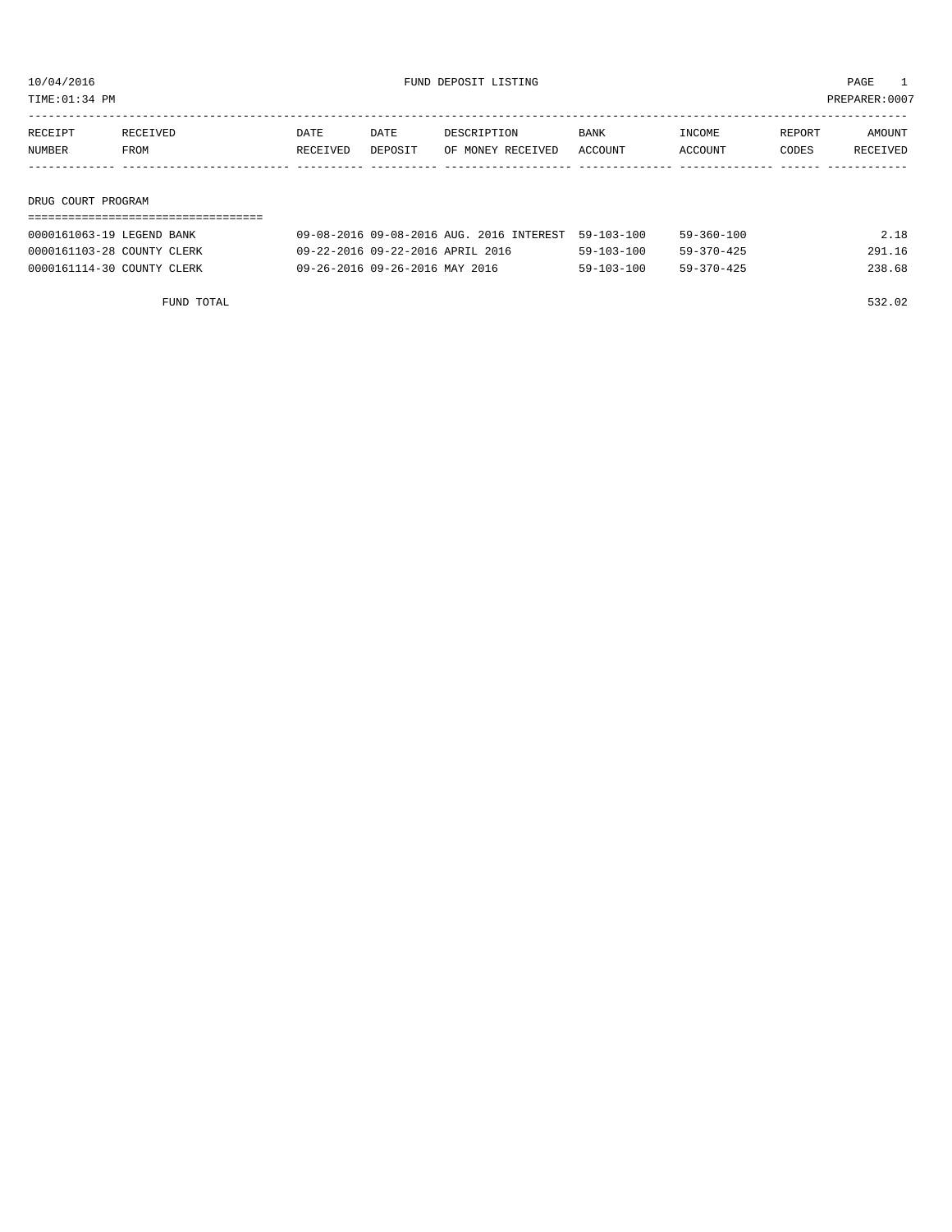10/04/2016 FUND DEPOSIT LISTING

TIME:01:34 PM PREPARER:0007

| RECEIPT NUMBER | RECEIVED FROM | DATE RECEIVED | DATE DEPOSIT | DESCRIPTION OF MONEY RECEIVED | BANK ACCOUNT | INCOME ACCOUNT | REPORT CODES | AMOUNT RECEIVED |
|---|---|---|---|---|---|---|---|---|

## DRUG COURT PROGRAM

| RECEIPT NUMBER | RECEIVED FROM | DATE RECEIVED | DATE DEPOSIT | DESCRIPTION OF MONEY RECEIVED | BANK ACCOUNT | INCOME ACCOUNT | REPORT CODES | AMOUNT RECEIVED |
|---|---|---|---|---|---|---|---|---|
| 0000161063-19 | LEGEND BANK | 09-08-2016 | 09-08-2016 | AUG. 2016 INTEREST | 59-103-100 | 59-360-100 | | 2.18 |
| 0000161103-28 | COUNTY CLERK | 09-22-2016 | 09-22-2016 | APRIL 2016 | 59-103-100 | 59-370-425 | | 291.16 |
| 0000161114-30 | COUNTY CLERK | 09-26-2016 | 09-26-2016 | MAY 2016 | 59-103-100 | 59-370-425 | | 238.68 |

FUND TOTAL 532.02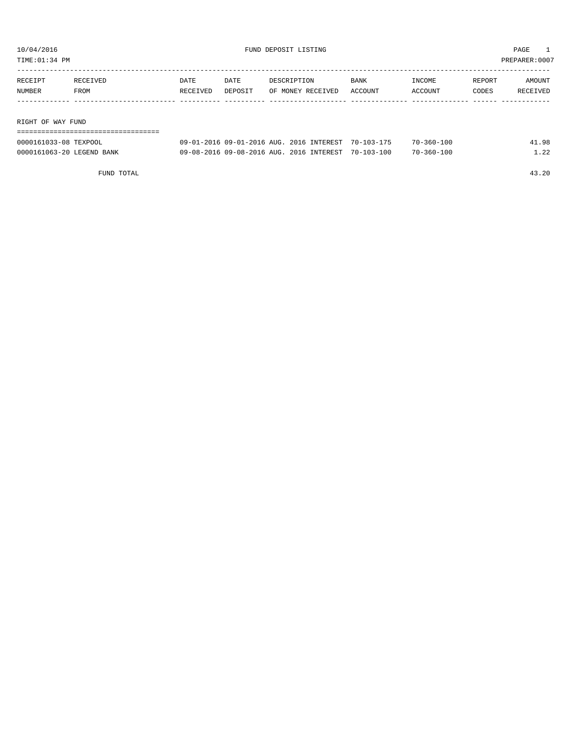10/04/2016 FUND DEPOSIT LISTING PAGE 1

TIME:01:34 PM PREPARER:0007

| RECEIPT NUMBER | RECEIVED FROM | DATE RECEIVED | DATE DEPOSIT | DESCRIPTION OF MONEY RECEIVED | BANK ACCOUNT | INCOME ACCOUNT | REPORT CODES | AMOUNT RECEIVED |
|---|---|---|---|---|---|---|---|---|
| **RIGHT OF WAY FUND** | | | | | | | | |
| 0000161033-08 | TEXPOOL | 09-01-2016 | 09-01-2016 | AUG. 2016 INTEREST | 70-103-175 | 70-360-100 | | 41.98 |
| 0000161063-20 | LEGEND BANK | 09-08-2016 | 09-08-2016 | AUG. 2016 INTEREST | 70-103-100 | 70-360-100 | | 1.22 |
| | FUND TOTAL | | | | | | | 43.20 |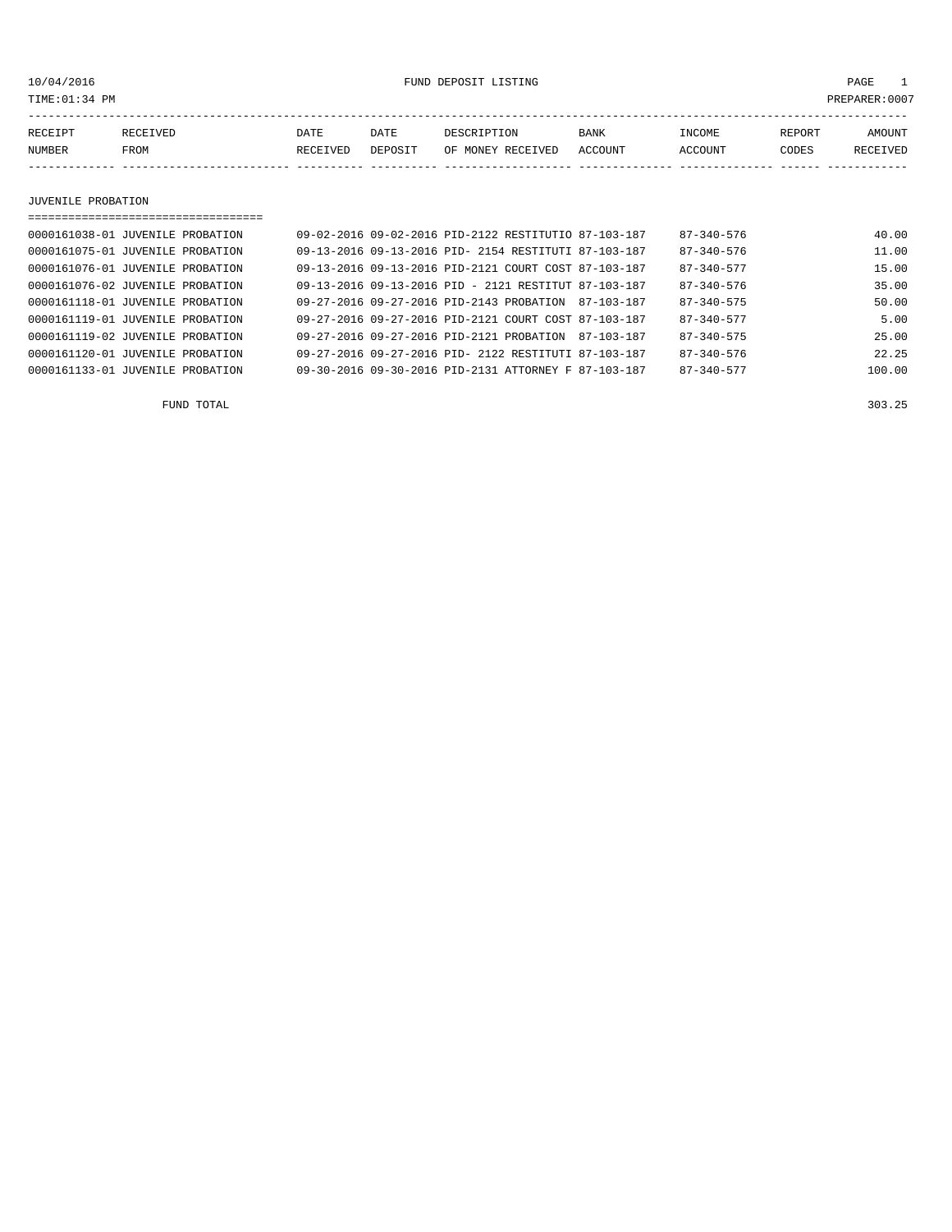10/04/2016 FUND DEPOSIT LISTING

TIME:01:34 PM PREPARER:0007

| RECEIPT NUMBER | RECEIVED FROM | DATE RECEIVED | DATE DEPOSIT | DESCRIPTION OF MONEY RECEIVED | BANK ACCOUNT | INCOME ACCOUNT | REPORT CODES | AMOUNT RECEIVED |
|---|---|---|---|---|---|---|---|---|

## JUVENILE PROBATION

| RECEIPT NUMBER | RECEIVED FROM | DATE RECEIVED | DATE DEPOSIT | DESCRIPTION OF MONEY RECEIVED | BANK ACCOUNT | INCOME ACCOUNT | REPORT CODES | AMOUNT RECEIVED |
|---|---|---|---|---|---|---|---|---|
| 0000161038-01 | JUVENILE PROBATION | 09-02-2016 | 09-02-2016 | PID-2122 RESTITUTIO | 87-103-187 | 87-340-576 | | 40.00 |
| 0000161075-01 | JUVENILE PROBATION | 09-13-2016 | 09-13-2016 | PID- 2154 RESTITUTI | 87-103-187 | 87-340-576 | | 11.00 |
| 0000161076-01 | JUVENILE PROBATION | 09-13-2016 | 09-13-2016 | PID-2121 COURT COST | 87-103-187 | 87-340-577 | | 15.00 |
| 0000161076-02 | JUVENILE PROBATION | 09-13-2016 | 09-13-2016 | PID - 2121 RESTITUT | 87-103-187 | 87-340-576 | | 35.00 |
| 0000161118-01 | JUVENILE PROBATION | 09-27-2016 | 09-27-2016 | PID-2143 PROBATION | 87-103-187 | 87-340-575 | | 50.00 |
| 0000161119-01 | JUVENILE PROBATION | 09-27-2016 | 09-27-2016 | PID-2121 COURT COST | 87-103-187 | 87-340-577 | | 5.00 |
| 0000161119-02 | JUVENILE PROBATION | 09-27-2016 | 09-27-2016 | PID-2121 PROBATION | 87-103-187 | 87-340-575 | | 25.00 |
| 0000161120-01 | JUVENILE PROBATION | 09-27-2016 | 09-27-2016 | PID- 2122 RESTITUTI | 87-103-187 | 87-340-576 | | 22.25 |
| 0000161133-01 | JUVENILE PROBATION | 09-30-2016 | 09-30-2016 | PID-2131 ATTORNEY F | 87-103-187 | 87-340-577 | | 100.00 |

FUND TOTAL 303.25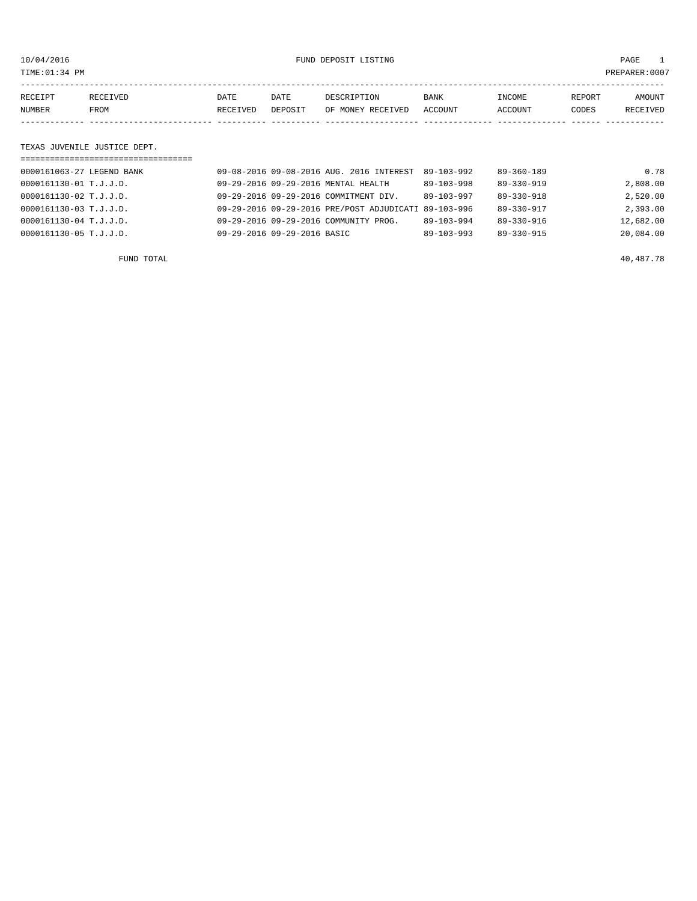10/04/2016 FUND DEPOSIT LISTING

TIME:01:34 PM PREPARER:0007

| RECEIPT NUMBER | RECEIVED FROM | DATE RECEIVED | DATE DEPOSIT | DESCRIPTION OF MONEY RECEIVED | BANK ACCOUNT | INCOME ACCOUNT | REPORT CODES | AMOUNT RECEIVED |
|---|---|---|---|---|---|---|---|---|
| **TEXAS JUVENILE JUSTICE DEPT.** | | | | | | | | |
| 0000161063-27 | LEGEND BANK | 09-08-2016 | 09-08-2016 | AUG. 2016 INTEREST | 89-103-992 | 89-360-189 | | 0.78 |
| 0000161130-01 | T.J.J.D. | 09-29-2016 | 09-29-2016 | MENTAL HEALTH | 89-103-998 | 89-330-919 | | 2,808.00 |
| 0000161130-02 | T.J.J.D. | 09-29-2016 | 09-29-2016 | COMMITMENT DIV. | 89-103-997 | 89-330-918 | | 2,520.00 |
| 0000161130-03 | T.J.J.D. | 09-29-2016 | 09-29-2016 | PRE/POST ADJUDICATI | 89-103-996 | 89-330-917 | | 2,393.00 |
| 0000161130-04 | T.J.J.D. | 09-29-2016 | 09-29-2016 | COMMUNITY PROG. | 89-103-994 | 89-330-916 | | 12,682.00 |
| 0000161130-05 | T.J.J.D. | 09-29-2016 | 09-29-2016 | BASIC | 89-103-993 | 89-330-915 | | 20,084.00 |
| | FUND TOTAL | | | | | | | 40,487.78 |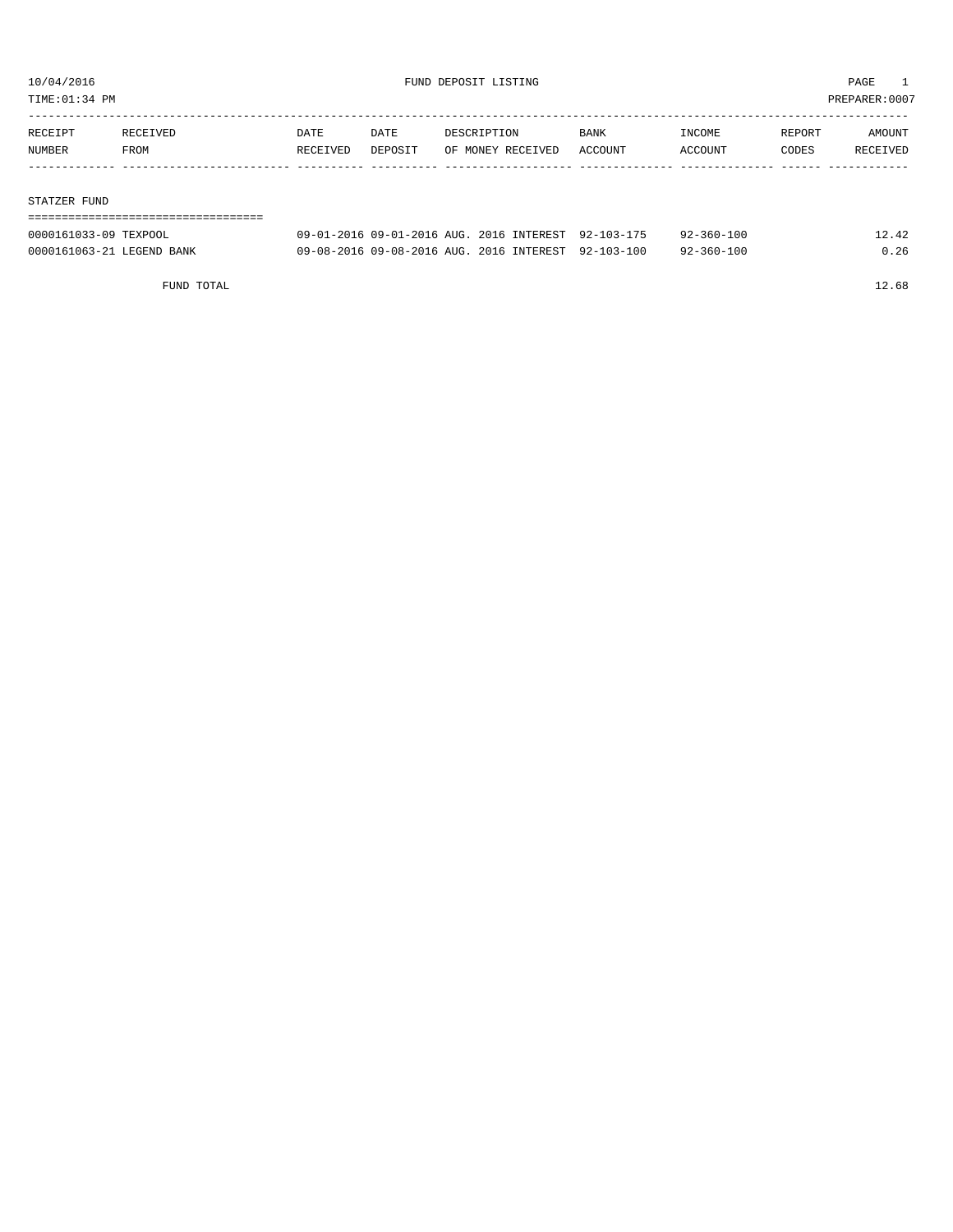10/04/2016 FUND DEPOSIT LISTING
TIME:01:34 PM PREPARER:0007

| RECEIPT NUMBER | RECEIVED FROM | DATE RECEIVED | DATE DEPOSIT | DESCRIPTION OF MONEY RECEIVED | BANK ACCOUNT | INCOME ACCOUNT | REPORT CODES | AMOUNT RECEIVED |
|---|---|---|---|---|---|---|---|---|
| **STATZER FUND** | | | | | | | | |
| 0000161033-09 | TEXPOOL | 09-01-2016 | 09-01-2016 | AUG. 2016 INTEREST | 92-103-175 | 92-360-100 | | 12.42 |
| 0000161063-21 | LEGEND BANK | 09-08-2016 | 09-08-2016 | AUG. 2016 INTEREST | 92-103-100 | 92-360-100 | | 0.26 |
| | FUND TOTAL | | | | | | | 12.68 |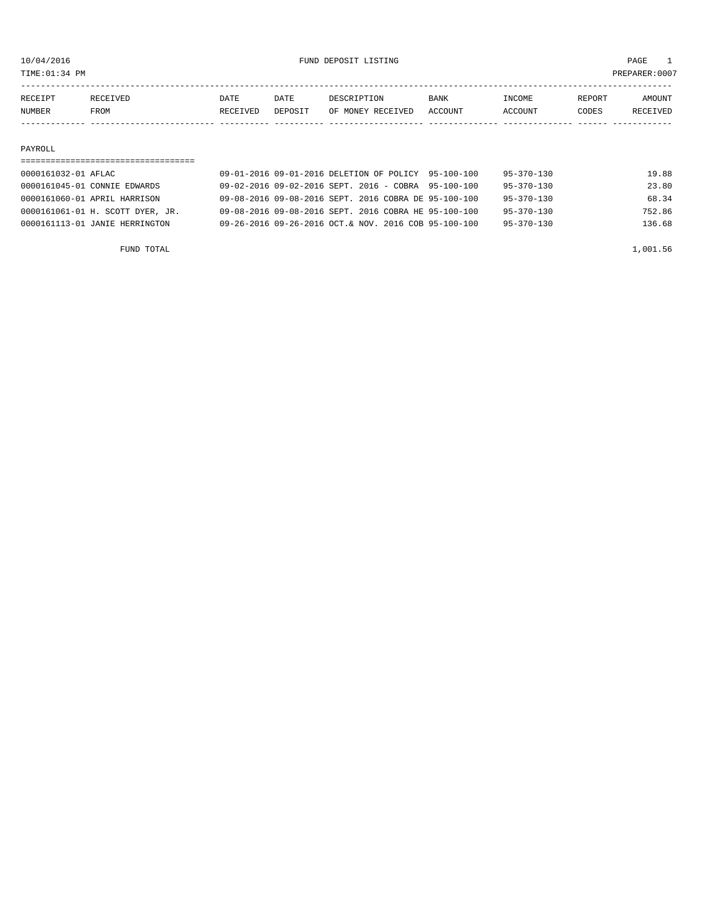10/04/2016 FUND DEPOSIT LISTING

TIME:01:34 PM PREPARER:0007

| RECEIPT NUMBER | RECEIVED FROM | DATE RECEIVED | DATE DEPOSIT | DESCRIPTION OF MONEY RECEIVED | BANK ACCOUNT | INCOME ACCOUNT | REPORT CODES | AMOUNT RECEIVED |
|---|---|---|---|---|---|---|---|---|
| **PAYROLL** | | | | | | | | |
| 0000161032-01 | AFLAC | 09-01-2016 | 09-01-2016 | DELETION OF POLICY | 95-100-100 | 95-370-130 | | 19.88 |
| 0000161045-01 | CONNIE EDWARDS | 09-02-2016 | 09-02-2016 | SEPT. 2016 - COBRA | 95-100-100 | 95-370-130 | | 23.80 |
| 0000161060-01 | APRIL HARRISON | 09-08-2016 | 09-08-2016 | SEPT. 2016 COBRA DE | 95-100-100 | 95-370-130 | | 68.34 |
| 0000161061-01 | H. SCOTT DYER, JR. | 09-08-2016 | 09-08-2016 | SEPT. 2016 COBRA HE | 95-100-100 | 95-370-130 | | 752.86 |
| 0000161113-01 | JANIE HERRINGTON | 09-26-2016 | 09-26-2016 | OCT.& NOV. 2016 COB | 95-100-100 | 95-370-130 | | 136.68 |
| | FUND TOTAL | | | | | | | 1,001.56 |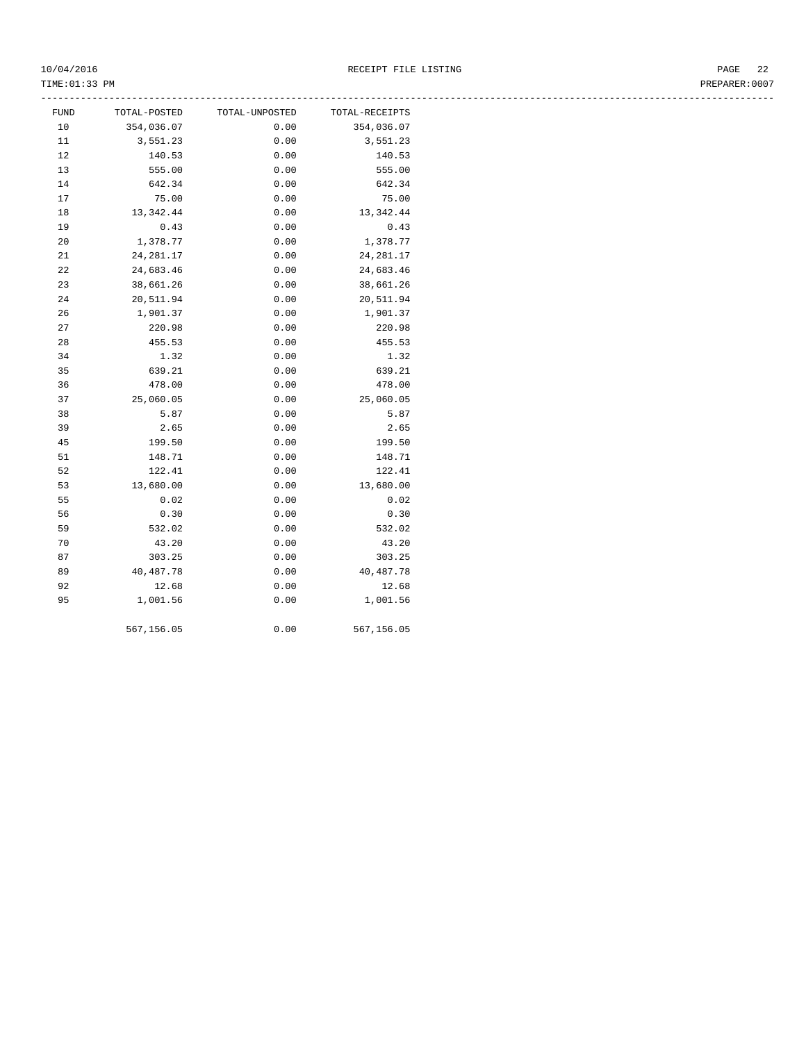10/04/2016 RECEIPT FILE LISTING

TIME:01:33 PM PREPARER:0007

| FUND | TOTAL-POSTED | TOTAL-UNPOSTED | TOTAL-RECEIPTS |
|---|---|---|---|
| 10 | 354,036.07 | 0.00 | 354,036.07 |
| 11 | 3,551.23 | 0.00 | 3,551.23 |
| 12 | 140.53 | 0.00 | 140.53 |
| 13 | 555.00 | 0.00 | 555.00 |
| 14 | 642.34 | 0.00 | 642.34 |
| 17 | 75.00 | 0.00 | 75.00 |
| 18 | 13,342.44 | 0.00 | 13,342.44 |
| 19 | 0.43 | 0.00 | 0.43 |
| 20 | 1,378.77 | 0.00 | 1,378.77 |
| 21 | 24,281.17 | 0.00 | 24,281.17 |
| 22 | 24,683.46 | 0.00 | 24,683.46 |
| 23 | 38,661.26 | 0.00 | 38,661.26 |
| 24 | 20,511.94 | 0.00 | 20,511.94 |
| 26 | 1,901.37 | 0.00 | 1,901.37 |
| 27 | 220.98 | 0.00 | 220.98 |
| 28 | 455.53 | 0.00 | 455.53 |
| 34 | 1.32 | 0.00 | 1.32 |
| 35 | 639.21 | 0.00 | 639.21 |
| 36 | 478.00 | 0.00 | 478.00 |
| 37 | 25,060.05 | 0.00 | 25,060.05 |
| 38 | 5.87 | 0.00 | 5.87 |
| 39 | 2.65 | 0.00 | 2.65 |
| 45 | 199.50 | 0.00 | 199.50 |
| 51 | 148.71 | 0.00 | 148.71 |
| 52 | 122.41 | 0.00 | 122.41 |
| 53 | 13,680.00 | 0.00 | 13,680.00 |
| 55 | 0.02 | 0.00 | 0.02 |
| 56 | 0.30 | 0.00 | 0.30 |
| 59 | 532.02 | 0.00 | 532.02 |
| 70 | 43.20 | 0.00 | 43.20 |
| 87 | 303.25 | 0.00 | 303.25 |
| 89 | 40,487.78 | 0.00 | 40,487.78 |
| 92 | 12.68 | 0.00 | 12.68 |
| 95 | 1,001.56 | 0.00 | 1,001.56 |
| | 567,156.05 | 0.00 | 567,156.05 |